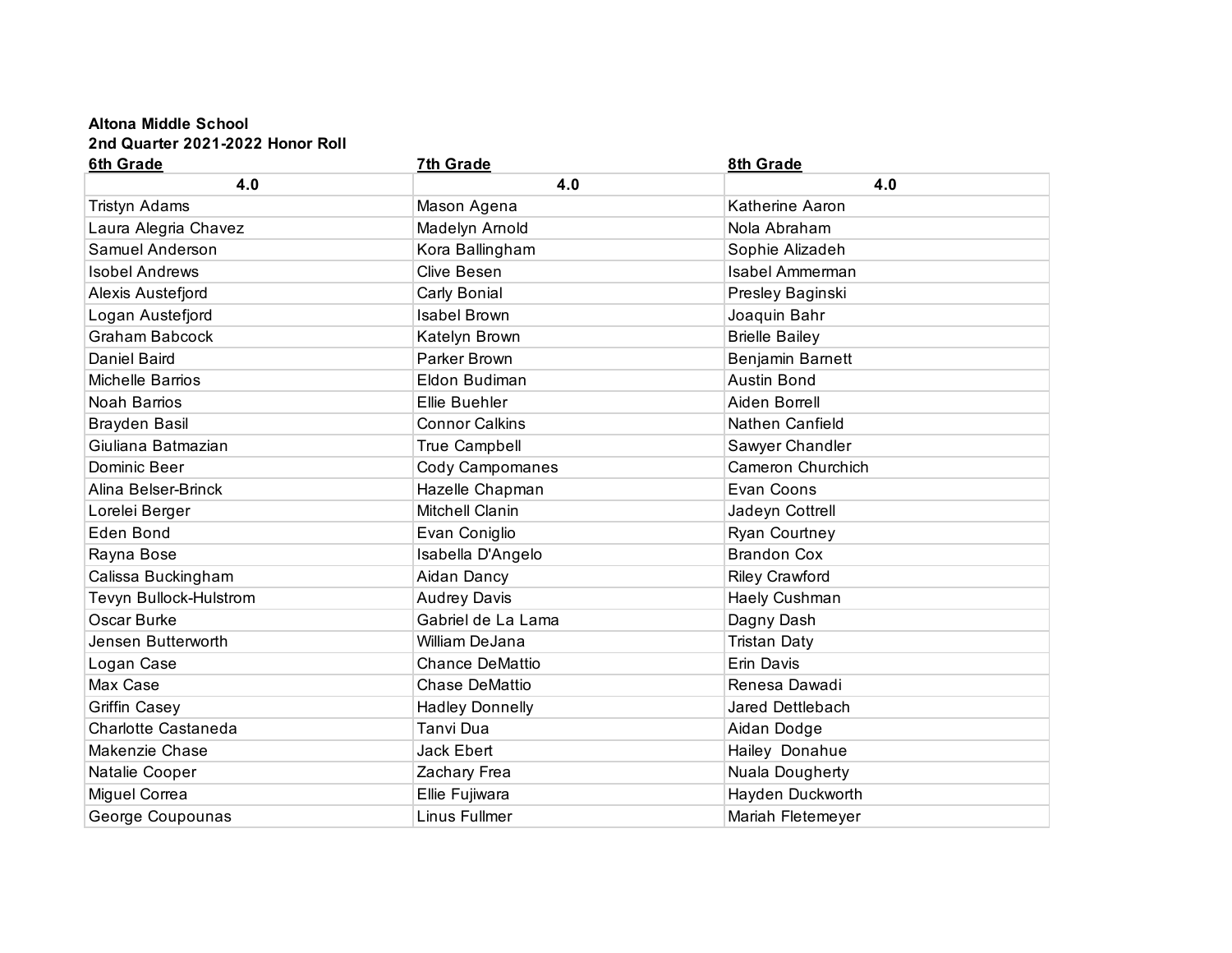**Altona Middle School**
**2nd Quarter 2021-2022 Honor Roll**

| 6th Grade | 7th Grade | 8th Grade |
|---|---|---|
| **4.0** | **4.0** | **4.0** |
| Tristyn Adams | Mason Agena | Katherine Aaron |
| Laura Alegria Chavez | Madelyn Arnold | Nola Abraham |
| Samuel Anderson | Kora Ballingham | Sophie Alizadeh |
| Isobel Andrews | Clive Besen | Isabel Ammerman |
| Alexis Austefjord | Carly Bonial | Presley Baginski |
| Logan Austefjord | Isabel Brown | Joaquin Bahr |
| Graham Babcock | Katelyn Brown | Brielle Bailey |
| Daniel Baird | Parker Brown | Benjamin Barnett |
| Michelle Barrios | Eldon Budiman | Austin Bond |
| Noah Barrios | Ellie Buehler | Aiden Borrell |
| Brayden Basil | Connor Calkins | Nathen Canfield |
| Giuliana Batmazian | True Campbell | Sawyer Chandler |
| Dominic Beer | Cody Campomanes | Cameron Churchich |
| Alina Belser-Brinck | Hazelle Chapman | Evan Coons |
| Lorelei Berger | Mitchell Clanin | Jadeyn Cottrell |
| Eden Bond | Evan Coniglio | Ryan Courtney |
| Rayna Bose | Isabella D'Angelo | Brandon Cox |
| Calissa Buckingham | Aidan Dancy | Riley Crawford |
| Tevyn Bullock-Hulstrom | Audrey Davis | Haely Cushman |
| Oscar Burke | Gabriel de La Lama | Dagny Dash |
| Jensen Butterworth | William DeJana | Tristan Daty |
| Logan Case | Chance DeMattio | Erin Davis |
| Max Case | Chase DeMattio | Renesa Dawadi |
| Griffin Casey | Hadley Donnelly | Jared Dettlebach |
| Charlotte Castaneda | Tanvi Dua | Aidan Dodge |
| Makenzie Chase | Jack Ebert | Hailey Donahue |
| Natalie Cooper | Zachary Frea | Nuala Dougherty |
| Miguel Correa | Ellie Fujiwara | Hayden Duckworth |
| George Coupounas | Linus Fullmer | Mariah Fletemeyer |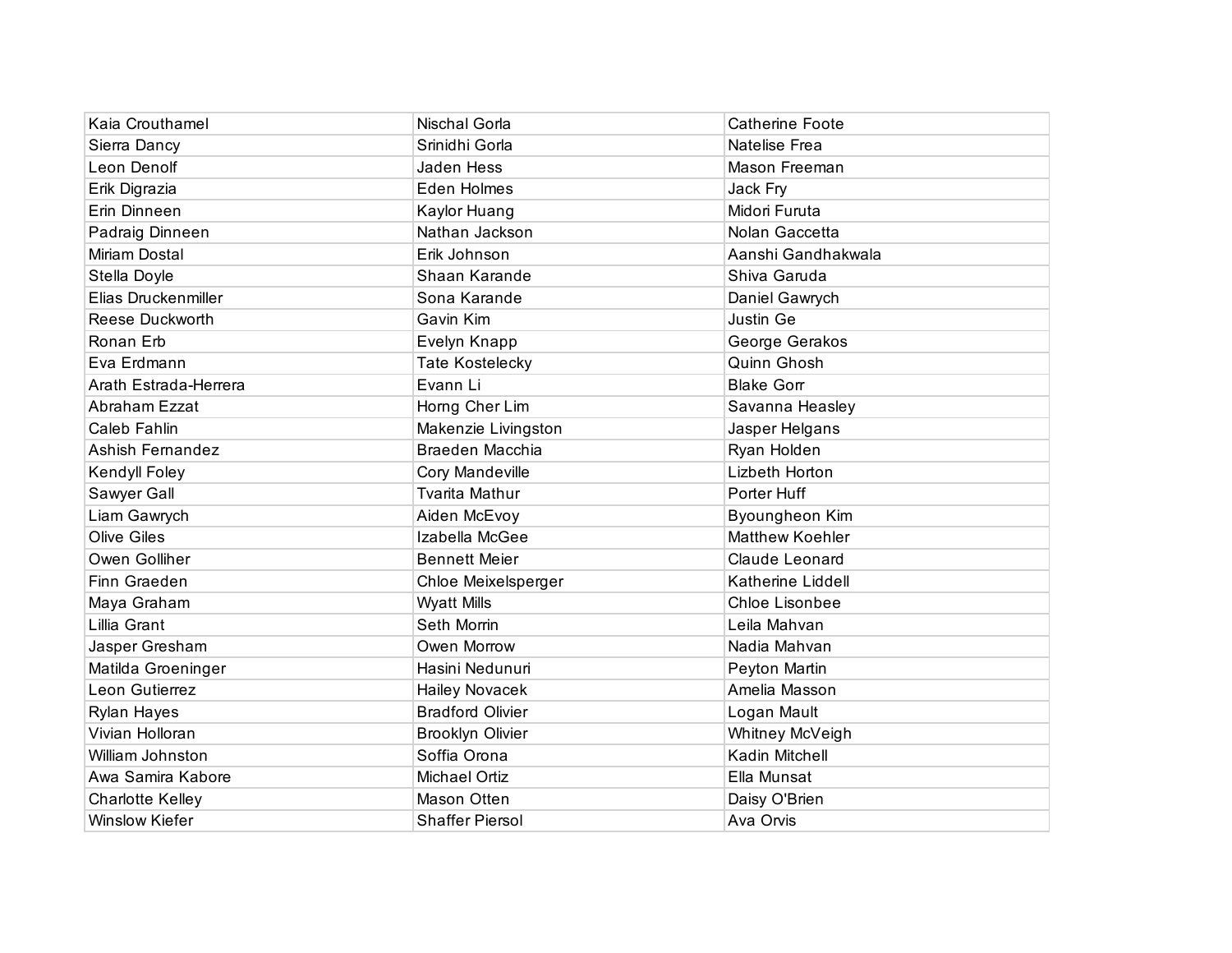| Kaia Crouthamel | Nischal Gorla | Catherine Foote |
|---|---|---|
| Sierra Dancy | Srinidhi Gorla | Natelise Frea |
| Leon Denolf | Jaden Hess | Mason Freeman |
| Erik Digrazia | Eden Holmes | Jack Fry |
| Erin Dinneen | Kaylor Huang | Midori Furuta |
| Padraig Dinneen | Nathan Jackson | Nolan Gaccetta |
| Miriam Dostal | Erik Johnson | Aanshi Gandhakwala |
| Stella Doyle | Shaan Karande | Shiva Garuda |
| Elias Druckenmiller | Sona Karande | Daniel Gawrych |
| Reese Duckworth | Gavin Kim | Justin Ge |
| Ronan Erb | Evelyn Knapp | George Gerakos |
| Eva Erdmann | Tate Kostelecky | Quinn Ghosh |
| Arath Estrada-Herrera | Evann Li | Blake Gorr |
| Abraham Ezzat | Horng Cher Lim | Savanna Heasley |
| Caleb Fahlin | Makenzie Livingston | Jasper Helgans |
| Ashish Fernandez | Braeden Macchia | Ryan Holden |
| Kendyll Foley | Cory Mandeville | Lizbeth Horton |
| Sawyer Gall | Tvarita Mathur | Porter Huff |
| Liam Gawrych | Aiden McEvoy | Byoungheon Kim |
| Olive Giles | Izabella McGee | Matthew Koehler |
| Owen Golliher | Bennett Meier | Claude Leonard |
| Finn Graeden | Chloe Meixelsperger | Katherine Liddell |
| Maya Graham | Wyatt Mills | Chloe Lisonbee |
| Lillia Grant | Seth Morrin | Leila Mahvan |
| Jasper Gresham | Owen Morrow | Nadia Mahvan |
| Matilda Groeninger | Hasini Nedunuri | Peyton Martin |
| Leon Gutierrez | Hailey Novacek | Amelia Masson |
| Rylan Hayes | Bradford Olivier | Logan Mault |
| Vivian Holloran | Brooklyn Olivier | Whitney McVeigh |
| William Johnston | Soffia Orona | Kadin Mitchell |
| Awa Samira Kabore | Michael Ortiz | Ella Munsat |
| Charlotte Kelley | Mason Otten | Daisy O'Brien |
| Winslow Kiefer | Shaffer Piersol | Ava Orvis |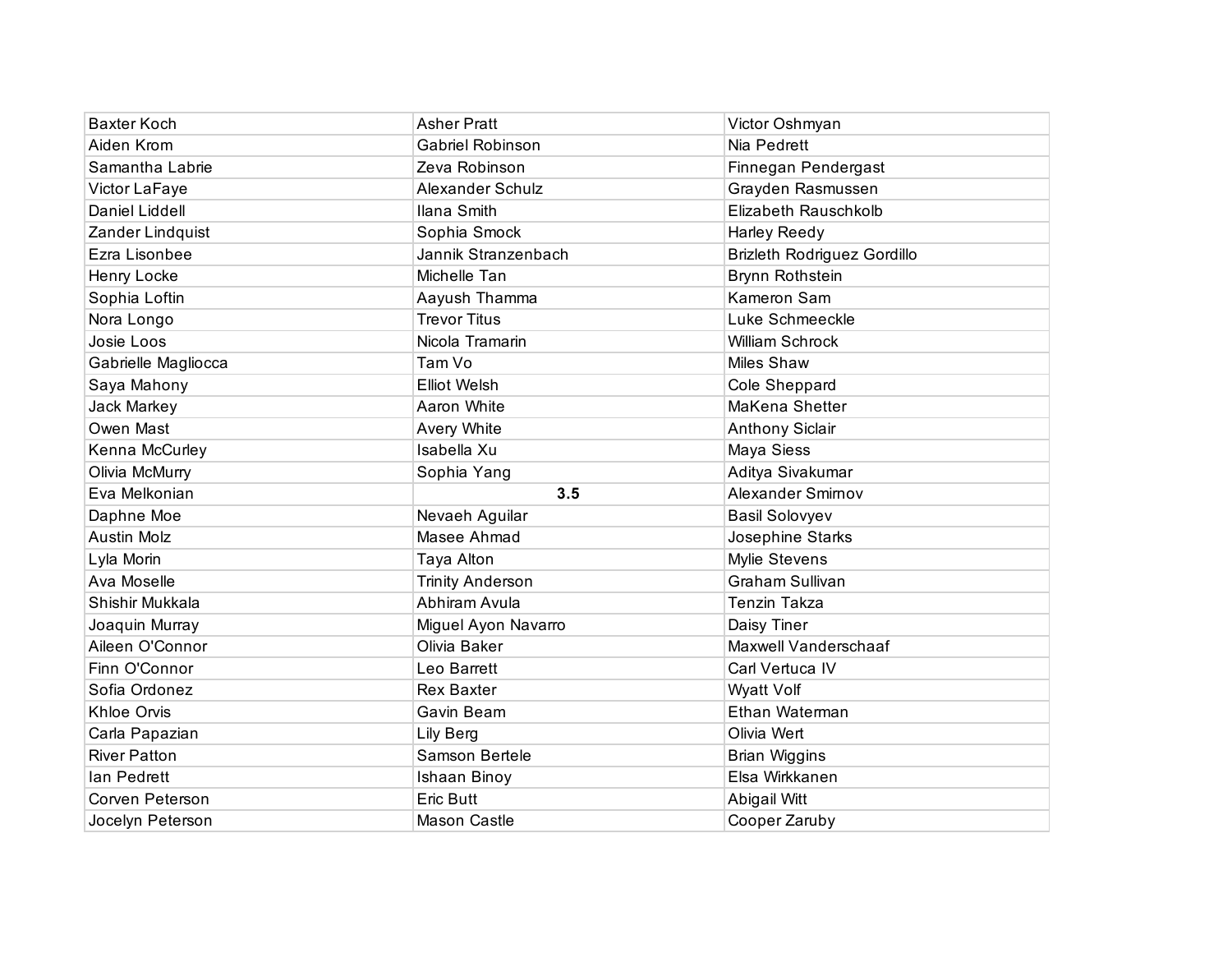| | | |
|---|---|---|
| Baxter Koch | Asher Pratt | Victor Oshmyan |
| Aiden Krom | Gabriel Robinson | Nia Pedrett |
| Samantha Labrie | Zeva Robinson | Finnegan Pendergast |
| Victor LaFaye | Alexander Schulz | Grayden Rasmussen |
| Daniel Liddell | Ilana Smith | Elizabeth Rauschkolb |
| Zander Lindquist | Sophia Smock | Harley Reedy |
| Ezra Lisonbee | Jannik Stranzenbach | Brizleth Rodriguez Gordillo |
| Henry Locke | Michelle Tan | Brynn Rothstein |
| Sophia Loftin | Aayush Thamma | Kameron Sam |
| Nora Longo | Trevor Titus | Luke Schmeeckle |
| Josie Loos | Nicola Tramarin | William Schrock |
| Gabrielle Magliocca | Tam Vo | Miles Shaw |
| Saya Mahony | Elliot Welsh | Cole Sheppard |
| Jack Markey | Aaron White | MaKena Shetter |
| Owen Mast | Avery White | Anthony Siclair |
| Kenna McCurley | Isabella Xu | Maya Siess |
| Olivia McMurry | Sophia Yang | Aditya Sivakumar |
| Eva Melkonian | **3.5** | Alexander Smirnov |
| Daphne Moe | Nevaeh Aguilar | Basil Solovyev |
| Austin Molz | Masee Ahmad | Josephine Starks |
| Lyla Morin | Taya Alton | Mylie Stevens |
| Ava Moselle | Trinity Anderson | Graham Sullivan |
| Shishir Mukkala | Abhiram Avula | Tenzin Takza |
| Joaquin Murray | Miguel Ayon Navarro | Daisy Tiner |
| Aileen O'Connor | Olivia Baker | Maxwell Vanderschaaf |
| Finn O'Connor | Leo Barrett | Carl Vertuca IV |
| Sofia Ordonez | Rex Baxter | Wyatt Volf |
| Khloe Orvis | Gavin Beam | Ethan Waterman |
| Carla Papazian | Lily Berg | Olivia Wert |
| River Patton | Samson Bertele | Brian Wiggins |
| Ian Pedrett | Ishaan Binoy | Elsa Wirkkanen |
| Corven Peterson | Eric Butt | Abigail Witt |
| Jocelyn Peterson | Mason Castle | Cooper Zaruby |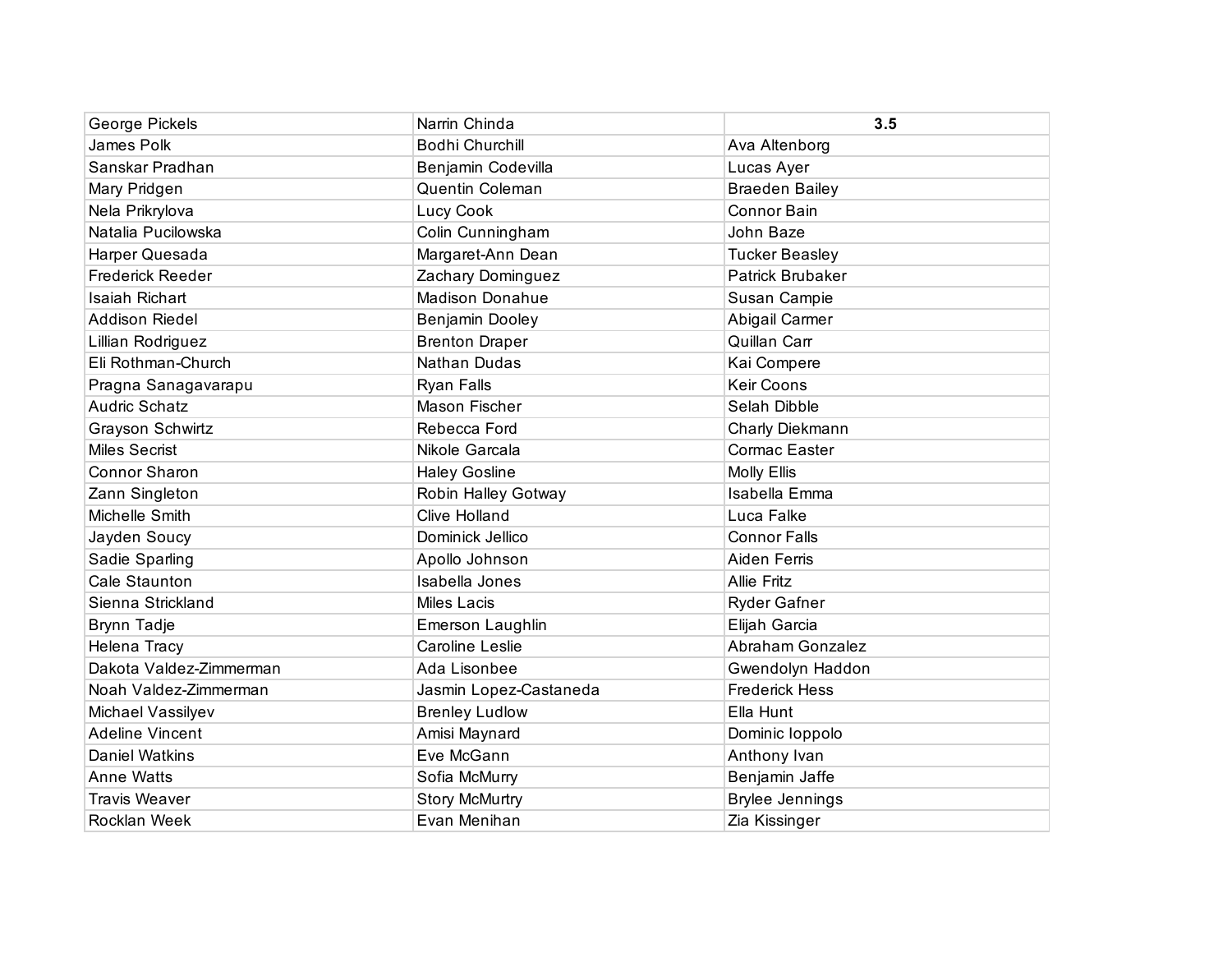| George Pickels | Narrin Chinda | **3.5** |
|---|---|---|
| James Polk | Bodhi Churchill | Ava Altenborg |
| Sanskar Pradhan | Benjamin Codevilla | Lucas Ayer |
| Mary Pridgen | Quentin Coleman | Braeden Bailey |
| Nela Prikrylova | Lucy Cook | Connor Bain |
| Natalia Pucilowska | Colin Cunningham | John Baze |
| Harper Quesada | Margaret-Ann Dean | Tucker Beasley |
| Frederick Reeder | Zachary Dominguez | Patrick Brubaker |
| Isaiah Richart | Madison Donahue | Susan Campie |
| Addison Riedel | Benjamin Dooley | Abigail Carmer |
| Lillian Rodriguez | Brenton Draper | Quillan Carr |
| Eli Rothman-Church | Nathan Dudas | Kai Compere |
| Pragna Sanagavarapu | Ryan Falls | Keir Coons |
| Audric Schatz | Mason Fischer | Selah Dibble |
| Grayson Schwirtz | Rebecca Ford | Charly Diekmann |
| Miles Secrist | Nikole Garcala | Cormac Easter |
| Connor Sharon | Haley Gosline | Molly Ellis |
| Zann Singleton | Robin Halley Gotway | Isabella Emma |
| Michelle Smith | Clive Holland | Luca Falke |
| Jayden Soucy | Dominick Jellico | Connor Falls |
| Sadie Sparling | Apollo Johnson | Aiden Ferris |
| Cale Staunton | Isabella Jones | Allie Fritz |
| Sienna Strickland | Miles Lacis | Ryder Gafner |
| Brynn Tadje | Emerson Laughlin | Elijah Garcia |
| Helena Tracy | Caroline Leslie | Abraham Gonzalez |
| Dakota Valdez-Zimmerman | Ada Lisonbee | Gwendolyn Haddon |
| Noah Valdez-Zimmerman | Jasmin Lopez-Castaneda | Frederick Hess |
| Michael Vassilyev | Brenley Ludlow | Ella Hunt |
| Adeline Vincent | Amisi Maynard | Dominic Ioppolo |
| Daniel Watkins | Eve McGann | Anthony Ivan |
| Anne Watts | Sofia McMurry | Benjamin Jaffe |
| Travis Weaver | Story McMurtry | Brylee Jennings |
| Rocklan Week | Evan Menihan | Zia Kissinger |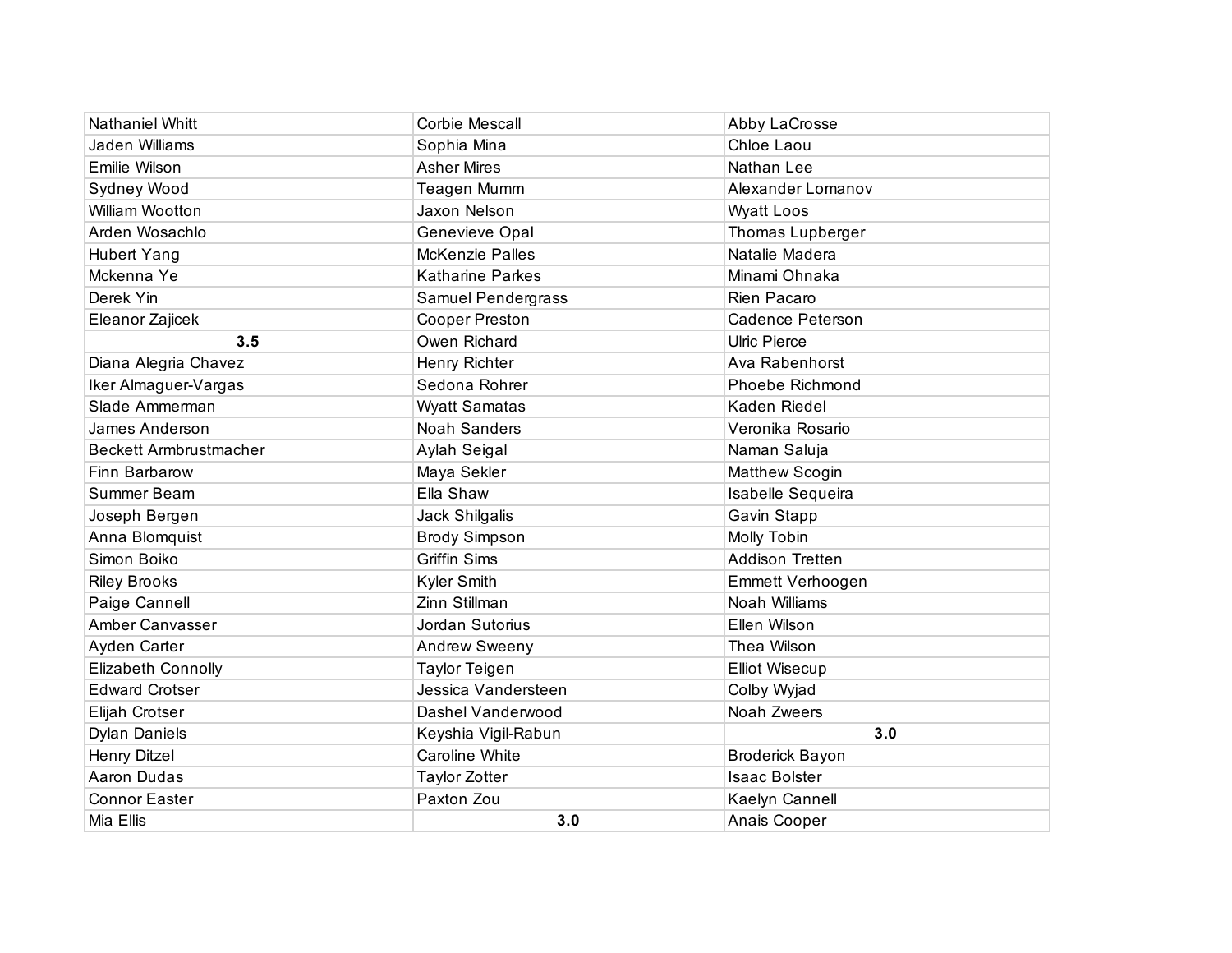| | | |
|---|---|---|
| Nathaniel Whitt | Corbie Mescall | Abby LaCrosse |
| Jaden Williams | Sophia Mina | Chloe Laou |
| Emilie Wilson | Asher Mires | Nathan Lee |
| Sydney Wood | Teagen Mumm | Alexander Lomanov |
| William Wootton | Jaxon Nelson | Wyatt Loos |
| Arden Wosachlo | Genevieve Opal | Thomas Lupberger |
| Hubert Yang | McKenzie Palles | Natalie Madera |
| Mckenna Ye | Katharine Parkes | Minami Ohnaka |
| Derek Yin | Samuel Pendergrass | Rien Pacaro |
| Eleanor Zajicek | Cooper Preston | Cadence Peterson |
| **3.5** | Owen Richard | Ulric Pierce |
| Diana Alegria Chavez | Henry Richter | Ava Rabenhorst |
| Iker Almaguer-Vargas | Sedona Rohrer | Phoebe Richmond |
| Slade Ammerman | Wyatt Samatas | Kaden Riedel |
| James Anderson | Noah Sanders | Veronika Rosario |
| Beckett Armbrustmacher | Aylah Seigal | Naman Saluja |
| Finn Barbarow | Maya Sekler | Matthew Scogin |
| Summer Beam | Ella Shaw | Isabelle Sequeira |
| Joseph Bergen | Jack Shilgalis | Gavin Stapp |
| Anna Blomquist | Brody Simpson | Molly Tobin |
| Simon Boiko | Griffin Sims | Addison Tretten |
| Riley Brooks | Kyler Smith | Emmett Verhoogen |
| Paige Cannell | Zinn Stillman | Noah Williams |
| Amber Canvasser | Jordan Sutorius | Ellen Wilson |
| Ayden Carter | Andrew Sweeny | Thea Wilson |
| Elizabeth Connolly | Taylor Teigen | Elliot Wisecup |
| Edward Crotser | Jessica Vandersteen | Colby Wyjad |
| Elijah Crotser | Dashel Vanderwood | Noah Zweers |
| Dylan Daniels | Keyshia Vigil-Rabun | **3.0** |
| Henry Ditzel | Caroline White | Broderick Bayon |
| Aaron Dudas | Taylor Zotter | Isaac Bolster |
| Connor Easter | Paxton Zou | Kaelyn Cannell |
| Mia Ellis | **3.0** | Anais Cooper |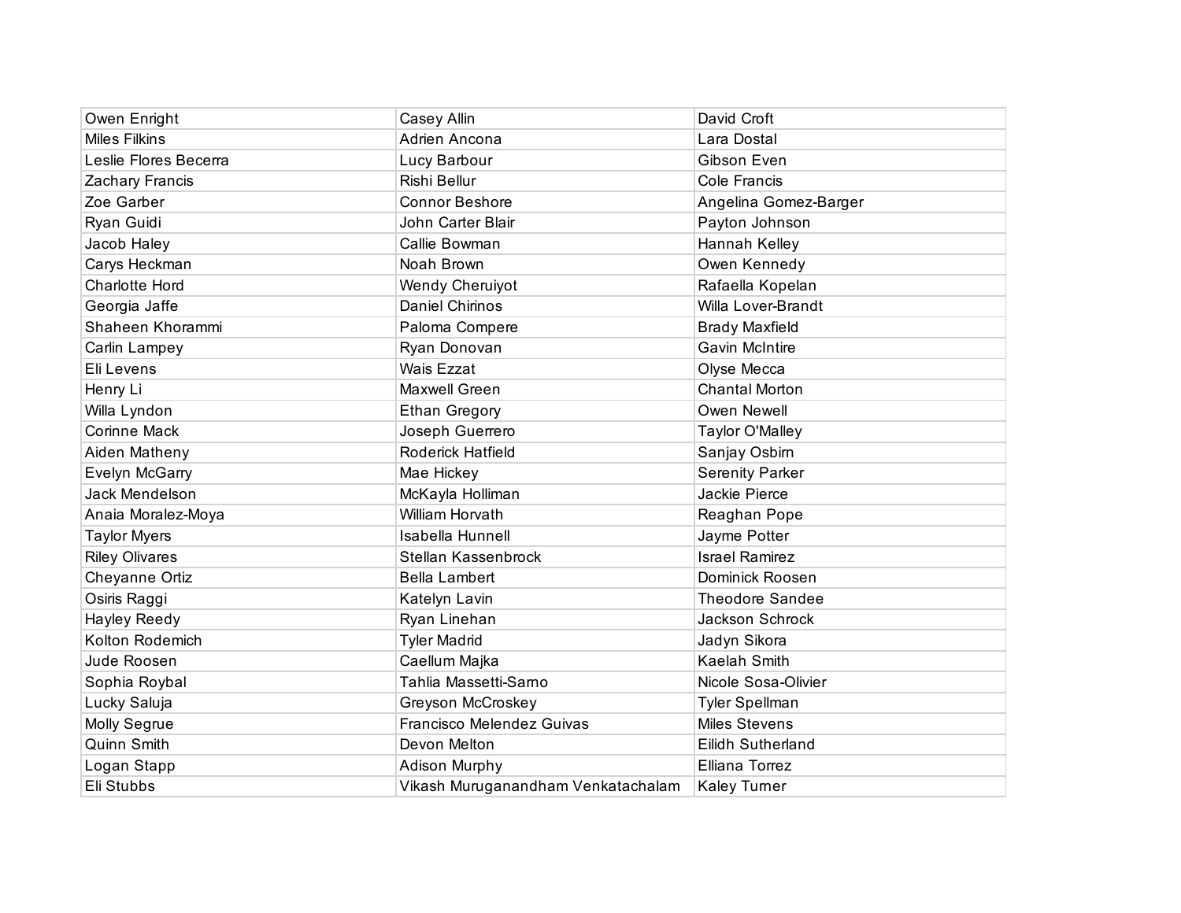| | | |
|---|---|---|
| Owen Enright | Casey Allin | David Croft |
| Miles Filkins | Adrien Ancona | Lara Dostal |
| Leslie Flores Becerra | Lucy Barbour | Gibson Even |
| Zachary Francis | Rishi Bellur | Cole Francis |
| Zoe Garber | Connor Beshore | Angelina Gomez-Barger |
| Ryan Guidi | John Carter Blair | Payton Johnson |
| Jacob Haley | Callie Bowman | Hannah Kelley |
| Carys Heckman | Noah Brown | Owen Kennedy |
| Charlotte Hord | Wendy Cheruiyot | Rafaella Kopelan |
| Georgia Jaffe | Daniel Chirinos | Willa Lover-Brandt |
| Shaheen Khorammi | Paloma Compere | Brady Maxfield |
| Carlin Lampey | Ryan Donovan | Gavin McIntire |
| Eli Levens | Wais Ezzat | Olyse Mecca |
| Henry Li | Maxwell Green | Chantal Morton |
| Willa Lyndon | Ethan Gregory | Owen Newell |
| Corinne Mack | Joseph Guerrero | Taylor O'Malley |
| Aiden Matheny | Roderick Hatfield | Sanjay Osbirn |
| Evelyn McGarry | Mae Hickey | Serenity Parker |
| Jack Mendelson | McKayla Holliman | Jackie Pierce |
| Anaia Moralez-Moya | William Horvath | Reaghan Pope |
| Taylor Myers | Isabella Hunnell | Jayme Potter |
| Riley Olivares | Stellan Kassenbrock | Israel Ramirez |
| Cheyanne Ortiz | Bella Lambert | Dominick Roosen |
| Osiris Raggi | Katelyn Lavin | Theodore Sandee |
| Hayley Reedy | Ryan Linehan | Jackson Schrock |
| Kolton Rodemich | Tyler Madrid | Jadyn Sikora |
| Jude Roosen | Caellum Majka | Kaelah Smith |
| Sophia Roybal | Tahlia Massetti-Sarno | Nicole Sosa-Olivier |
| Lucky Saluja | Greyson McCroskey | Tyler Spellman |
| Molly Segrue | Francisco Melendez Guivas | Miles Stevens |
| Quinn Smith | Devon Melton | Eilidh Sutherland |
| Logan Stapp | Adison Murphy | Elliana Torrez |
| Eli Stubbs | Vikash Muruganandham Venkatachalam | Kaley Turner |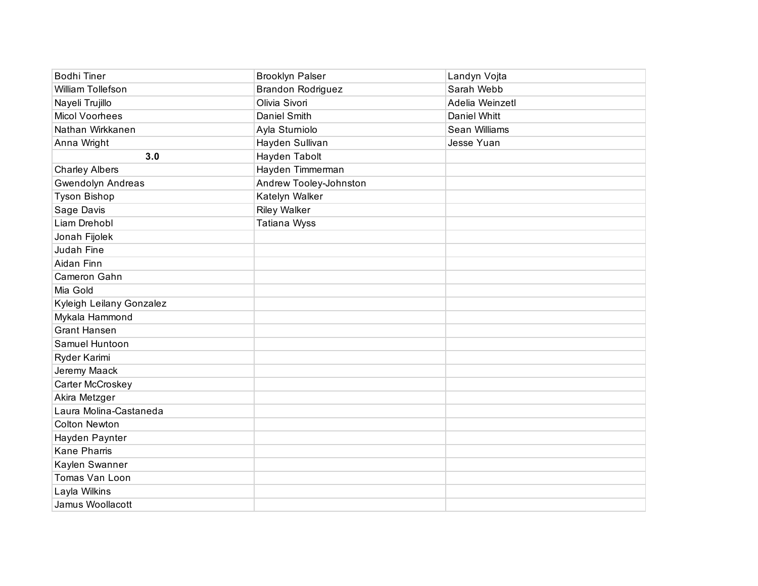| | | |
|---|---|---|
| Bodhi Tiner | Brooklyn Palser | Landyn Vojta |
| William Tollefson | Brandon Rodriguez | Sarah Webb |
| Nayeli Trujillo | Olivia Sivori | Adelia Weinzetl |
| Micol Voorhees | Daniel Smith | Daniel Whitt |
| Nathan Wirkkanen | Ayla Sturniolo | Sean Williams |
| Anna Wright | Hayden Sullivan | Jesse Yuan |
| **3.0** | Hayden Tabolt | |
| Charley Albers | Hayden Timmerman | |
| Gwendolyn Andreas | Andrew Tooley-Johnston | |
| Tyson Bishop | Katelyn Walker | |
| Sage Davis | Riley Walker | |
| Liam Drehobl | Tatiana Wyss | |
| Jonah Fijolek | | |
| Judah Fine | | |
| Aidan Finn | | |
| Cameron Gahn | | |
| Mia Gold | | |
| Kyleigh Leilany Gonzalez | | |
| Mykala Hammond | | |
| Grant Hansen | | |
| Samuel Huntoon | | |
| Ryder Karimi | | |
| Jeremy Maack | | |
| Carter McCroskey | | |
| Akira Metzger | | |
| Laura Molina-Castaneda | | |
| Colton Newton | | |
| Hayden Paynter | | |
| Kane Pharris | | |
| Kaylen Swanner | | |
| Tomas Van Loon | | |
| Layla Wilkins | | |
| Jamus Woollacott | | |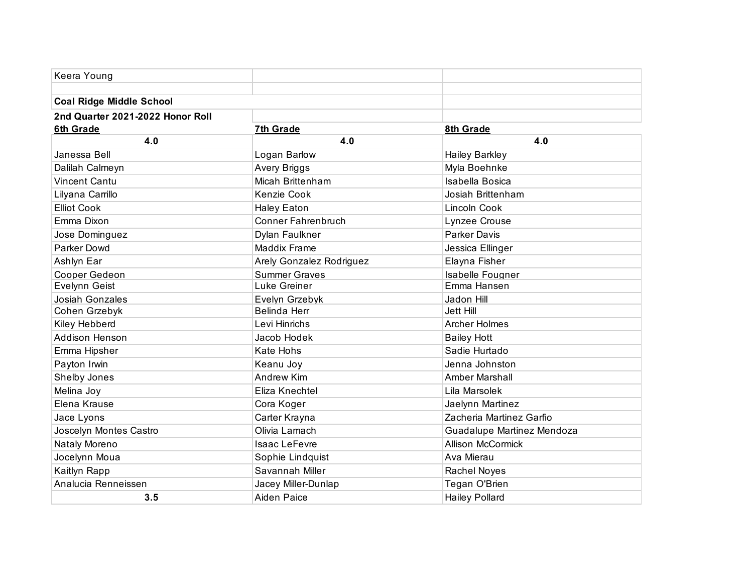Keera Young

**Coal Ridge Middle School**

**2nd Quarter 2021-2022 Honor Roll**

| 6th Grade | 7th Grade | 8th Grade |
|---|---|---|
| **4.0** | **4.0** | **4.0** |
| Janessa Bell | Logan Barlow | Hailey Barkley |
| Dalilah Calmeyn | Avery Briggs | Myla Boehnke |
| Vincent Cantu | Micah Brittenham | Isabella Bosica |
| Lilyana Carrillo | Kenzie Cook | Josiah Brittenham |
| Elliot Cook | Haley Eaton | Lincoln Cook |
| Emma Dixon | Conner Fahrenbruch | Lynzee Crouse |
| Jose Dominguez | Dylan Faulkner | Parker Davis |
| Parker Dowd | Maddix Frame | Jessica Ellinger |
| Ashlyn Ear | Arely Gonzalez Rodriguez | Elayna Fisher |
| Cooper Gedeon | Summer Graves | Isabelle Fougner |
| Evelynn Geist | Luke Greiner | Emma Hansen |
| Josiah Gonzales | Evelyn Grzebyk | Jadon Hill |
| Cohen Grzebyk | Belinda Herr | Jett Hill |
| Kiley Hebberd | Levi Hinrichs | Archer Holmes |
| Addison Henson | Jacob Hodek | Bailey Hott |
| Emma Hipsher | Kate Hohs | Sadie Hurtado |
| Payton Irwin | Keanu Joy | Jenna Johnston |
| Shelby Jones | Andrew Kim | Amber Marshall |
| Melina Joy | Eliza Knechtel | Lila Marsolek |
| Elena Krause | Cora Koger | Jaelynn Martinez |
| Jace Lyons | Carter Krayna | Zacheria Martinez Garfio |
| Joscelyn Montes Castro | Olivia Lamach | Guadalupe Martinez Mendoza |
| Nataly Moreno | Isaac LeFevre | Allison McCormick |
| Jocelynn Moua | Sophie Lindquist | Ava Mierau |
| Kaitlyn Rapp | Savannah Miller | Rachel Noyes |
| Analucia Renneissen | Jacey Miller-Dunlap | Tegan O'Brien |
| **3.5** | Aiden Paice | Hailey Pollard |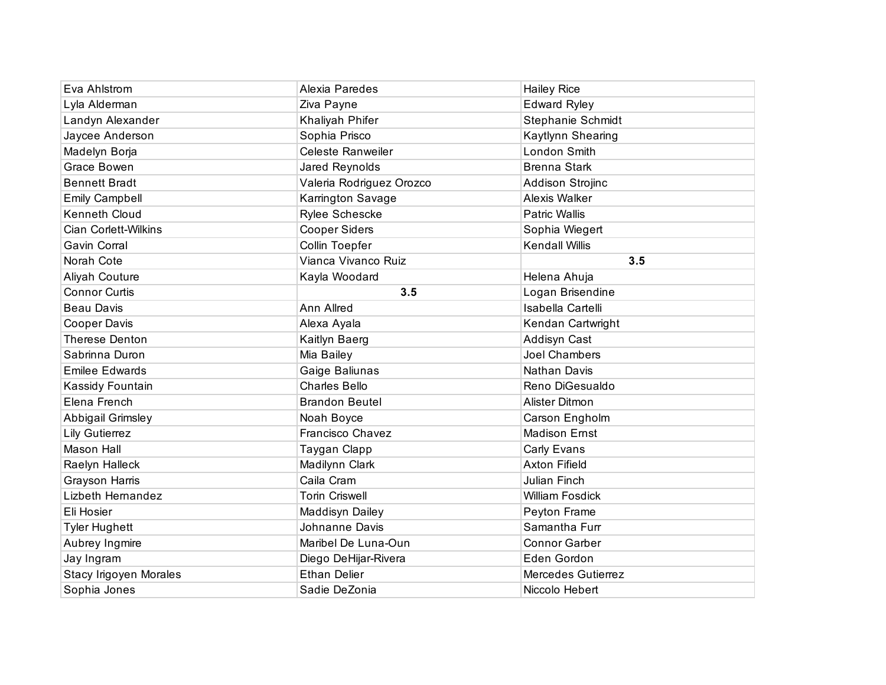| | | |
|---|---|---|
| Eva Ahlstrom | Alexia Paredes | Hailey Rice |
| Lyla Alderman | Ziva Payne | Edward Ryley |
| Landyn Alexander | Khaliyah Phifer | Stephanie Schmidt |
| Jaycee Anderson | Sophia Prisco | Kaytlynn Shearing |
| Madelyn Borja | Celeste Ranweiler | London Smith |
| Grace Bowen | Jared Reynolds | Brenna Stark |
| Bennett Bradt | Valeria Rodriguez Orozco | Addison Strojinc |
| Emily Campbell | Karrington Savage | Alexis Walker |
| Kenneth Cloud | Rylee Schescke | Patric Wallis |
| Cian Corlett-Wilkins | Cooper Siders | Sophia Wiegert |
| Gavin Corral | Collin Toepfer | Kendall Willis |
| Norah Cote | Vianca Vivanco Ruiz | **3.5** |
| Aliyah Couture | Kayla Woodard | Helena Ahuja |
| Connor Curtis | **3.5** | Logan Brisendine |
| Beau Davis | Ann Allred | Isabella Cartelli |
| Cooper Davis | Alexa Ayala | Kendan Cartwright |
| Therese Denton | Kaitlyn Baerg | Addisyn Cast |
| Sabrinna Duron | Mia Bailey | Joel Chambers |
| Emilee Edwards | Gaige Baliunas | Nathan Davis |
| Kassidy Fountain | Charles Bello | Reno DiGesualdo |
| Elena French | Brandon Beutel | Alister Ditmon |
| Abbigail Grimsley | Noah Boyce | Carson Engholm |
| Lily Gutierrez | Francisco Chavez | Madison Ernst |
| Mason Hall | Taygan Clapp | Carly Evans |
| Raelyn Halleck | Madilynn Clark | Axton Fifield |
| Grayson Harris | Caila Cram | Julian Finch |
| Lizbeth Hernandez | Torin Criswell | William Fosdick |
| Eli Hosier | Maddisyn Dailey | Peyton Frame |
| Tyler Hughett | Johnanne Davis | Samantha Furr |
| Aubrey Ingmire | Maribel De Luna-Oun | Connor Garber |
| Jay Ingram | Diego DeHijar-Rivera | Eden Gordon |
| Stacy Irigoyen Morales | Ethan Delier | Mercedes Gutierrez |
| Sophia Jones | Sadie DeZonia | Niccolo Hebert |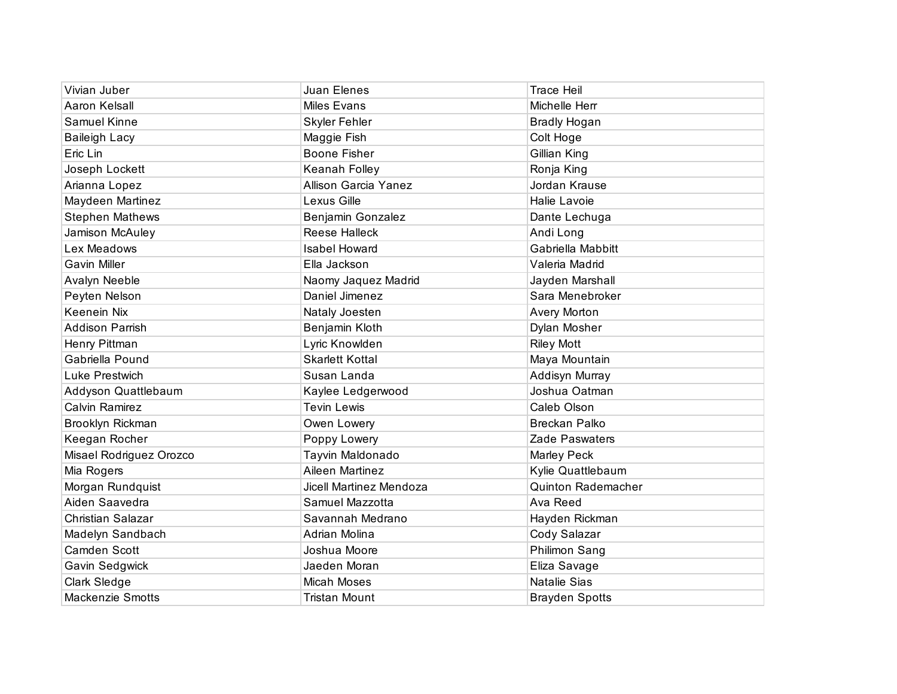| | | |
|---|---|---|
| Vivian Juber | Juan Elenes | Trace Heil |
| Aaron Kelsall | Miles Evans | Michelle Herr |
| Samuel Kinne | Skyler Fehler | Bradly Hogan |
| Baileigh Lacy | Maggie Fish | Colt Hoge |
| Eric Lin | Boone Fisher | Gillian King |
| Joseph Lockett | Keanah Folley | Ronja King |
| Arianna Lopez | Allison Garcia Yanez | Jordan Krause |
| Maydeen Martinez | Lexus Gille | Halie Lavoie |
| Stephen Mathews | Benjamin Gonzalez | Dante Lechuga |
| Jamison McAuley | Reese Halleck | Andi Long |
| Lex Meadows | Isabel Howard | Gabriella Mabbitt |
| Gavin Miller | Ella Jackson | Valeria Madrid |
| Avalyn Neeble | Naomy Jaquez Madrid | Jayden Marshall |
| Peyten Nelson | Daniel Jimenez | Sara Menebroker |
| Keenein Nix | Nataly Joesten | Avery Morton |
| Addison Parrish | Benjamin Kloth | Dylan Mosher |
| Henry Pittman | Lyric Knowlden | Riley Mott |
| Gabriella Pound | Skarlett Kottal | Maya Mountain |
| Luke Prestwich | Susan Landa | Addisyn Murray |
| Addyson Quattlebaum | Kaylee Ledgerwood | Joshua Oatman |
| Calvin Ramirez | Tevin Lewis | Caleb Olson |
| Brooklyn Rickman | Owen Lowery | Breckan Palko |
| Keegan Rocher | Poppy Lowery | Zade Paswaters |
| Misael Rodriguez Orozco | Tayvin Maldonado | Marley Peck |
| Mia Rogers | Aileen Martinez | Kylie Quattlebaum |
| Morgan Rundquist | Jicell Martinez Mendoza | Quinton Rademacher |
| Aiden Saavedra | Samuel Mazzotta | Ava Reed |
| Christian Salazar | Savannah Medrano | Hayden Rickman |
| Madelyn Sandbach | Adrian Molina | Cody Salazar |
| Camden Scott | Joshua Moore | Philimon Sang |
| Gavin Sedgwick | Jaeden Moran | Eliza Savage |
| Clark Sledge | Micah Moses | Natalie Sias |
| Mackenzie Smotts | Tristan Mount | Brayden Spotts |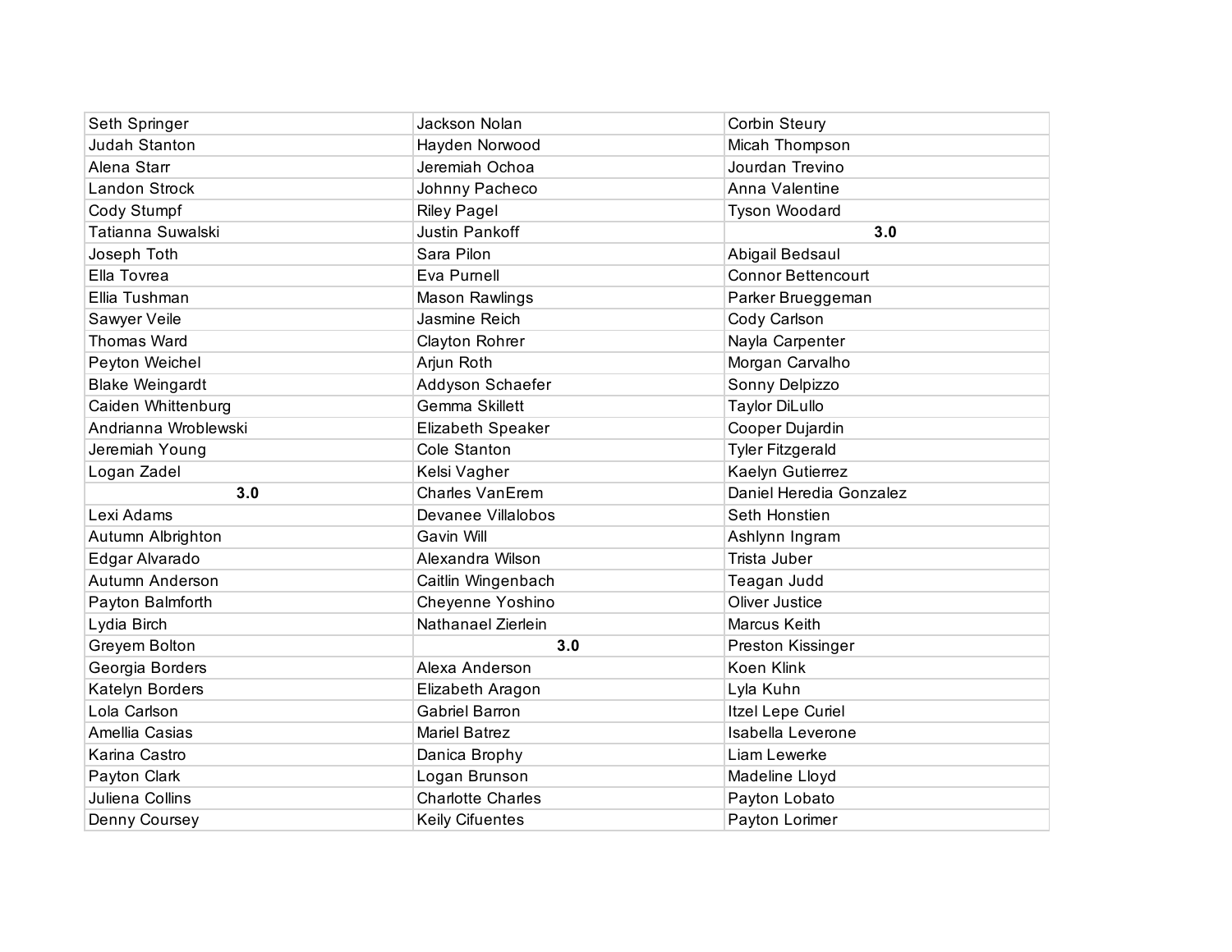| | | |
|---|---|---|
| Seth Springer | Jackson Nolan | Corbin Steury |
| Judah Stanton | Hayden Norwood | Micah Thompson |
| Alena Starr | Jeremiah Ochoa | Jourdan Trevino |
| Landon Strock | Johnny Pacheco | Anna Valentine |
| Cody Stumpf | Riley Pagel | Tyson Woodard |
| Tatianna Suwalski | Justin Pankoff | **3.0** |
| Joseph Toth | Sara Pilon | Abigail Bedsaul |
| Ella Tovrea | Eva Purnell | Connor Bettencourt |
| Ellia Tushman | Mason Rawlings | Parker Brueggeman |
| Sawyer Veile | Jasmine Reich | Cody Carlson |
| Thomas Ward | Clayton Rohrer | Nayla Carpenter |
| Peyton Weichel | Arjun Roth | Morgan Carvalho |
| Blake Weingardt | Addyson Schaefer | Sonny Delpizzo |
| Caiden Whittenburg | Gemma Skillett | Taylor DiLullo |
| Andrianna Wroblewski | Elizabeth Speaker | Cooper Dujardin |
| Jeremiah Young | Cole Stanton | Tyler Fitzgerald |
| Logan Zadel | Kelsi Vagher | Kaelyn Gutierrez |
| **3.0** | Charles VanErem | Daniel Heredia Gonzalez |
| Lexi Adams | Devanee Villalobos | Seth Honstien |
| Autumn Albrighton | Gavin Will | Ashlynn Ingram |
| Edgar Alvarado | Alexandra Wilson | Trista Juber |
| Autumn Anderson | Caitlin Wingenbach | Teagan Judd |
| Payton Balmforth | Cheyenne Yoshino | Oliver Justice |
| Lydia Birch | Nathanael Zierlein | Marcus Keith |
| Greyem Bolton | **3.0** | Preston Kissinger |
| Georgia Borders | Alexa Anderson | Koen Klink |
| Katelyn Borders | Elizabeth Aragon | Lyla Kuhn |
| Lola Carlson | Gabriel Barron | Itzel Lepe Curiel |
| Amellia Casias | Mariel Batrez | Isabella Leverone |
| Karina Castro | Danica Brophy | Liam Lewerke |
| Payton Clark | Logan Brunson | Madeline Lloyd |
| Juliena Collins | Charlotte Charles | Payton Lobato |
| Denny Coursey | Keily Cifuentes | Payton Lorimer |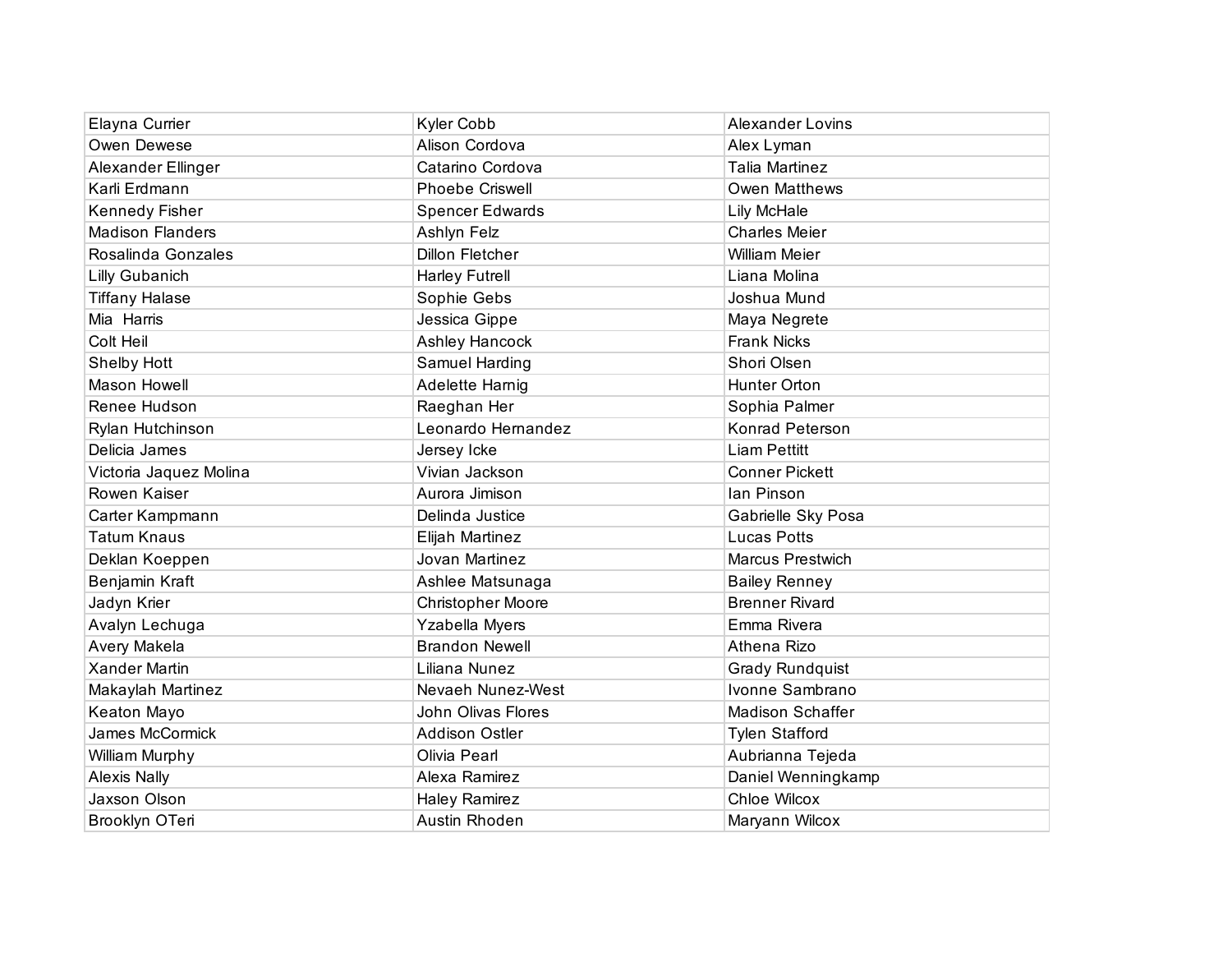| | | |
|---|---|---|
| Elayna Currier | Kyler Cobb | Alexander Lovins |
| Owen Dewese | Alison Cordova | Alex Lyman |
| Alexander Ellinger | Catarino Cordova | Talia Martinez |
| Karli Erdmann | Phoebe Criswell | Owen Matthews |
| Kennedy Fisher | Spencer Edwards | Lily McHale |
| Madison Flanders | Ashlyn Felz | Charles Meier |
| Rosalinda Gonzales | Dillon Fletcher | William Meier |
| Lilly Gubanich | Harley Futrell | Liana Molina |
| Tiffany Halase | Sophie Gebs | Joshua Mund |
| Mia Harris | Jessica Gippe | Maya Negrete |
| Colt Heil | Ashley Hancock | Frank Nicks |
| Shelby Hott | Samuel Harding | Shori Olsen |
| Mason Howell | Adelette Harnig | Hunter Orton |
| Renee Hudson | Raeghan Her | Sophia Palmer |
| Rylan Hutchinson | Leonardo Hernandez | Konrad Peterson |
| Delicia James | Jersey Icke | Liam Pettitt |
| Victoria Jaquez Molina | Vivian Jackson | Conner Pickett |
| Rowen Kaiser | Aurora Jimison | Ian Pinson |
| Carter Kampmann | Delinda Justice | Gabrielle Sky Posa |
| Tatum Knaus | Elijah Martinez | Lucas Potts |
| Deklan Koeppen | Jovan Martinez | Marcus Prestwich |
| Benjamin Kraft | Ashlee Matsunaga | Bailey Renney |
| Jadyn Krier | Christopher Moore | Brenner Rivard |
| Avalyn Lechuga | Yzabella Myers | Emma Rivera |
| Avery Makela | Brandon Newell | Athena Rizo |
| Xander Martin | Liliana Nunez | Grady Rundquist |
| Makaylah Martinez | Nevaeh Nunez-West | Ivonne Sambrano |
| Keaton Mayo | John Olivas Flores | Madison Schaffer |
| James McCormick | Addison Ostler | Tylen Stafford |
| William Murphy | Olivia Pearl | Aubrianna Tejeda |
| Alexis Nally | Alexa Ramirez | Daniel Wenningkamp |
| Jaxson Olson | Haley Ramirez | Chloe Wilcox |
| Brooklyn OTeri | Austin Rhoden | Maryann Wilcox |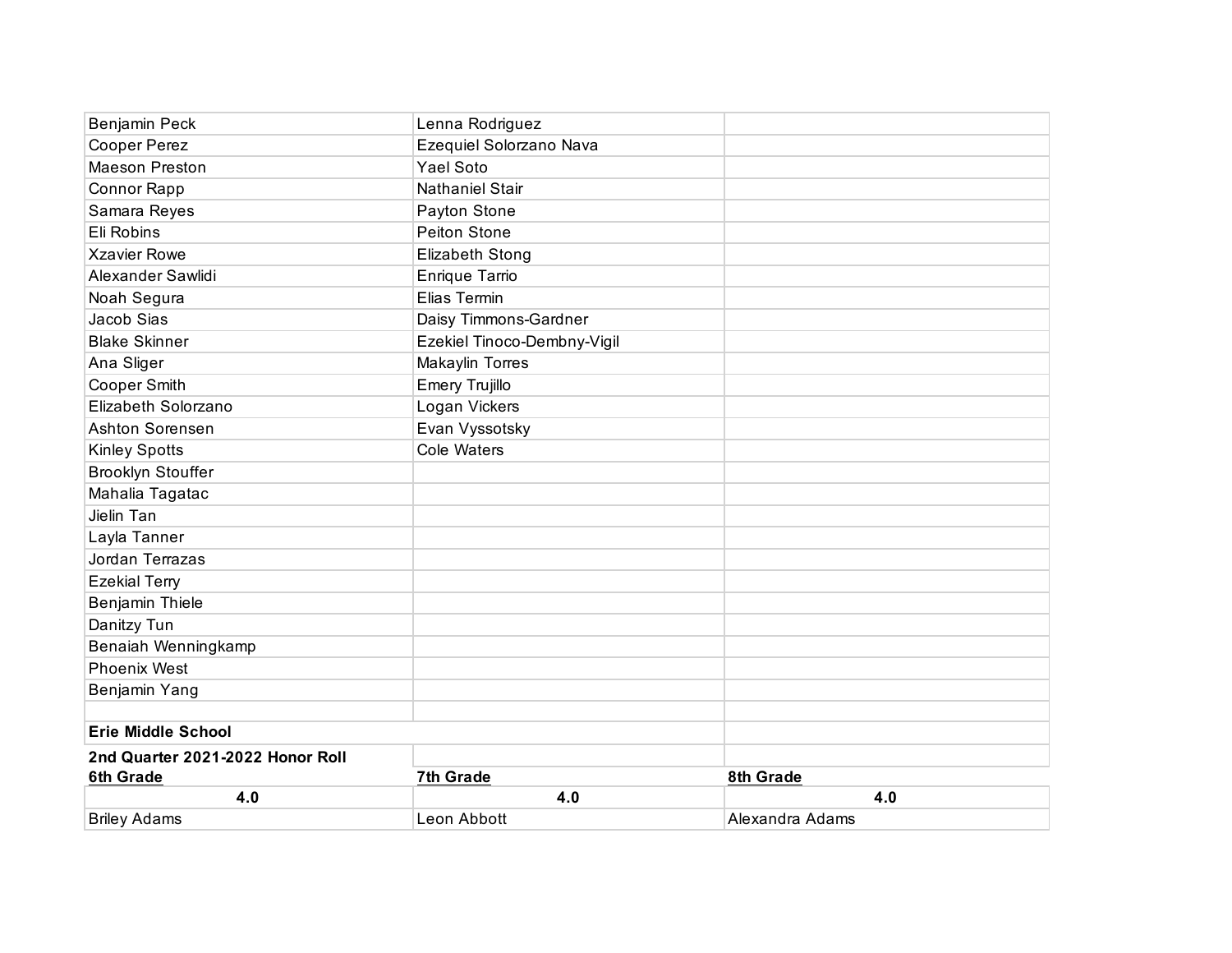| | | |
|---|---|---|
| Benjamin Peck | Lenna Rodriguez | |
| Cooper Perez | Ezequiel Solorzano Nava | |
| Maeson Preston | Yael Soto | |
| Connor Rapp | Nathaniel Stair | |
| Samara Reyes | Payton Stone | |
| Eli Robins | Peiton Stone | |
| Xzavier Rowe | Elizabeth Stong | |
| Alexander Sawlidi | Enrique Tarrio | |
| Noah Segura | Elias Termin | |
| Jacob Sias | Daisy Timmons-Gardner | |
| Blake Skinner | Ezekiel Tinoco-Dembny-Vigil | |
| Ana Sliger | Makaylin Torres | |
| Cooper Smith | Emery Trujillo | |
| Elizabeth Solorzano | Logan Vickers | |
| Ashton Sorensen | Evan Vyssotsky | |
| Kinley Spotts | Cole Waters | |
| Brooklyn Stouffer | | |
| Mahalia Tagatac | | |
| Jielin Tan | | |
| Layla Tanner | | |
| Jordan Terrazas | | |
| Ezekial Terry | | |
| Benjamin Thiele | | |
| Danitzy Tun | | |
| Benaiah Wenningkamp | | |
| Phoenix West | | |
| Benjamin Yang | | |

**Erie Middle School**

**2nd Quarter 2021-2022 Honor Roll**

| **6th Grade** | **7th Grade** | **8th Grade** |
|---|---|---|
| **4.0** | **4.0** | **4.0** |
| Briley Adams | Leon Abbott | Alexandra Adams |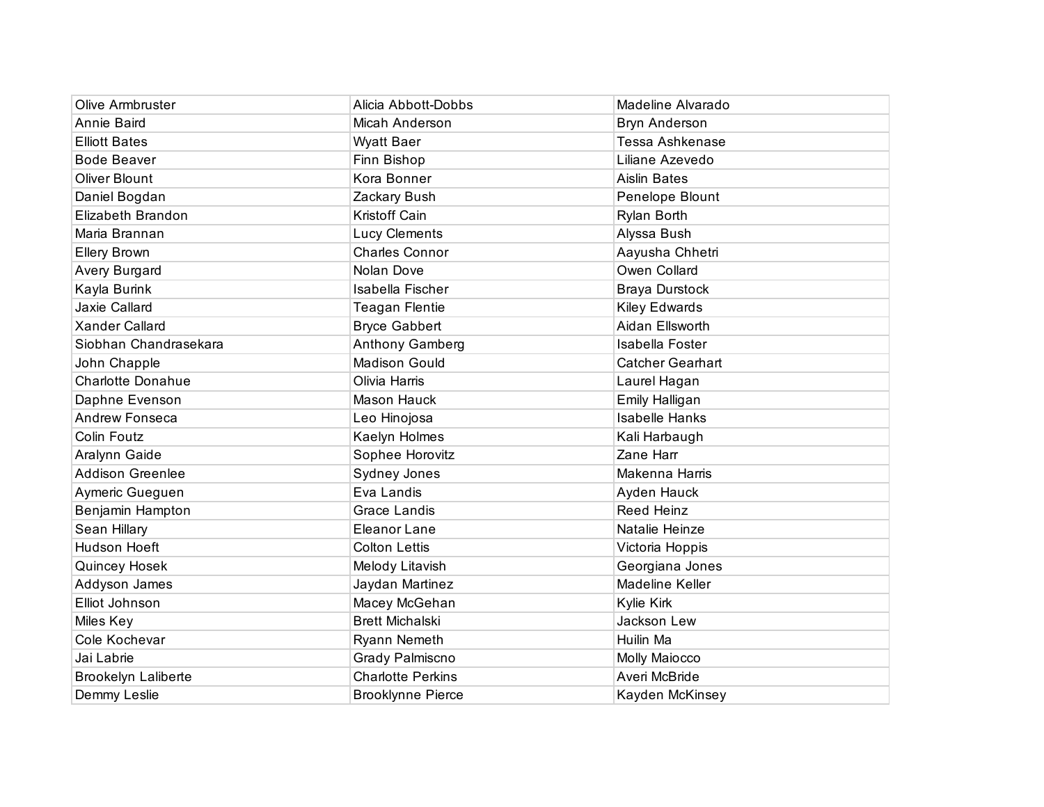| | | |
|---|---|---|
| Olive Armbruster | Alicia Abbott-Dobbs | Madeline Alvarado |
| Annie Baird | Micah Anderson | Bryn Anderson |
| Elliott Bates | Wyatt Baer | Tessa Ashkenase |
| Bode Beaver | Finn Bishop | Liliane Azevedo |
| Oliver Blount | Kora Bonner | Aislin Bates |
| Daniel Bogdan | Zackary Bush | Penelope Blount |
| Elizabeth Brandon | Kristoff Cain | Rylan Borth |
| Maria Brannan | Lucy Clements | Alyssa Bush |
| Ellery Brown | Charles Connor | Aayusha Chhetri |
| Avery Burgard | Nolan Dove | Owen Collard |
| Kayla Burink | Isabella Fischer | Braya Durstock |
| Jaxie Callard | Teagan Flentie | Kiley Edwards |
| Xander Callard | Bryce Gabbert | Aidan Ellsworth |
| Siobhan Chandrasekara | Anthony Gamberg | Isabella Foster |
| John Chapple | Madison Gould | Catcher Gearhart |
| Charlotte Donahue | Olivia Harris | Laurel Hagan |
| Daphne Evenson | Mason Hauck | Emily Halligan |
| Andrew Fonseca | Leo Hinojosa | Isabelle Hanks |
| Colin Foutz | Kaelyn Holmes | Kali Harbaugh |
| Aralynn Gaide | Sophee Horovitz | Zane Harr |
| Addison Greenlee | Sydney Jones | Makenna Harris |
| Aymeric Gueguen | Eva Landis | Ayden Hauck |
| Benjamin Hampton | Grace Landis | Reed Heinz |
| Sean Hillary | Eleanor Lane | Natalie Heinze |
| Hudson Hoeft | Colton Lettis | Victoria Hoppis |
| Quincey Hosek | Melody Litavish | Georgiana Jones |
| Addyson James | Jaydan Martinez | Madeline Keller |
| Elliot Johnson | Macey McGehan | Kylie Kirk |
| Miles Key | Brett Michalski | Jackson Lew |
| Cole Kochevar | Ryann Nemeth | Huilin Ma |
| Jai Labrie | Grady Palmiscno | Molly Maiocco |
| Brookelyn Laliberte | Charlotte Perkins | Averi McBride |
| Demmy Leslie | Brooklynne Pierce | Kayden McKinsey |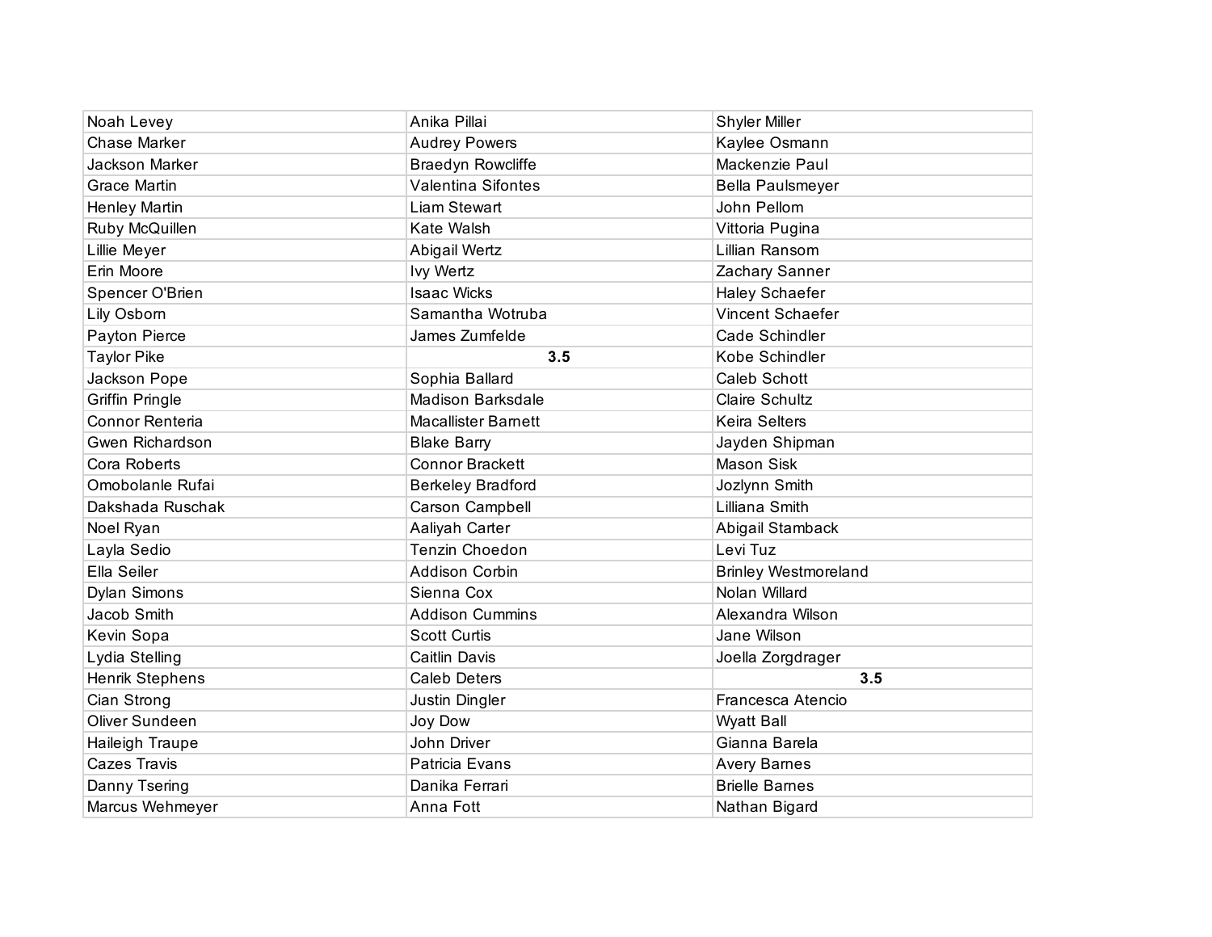| | | |
|---|---|---|
| Noah Levey | Anika Pillai | Shyler Miller |
| Chase Marker | Audrey Powers | Kaylee Osmann |
| Jackson Marker | Braedyn Rowcliffe | Mackenzie Paul |
| Grace Martin | Valentina Sifontes | Bella Paulsmeyer |
| Henley Martin | Liam Stewart | John Pellom |
| Ruby McQuillen | Kate Walsh | Vittoria Pugina |
| Lillie Meyer | Abigail Wertz | Lillian Ransom |
| Erin Moore | Ivy Wertz | Zachary Sanner |
| Spencer O'Brien | Isaac Wicks | Haley Schaefer |
| Lily Osborn | Samantha Wotruba | Vincent Schaefer |
| Payton Pierce | James Zumfelde | Cade Schindler |
| Taylor Pike | **3.5** | Kobe Schindler |
| Jackson Pope | Sophia Ballard | Caleb Schott |
| Griffin Pringle | Madison Barksdale | Claire Schultz |
| Connor Renteria | Macallister Barnett | Keira Selters |
| Gwen Richardson | Blake Barry | Jayden Shipman |
| Cora Roberts | Connor Brackett | Mason Sisk |
| Omobolanle Rufai | Berkeley Bradford | Jozlynn Smith |
| Dakshada Ruschak | Carson Campbell | Lilliana Smith |
| Noel Ryan | Aaliyah Carter | Abigail Stamback |
| Layla Sedio | Tenzin Choedon | Levi Tuz |
| Ella Seiler | Addison Corbin | Brinley Westmoreland |
| Dylan Simons | Sienna Cox | Nolan Willard |
| Jacob Smith | Addison Cummins | Alexandra Wilson |
| Kevin Sopa | Scott Curtis | Jane Wilson |
| Lydia Stelling | Caitlin Davis | Joella Zorgdrager |
| Henrik Stephens | Caleb Deters | **3.5** |
| Cian Strong | Justin Dingler | Francesca Atencio |
| Oliver Sundeen | Joy Dow | Wyatt Ball |
| Haileigh Traupe | John Driver | Gianna Barela |
| Cazes Travis | Patricia Evans | Avery Barnes |
| Danny Tsering | Danika Ferrari | Brielle Barnes |
| Marcus Wehmeyer | Anna Fott | Nathan Bigard |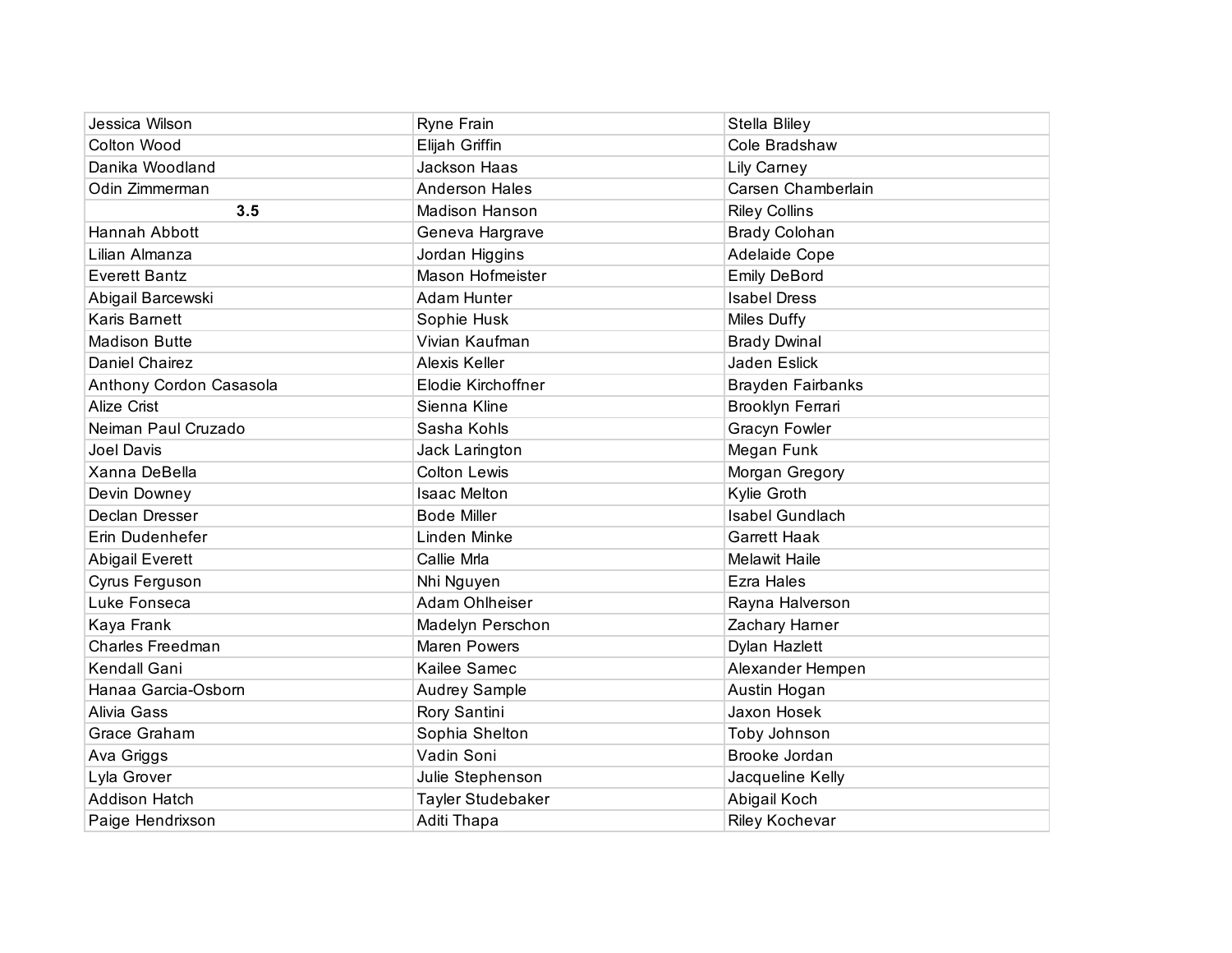| Jessica Wilson | Ryne Frain | Stella Bliley |
|---|---|---|
| Colton Wood | Elijah Griffin | Cole Bradshaw |
| Danika Woodland | Jackson Haas | Lily Carney |
| Odin Zimmerman | Anderson Hales | Carsen Chamberlain |
| **3.5** | Madison Hanson | Riley Collins |
| Hannah Abbott | Geneva Hargrave | Brady Colohan |
| Lilian Almanza | Jordan Higgins | Adelaide Cope |
| Everett Bantz | Mason Hofmeister | Emily DeBord |
| Abigail Barcewski | Adam Hunter | Isabel Dress |
| Karis Barnett | Sophie Husk | Miles Duffy |
| Madison Butte | Vivian Kaufman | Brady Dwinal |
| Daniel Chairez | Alexis Keller | Jaden Eslick |
| Anthony Cordon Casasola | Elodie Kirchoffner | Brayden Fairbanks |
| Alize Crist | Sienna Kline | Brooklyn Ferrari |
| Neiman Paul Cruzado | Sasha Kohls | Gracyn Fowler |
| Joel Davis | Jack Larington | Megan Funk |
| Xanna DeBella | Colton Lewis | Morgan Gregory |
| Devin Downey | Isaac Melton | Kylie Groth |
| Declan Dresser | Bode Miller | Isabel Gundlach |
| Erin Dudenhefer | Linden Minke | Garrett Haak |
| Abigail Everett | Callie Mrla | Melawit Haile |
| Cyrus Ferguson | Nhi Nguyen | Ezra Hales |
| Luke Fonseca | Adam Ohlheiser | Rayna Halverson |
| Kaya Frank | Madelyn Perschon | Zachary Harner |
| Charles Freedman | Maren Powers | Dylan Hazlett |
| Kendall Gani | Kailee Samec | Alexander Hempen |
| Hanaa Garcia-Osborn | Audrey Sample | Austin Hogan |
| Alivia Gass | Rory Santini | Jaxon Hosek |
| Grace Graham | Sophia Shelton | Toby Johnson |
| Ava Griggs | Vadin Soni | Brooke Jordan |
| Lyla Grover | Julie Stephenson | Jacqueline Kelly |
| Addison Hatch | Tayler Studebaker | Abigail Koch |
| Paige Hendrixson | Aditi Thapa | Riley Kochevar |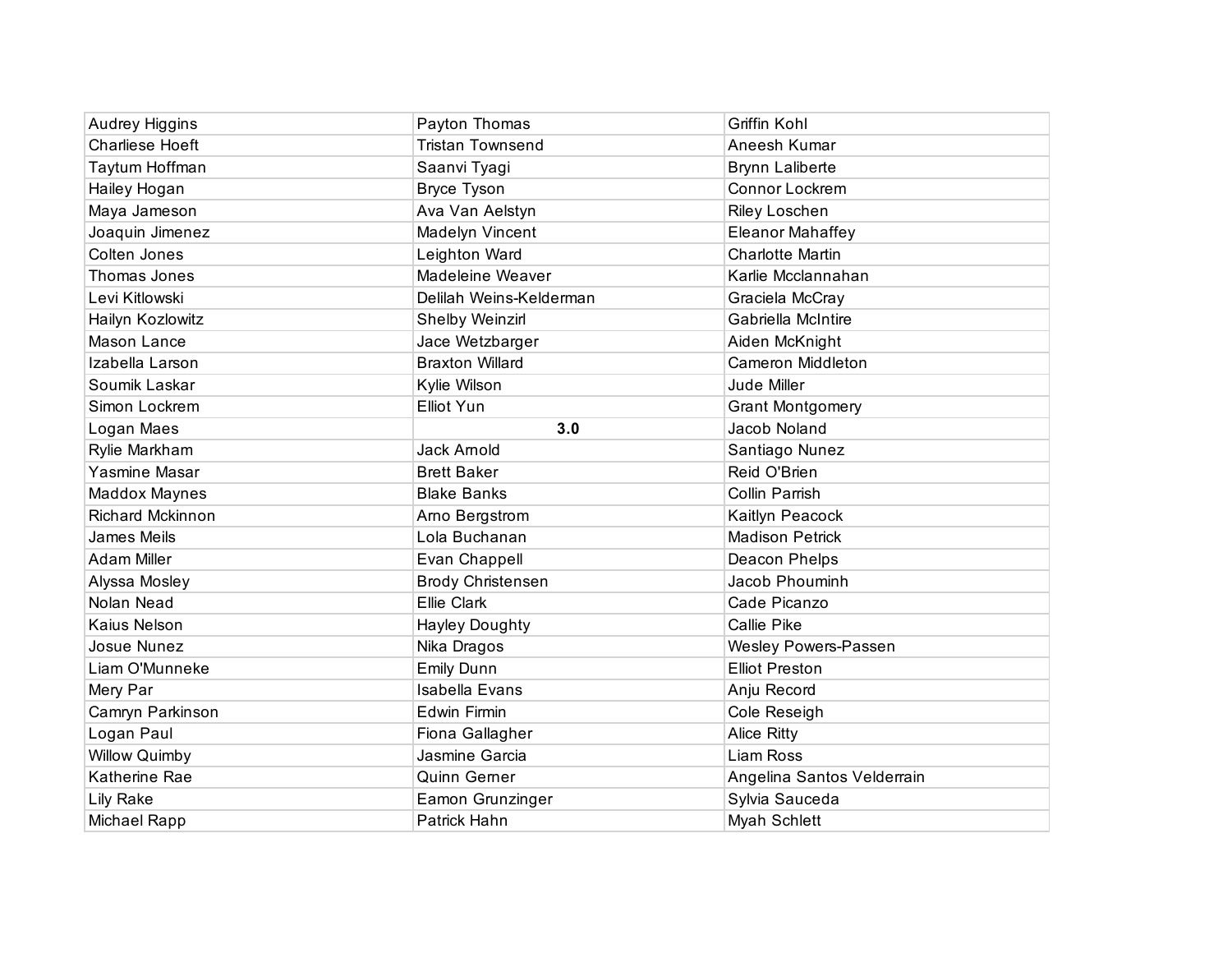| Audrey Higgins | Payton Thomas | Griffin Kohl |
|---|---|---|
| Charliese Hoeft | Tristan Townsend | Aneesh Kumar |
| Taytum Hoffman | Saanvi Tyagi | Brynn Laliberte |
| Hailey Hogan | Bryce Tyson | Connor Lockrem |
| Maya Jameson | Ava Van Aelstyn | Riley Loschen |
| Joaquin Jimenez | Madelyn Vincent | Eleanor Mahaffey |
| Colten Jones | Leighton Ward | Charlotte Martin |
| Thomas Jones | Madeleine Weaver | Karlie Mcclannahan |
| Levi Kitlowski | Delilah Weins-Kelderman | Graciela McCray |
| Hailyn Kozlowitz | Shelby Weinzirl | Gabriella McIntire |
| Mason Lance | Jace Wetzbarger | Aiden McKnight |
| Izabella Larson | Braxton Willard | Cameron Middleton |
| Soumik Laskar | Kylie Wilson | Jude Miller |
| Simon Lockrem | Elliot Yun | Grant Montgomery |
| Logan Maes | **3.0** | Jacob Noland |
| Rylie Markham | Jack Arnold | Santiago Nunez |
| Yasmine Masar | Brett Baker | Reid O'Brien |
| Maddox Maynes | Blake Banks | Collin Parrish |
| Richard Mckinnon | Arno Bergstrom | Kaitlyn Peacock |
| James Meils | Lola Buchanan | Madison Petrick |
| Adam Miller | Evan Chappell | Deacon Phelps |
| Alyssa Mosley | Brody Christensen | Jacob Phouminh |
| Nolan Nead | Ellie Clark | Cade Picanzo |
| Kaius Nelson | Hayley Doughty | Callie Pike |
| Josue Nunez | Nika Dragos | Wesley Powers-Passen |
| Liam O'Munneke | Emily Dunn | Elliot Preston |
| Mery Par | Isabella Evans | Anju Record |
| Camryn Parkinson | Edwin Firmin | Cole Reseigh |
| Logan Paul | Fiona Gallagher | Alice Ritty |
| Willow Quimby | Jasmine Garcia | Liam Ross |
| Katherine Rae | Quinn Gerner | Angelina Santos Velderrain |
| Lily Rake | Eamon Grunzinger | Sylvia Sauceda |
| Michael Rapp | Patrick Hahn | Myah Schlett |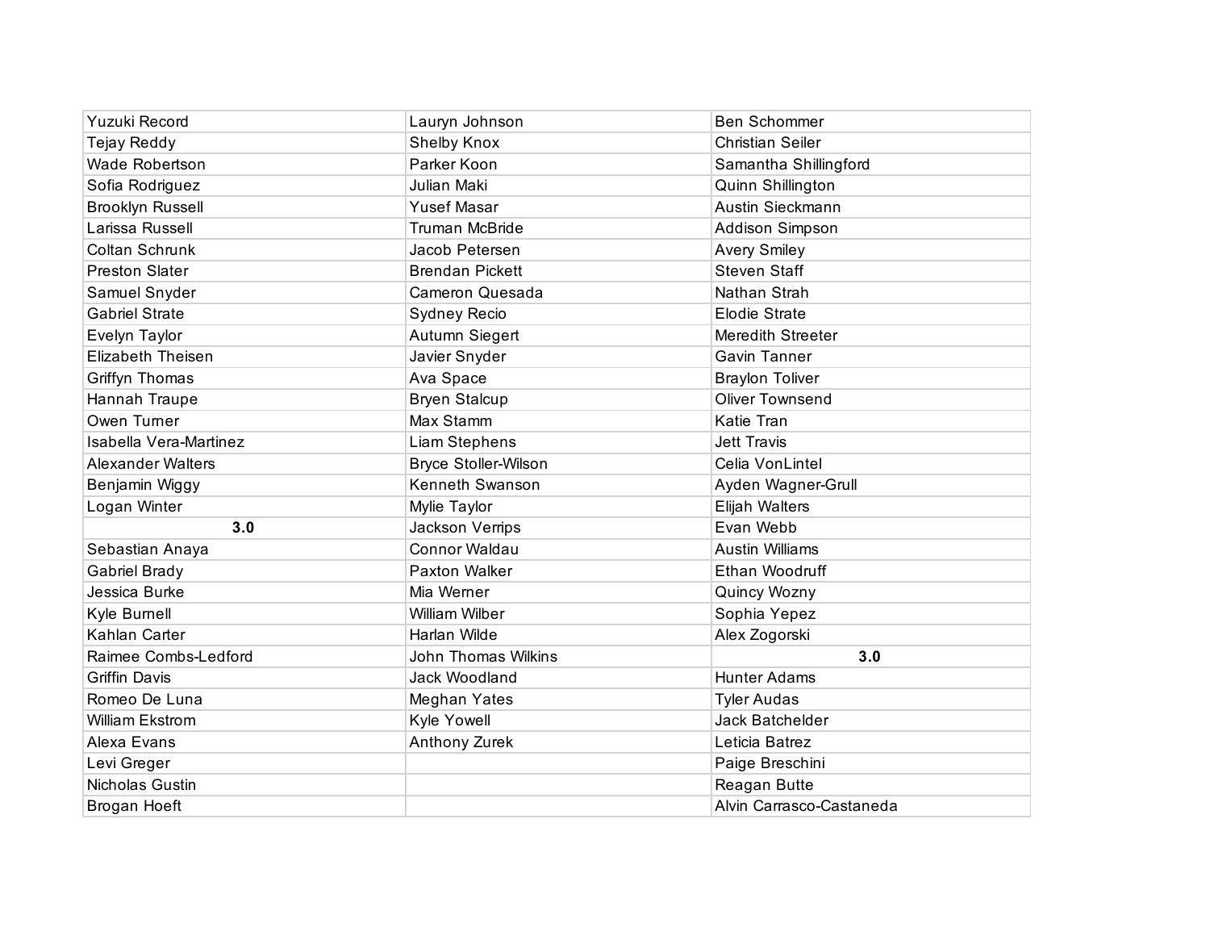| Yuzuki Record | Lauryn Johnson | Ben Schommer |
|---|---|---|
| Tejay Reddy | Shelby Knox | Christian Seiler |
| Wade Robertson | Parker Koon | Samantha Shillingford |
| Sofia Rodriguez | Julian Maki | Quinn Shillington |
| Brooklyn Russell | Yusef Masar | Austin Sieckmann |
| Larissa Russell | Truman McBride | Addison Simpson |
| Coltan Schrunk | Jacob Petersen | Avery Smiley |
| Preston Slater | Brendan Pickett | Steven Staff |
| Samuel Snyder | Cameron Quesada | Nathan Strah |
| Gabriel Strate | Sydney Recio | Elodie Strate |
| Evelyn Taylor | Autumn Siegert | Meredith Streeter |
| Elizabeth Theisen | Javier Snyder | Gavin Tanner |
| Griffyn Thomas | Ava Space | Braylon Toliver |
| Hannah Traupe | Bryen Stalcup | Oliver Townsend |
| Owen Turner | Max Stamm | Katie Tran |
| Isabella Vera-Martinez | Liam Stephens | Jett Travis |
| Alexander Walters | Bryce Stoller-Wilson | Celia VonLintel |
| Benjamin Wiggy | Kenneth Swanson | Ayden Wagner-Grull |
| Logan Winter | Mylie Taylor | Elijah Walters |
| **3.0** | Jackson Verrips | Evan Webb |
| Sebastian Anaya | Connor Waldau | Austin Williams |
| Gabriel Brady | Paxton Walker | Ethan Woodruff |
| Jessica Burke | Mia Werner | Quincy Wozny |
| Kyle Burnell | William Wilber | Sophia Yepez |
| Kahlan Carter | Harlan Wilde | Alex Zogorski |
| Raimee Combs-Ledford | John Thomas Wilkins | **3.0** |
| Griffin Davis | Jack Woodland | Hunter Adams |
| Romeo De Luna | Meghan Yates | Tyler Audas |
| William Ekstrom | Kyle Yowell | Jack Batchelder |
| Alexa Evans | Anthony Zurek | Leticia Batrez |
| Levi Greger | | Paige Breschini |
| Nicholas Gustin | | Reagan Butte |
| Brogan Hoeft | | Alvin Carrasco-Castaneda |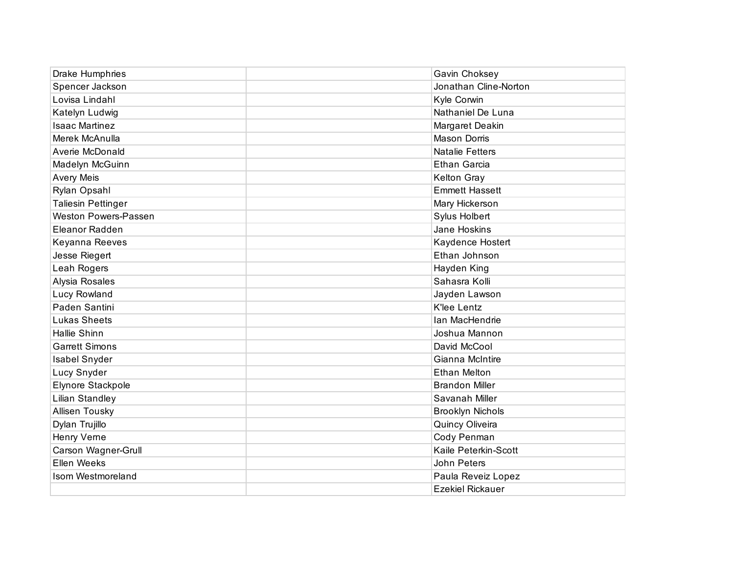| | | |
|---|---|---|
| Drake Humphries | | Gavin Choksey |
| Spencer Jackson | | Jonathan Cline-Norton |
| Lovisa Lindahl | | Kyle Corwin |
| Katelyn Ludwig | | Nathaniel De Luna |
| Isaac Martinez | | Margaret Deakin |
| Merek McAnulla | | Mason Dorris |
| Averie McDonald | | Natalie Fetters |
| Madelyn McGuinn | | Ethan Garcia |
| Avery Meis | | Kelton Gray |
| Rylan Opsahl | | Emmett Hassett |
| Taliesin Pettinger | | Mary Hickerson |
| Weston Powers-Passen | | Sylus Holbert |
| Eleanor Radden | | Jane Hoskins |
| Keyanna Reeves | | Kaydence Hostert |
| Jesse Riegert | | Ethan Johnson |
| Leah Rogers | | Hayden King |
| Alysia Rosales | | Sahasra Kolli |
| Lucy Rowland | | Jayden Lawson |
| Paden Santini | | K'lee Lentz |
| Lukas Sheets | | Ian MacHendrie |
| Hallie Shinn | | Joshua Mannon |
| Garrett Simons | | David McCool |
| Isabel Snyder | | Gianna McIntire |
| Lucy Snyder | | Ethan Melton |
| Elynore Stackpole | | Brandon Miller |
| Lilian Standley | | Savanah Miller |
| Allisen Tousky | | Brooklyn Nichols |
| Dylan Trujillo | | Quincy Oliveira |
| Henry Verne | | Cody Penman |
| Carson Wagner-Grull | | Kaile Peterkin-Scott |
| Ellen Weeks | | John Peters |
| Isom Westmoreland | | Paula Reveiz Lopez |
| | | Ezekiel Rickauer |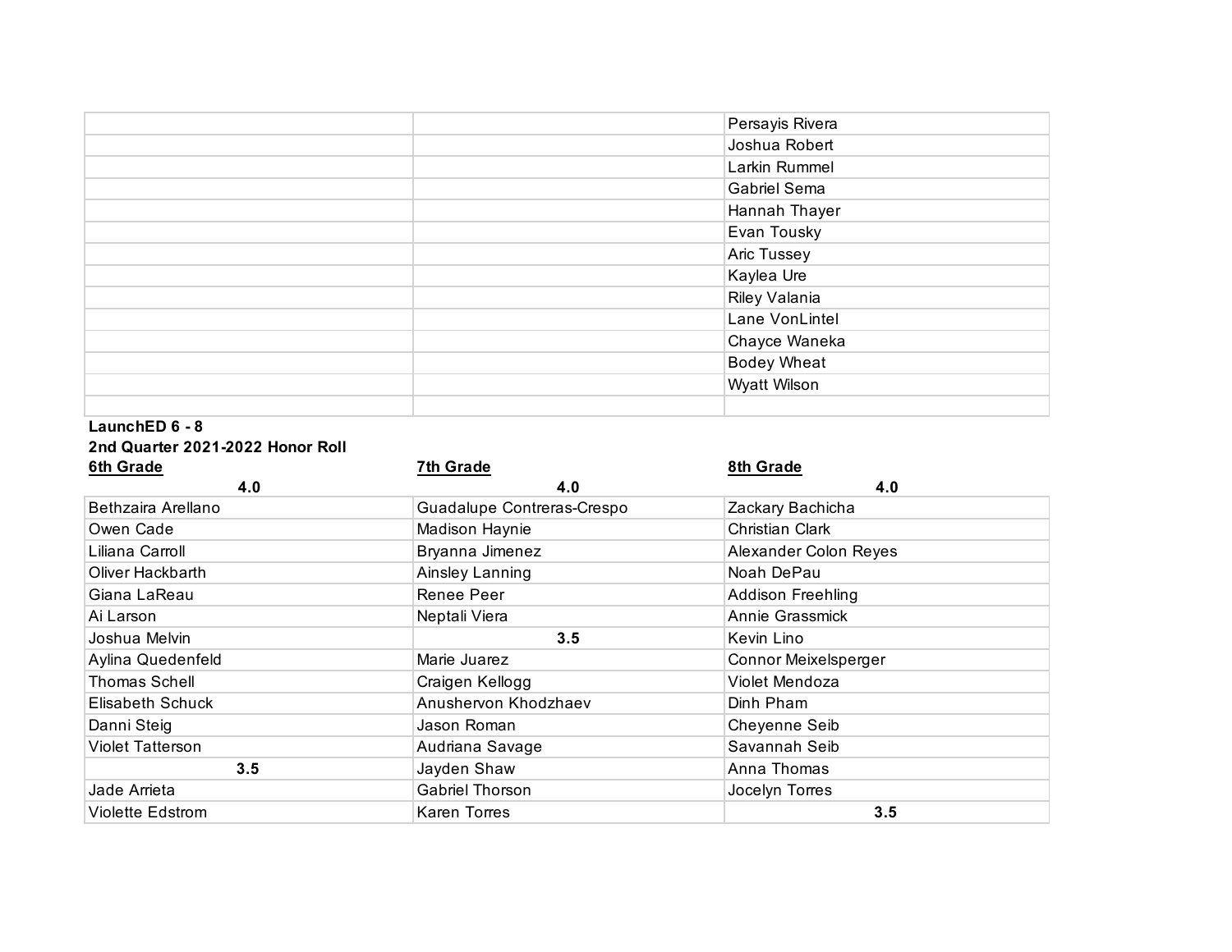| | | |
|---|---|---|
| | | Persayis Rivera |
| | | Joshua Robert |
| | | Larkin Rummel |
| | | Gabriel Sema |
| | | Hannah Thayer |
| | | Evan Tousky |
| | | Aric Tussey |
| | | Kaylea Ure |
| | | Riley Valania |
| | | Lane VonLintel |
| | | Chayce Waneka |
| | | Bodey Wheat |
| | | Wyatt Wilson |
| | | |

**LaunchED 6 - 8**

**2nd Quarter 2021-2022 Honor Roll**

| 6th Grade | 7th Grade | 8th Grade |
|---|---|---|
| **4.0** | **4.0** | **4.0** |
| Bethzaira Arellano | Guadalupe Contreras-Crespo | Zackary Bachicha |
| Owen Cade | Madison Haynie | Christian Clark |
| Liliana Carroll | Bryanna Jimenez | Alexander Colon Reyes |
| Oliver Hackbarth | Ainsley Lanning | Noah DePau |
| Giana LaReau | Renee Peer | Addison Freehling |
| Ai Larson | Neptali Viera | Annie Grassmick |
| Joshua Melvin | **3.5** | Kevin Lino |
| Aylina Quedenfeld | Marie Juarez | Connor Meixelsperger |
| Thomas Schell | Craigen Kellogg | Violet Mendoza |
| Elisabeth Schuck | Anushervon Khodzhaev | Dinh Pham |
| Danni Steig | Jason Roman | Cheyenne Seib |
| Violet Tatterson | Audriana Savage | Savannah Seib |
| **3.5** | Jayden Shaw | Anna Thomas |
| Jade Arrieta | Gabriel Thorson | Jocelyn Torres |
| Violette Edstrom | Karen Torres | **3.5** |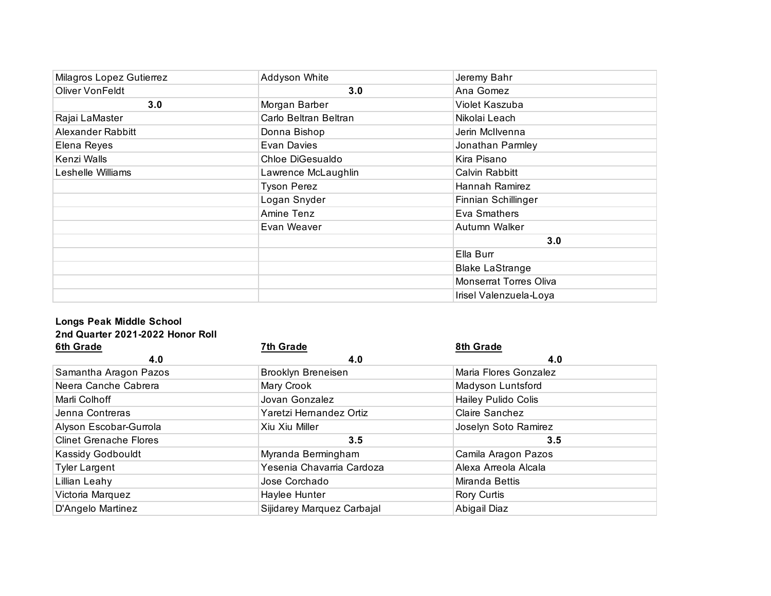| | | |
|---|---|---|
| Milagros Lopez Gutierrez | Addyson White | Jeremy Bahr |
| Oliver VonFeldt | **3.0** | Ana Gomez |
| **3.0** | Morgan Barber | Violet Kaszuba |
| Rajai LaMaster | Carlo Beltran Beltran | Nikolai Leach |
| Alexander Rabbitt | Donna Bishop | Jerin McIlvenna |
| Elena Reyes | Evan Davies | Jonathan Parmley |
| Kenzi Walls | Chloe DiGesualdo | Kira Pisano |
| Leshelle Williams | Lawrence McLaughlin | Calvin Rabbitt |
| | Tyson Perez | Hannah Ramirez |
| | Logan Snyder | Finnian Schillinger |
| | Amine Tenz | Eva Smathers |
| | Evan Weaver | Autumn Walker |
| | | **3.0** |
| | | Ella Burr |
| | | Blake LaStrange |
| | | Monserrat Torres Oliva |
| | | Irisel Valenzuela-Loya |

**Longs Peak Middle School**
**2nd Quarter 2021-2022 Honor Roll**

| 6th Grade | 7th Grade | 8th Grade |
|---|---|---|
| **4.0** | **4.0** | **4.0** |
| Samantha Aragon Pazos | Brooklyn Breneisen | Maria Flores Gonzalez |
| Neera Canche Cabrera | Mary Crook | Madyson Luntsford |
| Marli Colhoff | Jovan Gonzalez | Hailey Pulido Colis |
| Jenna Contreras | Yaretzi Hernandez Ortiz | Claire Sanchez |
| Alyson Escobar-Gurrola | Xiu Xiu Miller | Joselyn Soto Ramirez |
| Clinet Grenache Flores | **3.5** | **3.5** |
| Kassidy Godbouldt | Myranda Bermingham | Camila Aragon Pazos |
| Tyler Largent | Yesenia Chavarria Cardoza | Alexa Arreola Alcala |
| Lillian Leahy | Jose Corchado | Miranda Bettis |
| Victoria Marquez | Haylee Hunter | Rory Curtis |
| D'Angelo Martinez | Sijidarey Marquez Carbajal | Abigail Diaz |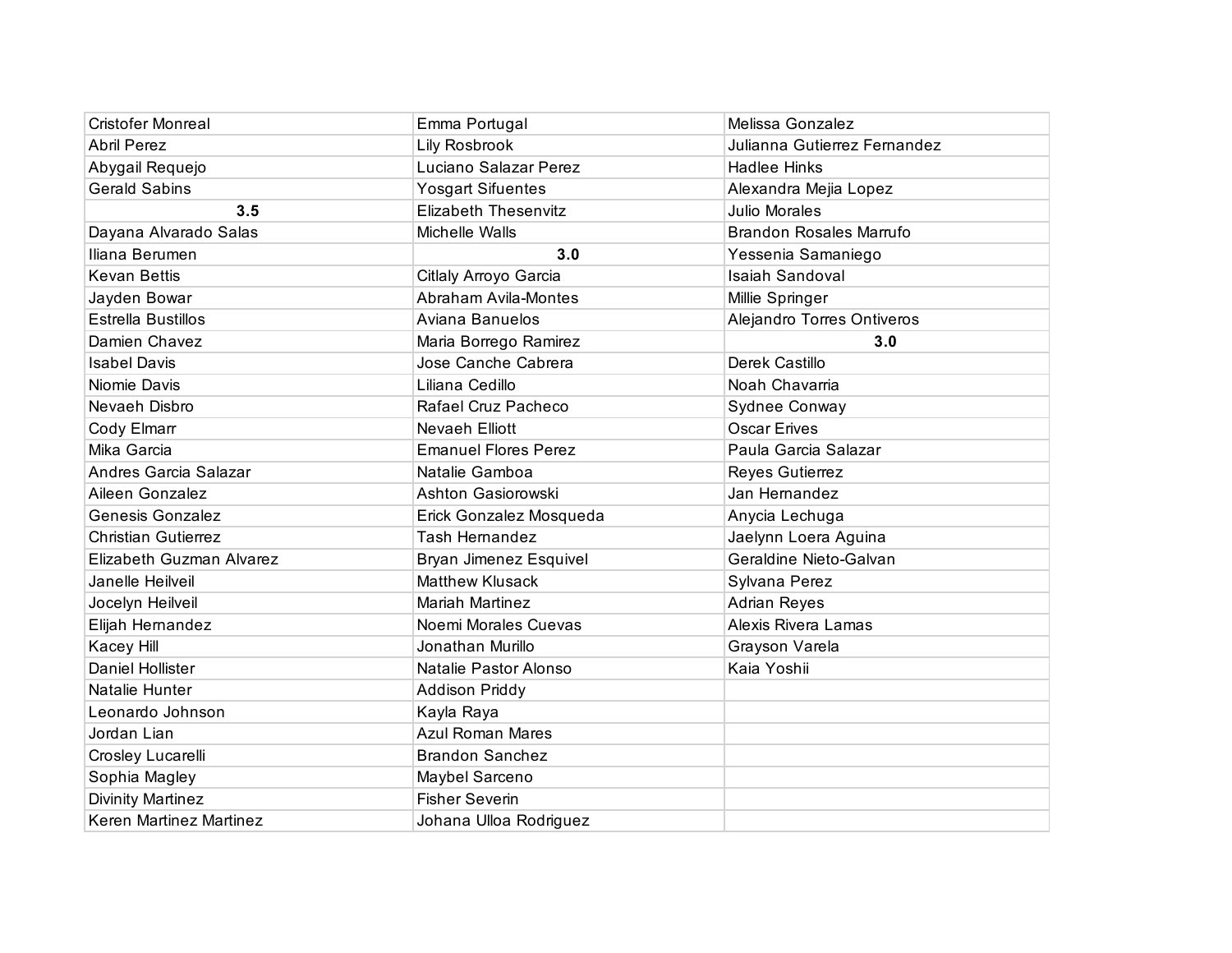| | | |
|---|---|---|
| Cristofer Monreal | Emma Portugal | Melissa Gonzalez |
| Abril Perez | Lily Rosbrook | Julianna Gutierrez Fernandez |
| Abygail Requejo | Luciano Salazar Perez | Hadlee Hinks |
| Gerald Sabins | Yosgart Sifuentes | Alexandra Mejia Lopez |
| **3.5** | Elizabeth Thesenvitz | Julio Morales |
| Dayana Alvarado Salas | Michelle Walls | Brandon Rosales Marrufo |
| Iliana Berumen | **3.0** | Yessenia Samaniego |
| Kevan Bettis | Citlaly Arroyo Garcia | Isaiah Sandoval |
| Jayden Bowar | Abraham Avila-Montes | Millie Springer |
| Estrella Bustillos | Aviana Banuelos | Alejandro Torres Ontiveros |
| Damien Chavez | Maria Borrego Ramirez | **3.0** |
| Isabel Davis | Jose Canche Cabrera | Derek Castillo |
| Niomie Davis | Liliana Cedillo | Noah Chavarria |
| Nevaeh Disbro | Rafael Cruz Pacheco | Sydnee Conway |
| Cody Elmarr | Nevaeh Elliott | Oscar Erives |
| Mika Garcia | Emanuel Flores Perez | Paula Garcia Salazar |
| Andres Garcia Salazar | Natalie Gamboa | Reyes Gutierrez |
| Aileen Gonzalez | Ashton Gasiorowski | Jan Hernandez |
| Genesis Gonzalez | Erick Gonzalez Mosqueda | Anycia Lechuga |
| Christian Gutierrez | Tash Hernandez | Jaelynn Loera Aguina |
| Elizabeth Guzman Alvarez | Bryan Jimenez Esquivel | Geraldine Nieto-Galvan |
| Janelle Heilveil | Matthew Klusack | Sylvana Perez |
| Jocelyn Heilveil | Mariah Martinez | Adrian Reyes |
| Elijah Hernandez | Noemi Morales Cuevas | Alexis Rivera Lamas |
| Kacey Hill | Jonathan Murillo | Grayson Varela |
| Daniel Hollister | Natalie Pastor Alonso | Kaia Yoshii |
| Natalie Hunter | Addison Priddy | |
| Leonardo Johnson | Kayla Raya | |
| Jordan Lian | Azul Roman Mares | |
| Crosley Lucarelli | Brandon Sanchez | |
| Sophia Magley | Maybel Sarceno | |
| Divinity Martinez | Fisher Severin | |
| Keren Martinez Martinez | Johana Ulloa Rodriguez | |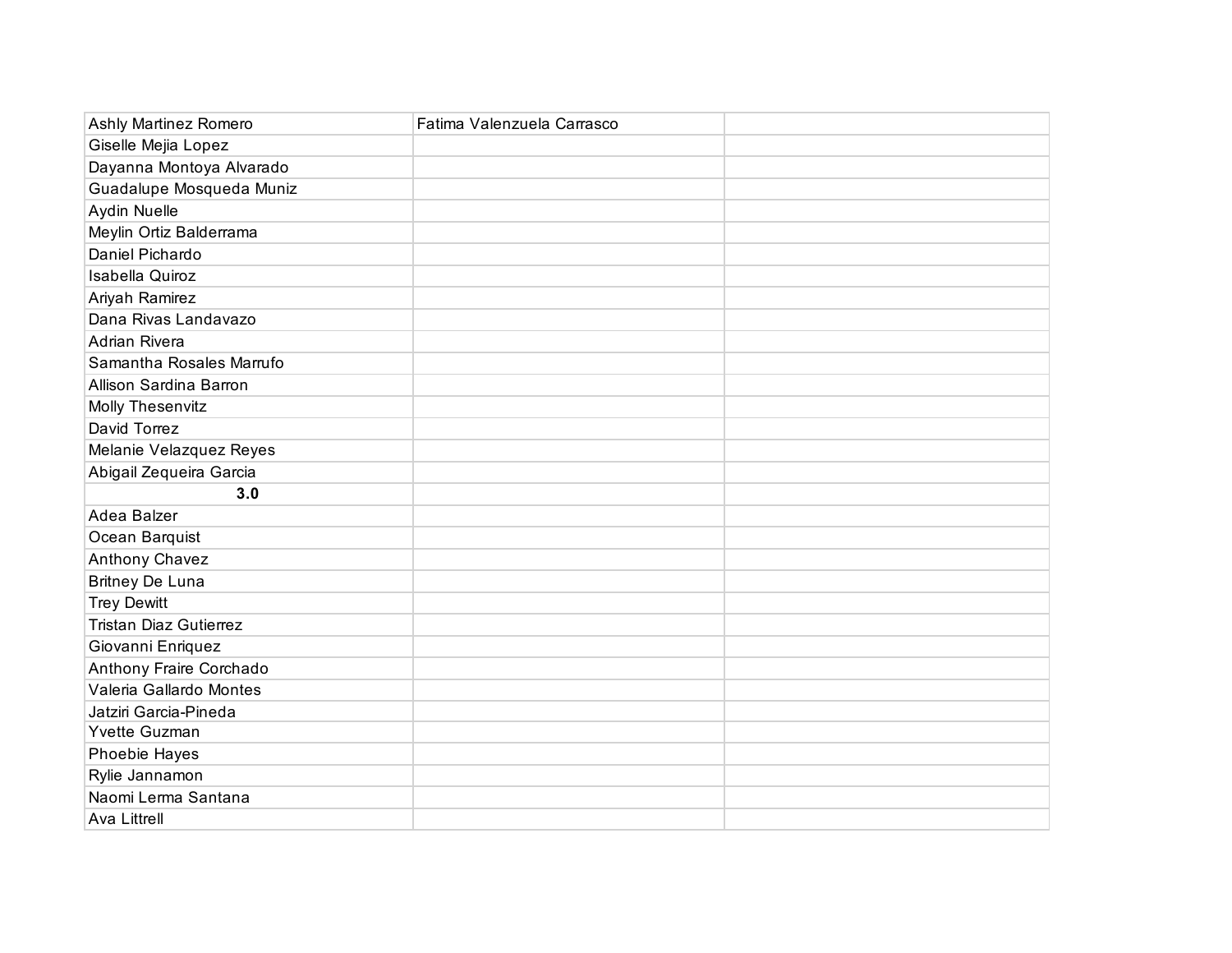| | | |
|---|---|---|
| Ashly Martinez Romero | Fatima Valenzuela Carrasco | |
| Giselle Mejia Lopez | | |
| Dayanna Montoya Alvarado | | |
| Guadalupe Mosqueda Muniz | | |
| Aydin Nuelle | | |
| Meylin Ortiz Balderrama | | |
| Daniel Pichardo | | |
| Isabella Quiroz | | |
| Ariyah Ramirez | | |
| Dana Rivas Landavazo | | |
| Adrian Rivera | | |
| Samantha Rosales Marrufo | | |
| Allison Sardina Barron | | |
| Molly Thesenvitz | | |
| David Torrez | | |
| Melanie Velazquez Reyes | | |
| Abigail Zequeira Garcia | | |
| **3.0** | | |
| Adea Balzer | | |
| Ocean Barquist | | |
| Anthony Chavez | | |
| Britney De Luna | | |
| Trey Dewitt | | |
| Tristan Diaz Gutierrez | | |
| Giovanni Enriquez | | |
| Anthony Fraire Corchado | | |
| Valeria Gallardo Montes | | |
| Jatziri Garcia-Pineda | | |
| Yvette Guzman | | |
| Phoebie Hayes | | |
| Rylie Jannamon | | |
| Naomi Lerma Santana | | |
| Ava Littrell | | |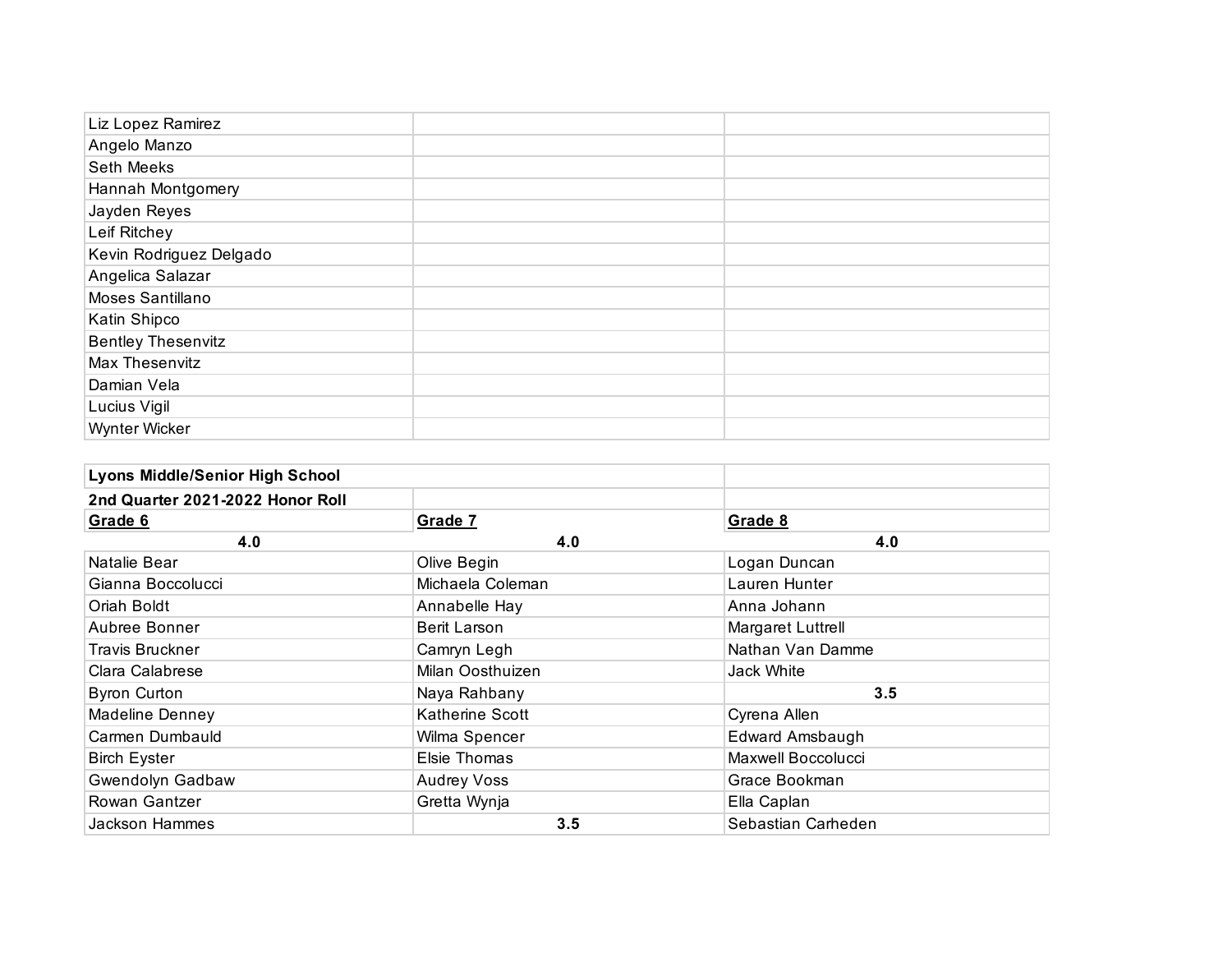| | | |
|---|---|---|
| Liz Lopez Ramirez | | |
| Angelo Manzo | | |
| Seth Meeks | | |
| Hannah Montgomery | | |
| Jayden Reyes | | |
| Leif Ritchey | | |
| Kevin Rodriguez Delgado | | |
| Angelica Salazar | | |
| Moses Santillano | | |
| Katin Shipco | | |
| Bentley Thesenvitz | | |
| Max Thesenvitz | | |
| Damian Vela | | |
| Lucius Vigil | | |
| Wynter Wicker | | |

| **Lyons Middle/Senior High School** | | |
|---|---|---|
| **2nd Quarter 2021-2022 Honor Roll** | | |
| **Grade 6** | **Grade 7** | **Grade 8** |
| **4.0** | **4.0** | **4.0** |
| Natalie Bear | Olive Begin | Logan Duncan |
| Gianna Boccolucci | Michaela Coleman | Lauren Hunter |
| Oriah Boldt | Annabelle Hay | Anna Johann |
| Aubree Bonner | Berit Larson | Margaret Luttrell |
| Travis Bruckner | Camryn Legh | Nathan Van Damme |
| Clara Calabrese | Milan Oosthuizen | Jack White |
| Byron Curton | Naya Rahbany | **3.5** |
| Madeline Denney | Katherine Scott | Cyrena Allen |
| Carmen Dumbauld | Wilma Spencer | Edward Amsbaugh |
| Birch Eyster | Elsie Thomas | Maxwell Boccolucci |
| Gwendolyn Gadbaw | Audrey Voss | Grace Bookman |
| Rowan Gantzer | Gretta Wynja | Ella Caplan |
| Jackson Hammes | **3.5** | Sebastian Carheden |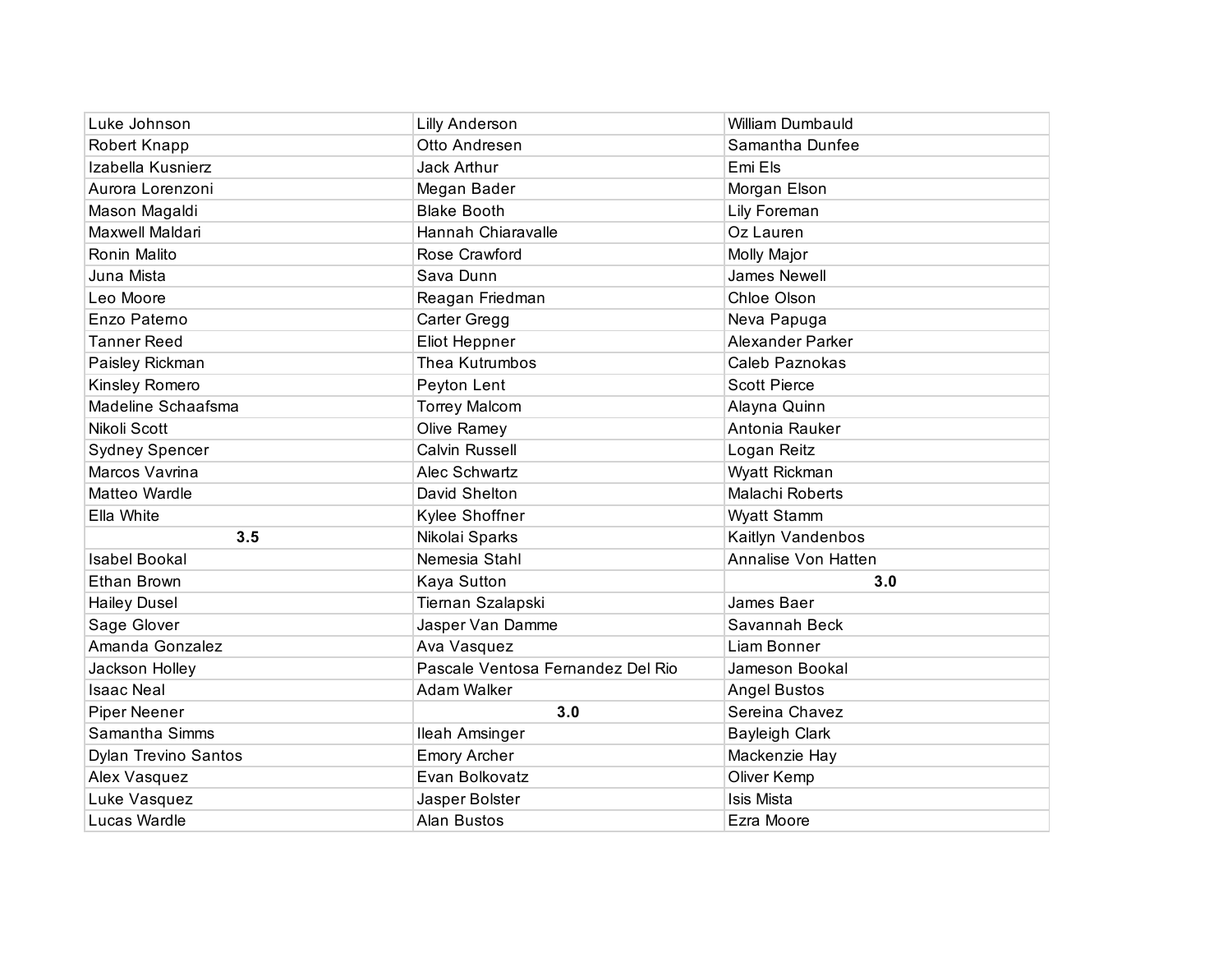| Luke Johnson | Lilly Anderson | William Dumbauld |
|---|---|---|
| Robert Knapp | Otto Andresen | Samantha Dunfee |
| Izabella Kusnierz | Jack Arthur | Emi Els |
| Aurora Lorenzoni | Megan Bader | Morgan Elson |
| Mason Magaldi | Blake Booth | Lily Foreman |
| Maxwell Maldari | Hannah Chiaravalle | Oz Lauren |
| Ronin Malito | Rose Crawford | Molly Major |
| Juna Mista | Sava Dunn | James Newell |
| Leo Moore | Reagan Friedman | Chloe Olson |
| Enzo Paterno | Carter Gregg | Neva Papuga |
| Tanner Reed | Eliot Heppner | Alexander Parker |
| Paisley Rickman | Thea Kutrumbos | Caleb Paznokas |
| Kinsley Romero | Peyton Lent | Scott Pierce |
| Madeline Schaafsma | Torrey Malcom | Alayna Quinn |
| Nikoli Scott | Olive Ramey | Antonia Rauker |
| Sydney Spencer | Calvin Russell | Logan Reitz |
| Marcos Vavrina | Alec Schwartz | Wyatt Rickman |
| Matteo Wardle | David Shelton | Malachi Roberts |
| Ella White | Kylee Shoffner | Wyatt Stamm |
| **3.5** | Nikolai Sparks | Kaitlyn Vandenbos |
| Isabel Bookal | Nemesia Stahl | Annalise Von Hatten |
| Ethan Brown | Kaya Sutton | **3.0** |
| Hailey Dusel | Tiernan Szalapski | James Baer |
| Sage Glover | Jasper Van Damme | Savannah Beck |
| Amanda Gonzalez | Ava Vasquez | Liam Bonner |
| Jackson Holley | Pascale Ventosa Fernandez Del Rio | Jameson Bookal |
| Isaac Neal | Adam Walker | Angel Bustos |
| Piper Neener | **3.0** | Sereina Chavez |
| Samantha Simms | Ileah Amsinger | Bayleigh Clark |
| Dylan Trevino Santos | Emory Archer | Mackenzie Hay |
| Alex Vasquez | Evan Bolkovatz | Oliver Kemp |
| Luke Vasquez | Jasper Bolster | Isis Mista |
| Lucas Wardle | Alan Bustos | Ezra Moore |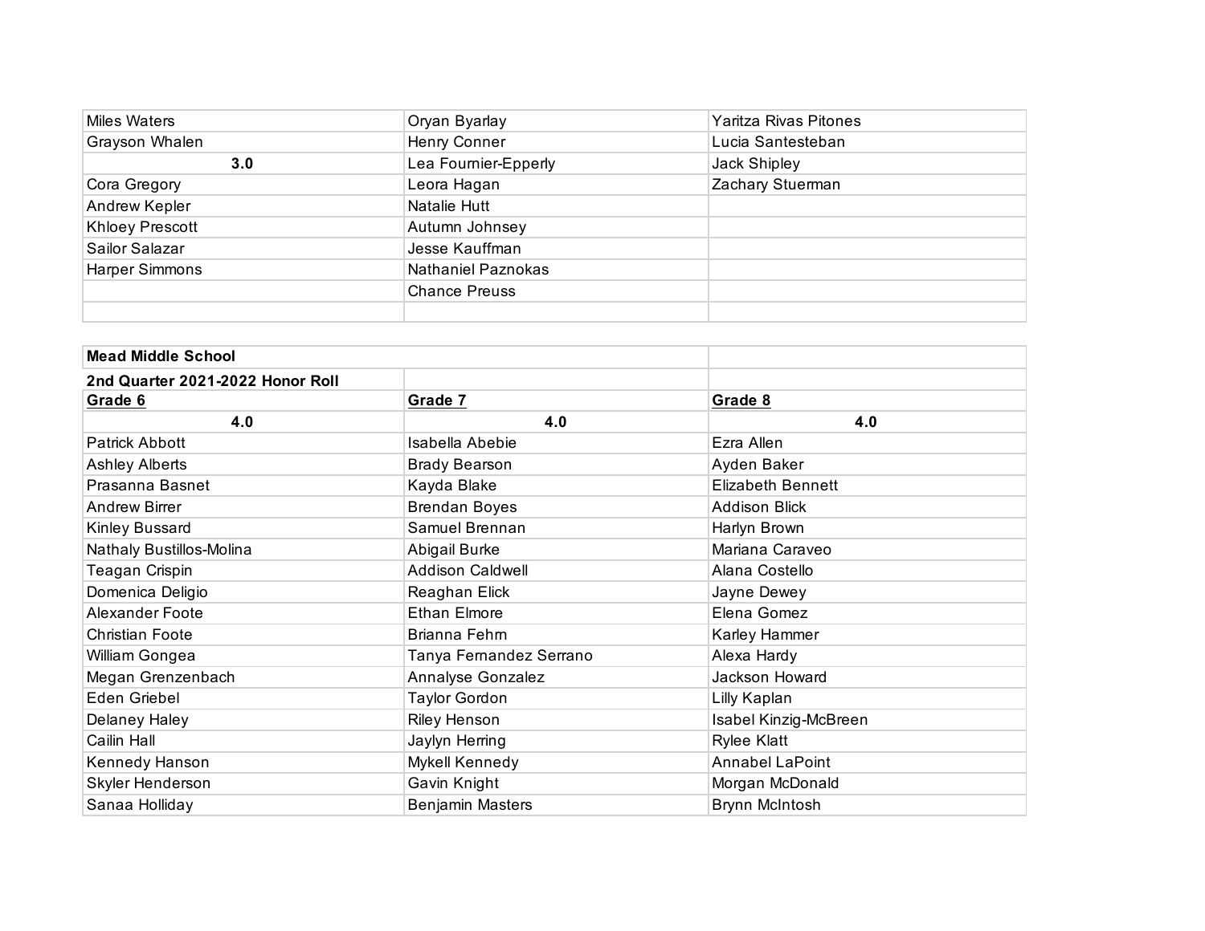| | | |
|---|---|---|
| Miles Waters | Oryan Byarlay | Yaritza Rivas Pitones |
| Grayson Whalen | Henry Conner | Lucia Santesteban |
| **3.0** | Lea Fournier-Epperly | Jack Shipley |
| Cora Gregory | Leora Hagan | Zachary Stuerman |
| Andrew Kepler | Natalie Hutt | |
| Khloey Prescott | Autumn Johnsey | |
| Sailor Salazar | Jesse Kauffman | |
| Harper Simmons | Nathaniel Paznokas | |
| | Chance Preuss | |
| | | |

| **Mead Middle School** | | |
|---|---|---|
| **2nd Quarter 2021-2022 Honor Roll** | | |
| **Grade 6** | **Grade 7** | **Grade 8** |
| **4.0** | **4.0** | **4.0** |
| Patrick Abbott | Isabella Abebie | Ezra Allen |
| Ashley Alberts | Brady Bearson | Ayden Baker |
| Prasanna Basnet | Kayda Blake | Elizabeth Bennett |
| Andrew Birrer | Brendan Boyes | Addison Blick |
| Kinley Bussard | Samuel Brennan | Harlyn Brown |
| Nathaly Bustillos-Molina | Abigail Burke | Mariana Caraveo |
| Teagan Crispin | Addison Caldwell | Alana Costello |
| Domenica Deligio | Reaghan Elick | Jayne Dewey |
| Alexander Foote | Ethan Elmore | Elena Gomez |
| Christian Foote | Brianna Fehrn | Karley Hammer |
| William Gongea | Tanya Fernandez Serrano | Alexa Hardy |
| Megan Grenzenbach | Annalyse Gonzalez | Jackson Howard |
| Eden Griebel | Taylor Gordon | Lilly Kaplan |
| Delaney Haley | Riley Henson | Isabel Kinzig-McBreen |
| Cailin Hall | Jaylyn Herring | Rylee Klatt |
| Kennedy Hanson | Mykell Kennedy | Annabel LaPoint |
| Skyler Henderson | Gavin Knight | Morgan McDonald |
| Sanaa Holliday | Benjamin Masters | Brynn McIntosh |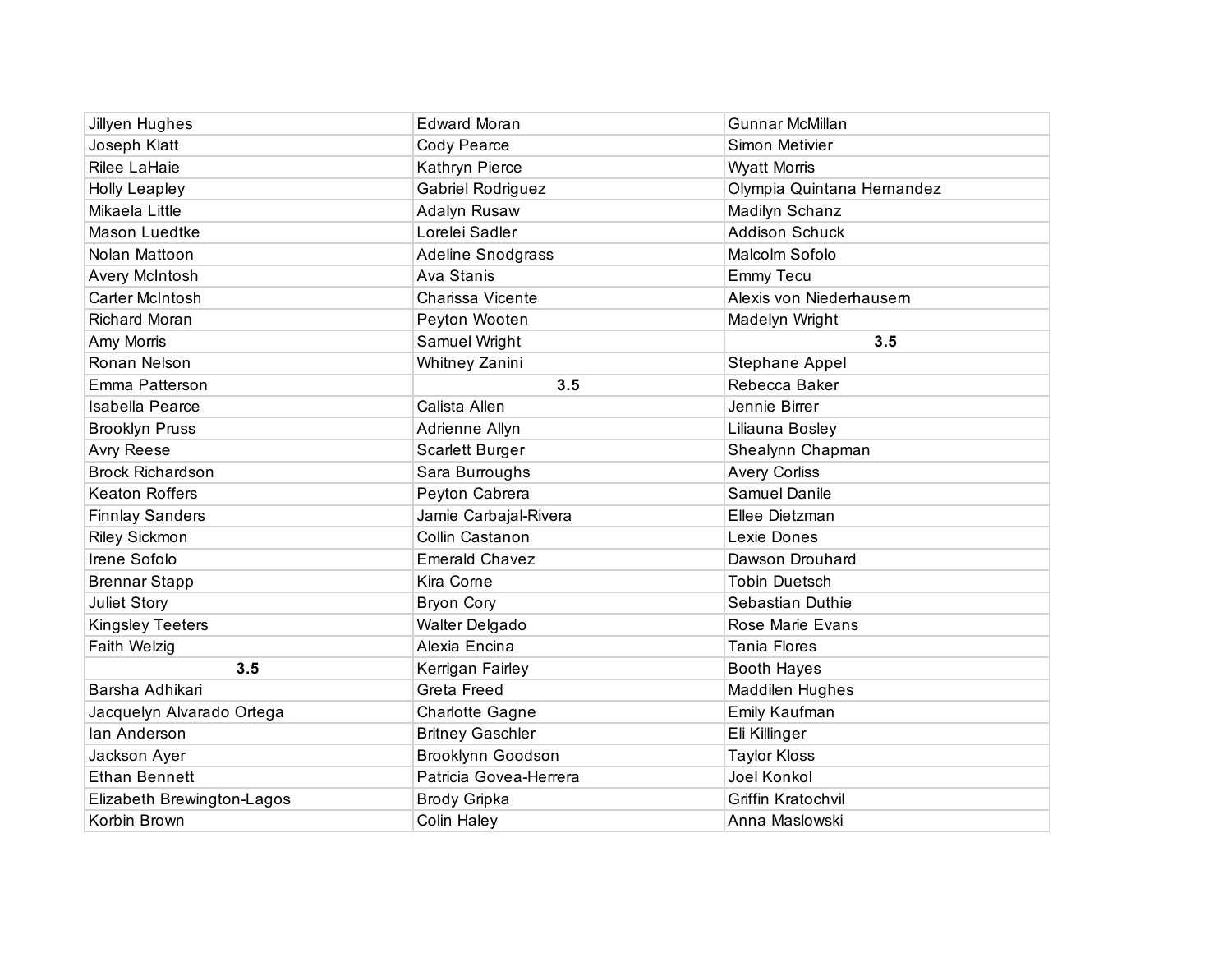| | | |
|---|---|---|
| Jillyen Hughes | Edward Moran | Gunnar McMillan |
| Joseph Klatt | Cody Pearce | Simon Metivier |
| Rilee LaHaie | Kathryn Pierce | Wyatt Morris |
| Holly Leapley | Gabriel Rodriguez | Olympia Quintana Hernandez |
| Mikaela Little | Adalyn Rusaw | Madilyn Schanz |
| Mason Luedtke | Lorelei Sadler | Addison Schuck |
| Nolan Mattoon | Adeline Snodgrass | Malcolm Sofolo |
| Avery McIntosh | Ava Stanis | Emmy Tecu |
| Carter McIntosh | Charissa Vicente | Alexis von Niederhausern |
| Richard Moran | Peyton Wooten | Madelyn Wright |
| Amy Morris | Samuel Wright | **3.5** |
| Ronan Nelson | Whitney Zanini | Stephane Appel |
| Emma Patterson | **3.5** | Rebecca Baker |
| Isabella Pearce | Calista Allen | Jennie Birrer |
| Brooklyn Pruss | Adrienne Allyn | Liliauna Bosley |
| Avry Reese | Scarlett Burger | Shealynn Chapman |
| Brock Richardson | Sara Burroughs | Avery Corliss |
| Keaton Roffers | Peyton Cabrera | Samuel Danile |
| Finnlay Sanders | Jamie Carbajal-Rivera | Ellee Dietzman |
| Riley Sickmon | Collin Castanon | Lexie Dones |
| Irene Sofolo | Emerald Chavez | Dawson Drouhard |
| Brennar Stapp | Kira Corne | Tobin Duetsch |
| Juliet Story | Bryon Cory | Sebastian Duthie |
| Kingsley Teeters | Walter Delgado | Rose Marie Evans |
| Faith Welzig | Alexia Encina | Tania Flores |
| **3.5** | Kerrigan Fairley | Booth Hayes |
| Barsha Adhikari | Greta Freed | Maddilen Hughes |
| Jacquelyn Alvarado Ortega | Charlotte Gagne | Emily Kaufman |
| Ian Anderson | Britney Gaschler | Eli Killinger |
| Jackson Ayer | Brooklynn Goodson | Taylor Kloss |
| Ethan Bennett | Patricia Govea-Herrera | Joel Konkol |
| Elizabeth Brewington-Lagos | Brody Gripka | Griffin Kratochvil |
| Korbin Brown | Colin Haley | Anna Maslowski |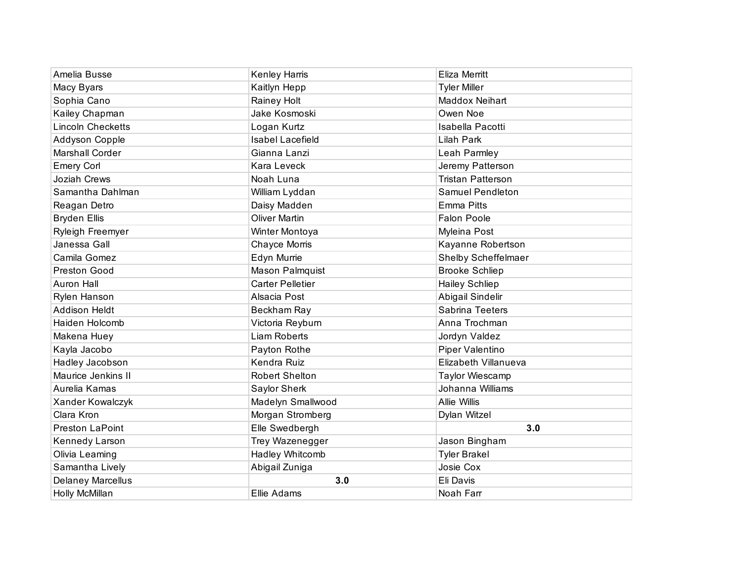| | | |
|---|---|---|
| Amelia Busse | Kenley Harris | Eliza Merritt |
| Macy Byars | Kaitlyn Hepp | Tyler Miller |
| Sophia Cano | Rainey Holt | Maddox Neihart |
| Kailey Chapman | Jake Kosmoski | Owen Noe |
| Lincoln Checketts | Logan Kurtz | Isabella Pacotti |
| Addyson Copple | Isabel Lacefield | Lilah Park |
| Marshall Corder | Gianna Lanzi | Leah Parmley |
| Emery Corl | Kara Leveck | Jeremy Patterson |
| Joziah Crews | Noah Luna | Tristan Patterson |
| Samantha Dahlman | William Lyddan | Samuel Pendleton |
| Reagan Detro | Daisy Madden | Emma Pitts |
| Bryden Ellis | Oliver Martin | Falon Poole |
| Ryleigh Freemyer | Winter Montoya | Myleina Post |
| Janessa Gall | Chayce Morris | Kayanne Robertson |
| Camila Gomez | Edyn Murrie | Shelby Scheffelmaer |
| Preston Good | Mason Palmquist | Brooke Schliep |
| Auron Hall | Carter Pelletier | Hailey Schliep |
| Rylen Hanson | Alsacia Post | Abigail Sindelir |
| Addison Heldt | Beckham Ray | Sabrina Teeters |
| Haiden Holcomb | Victoria Reyburn | Anna Trochman |
| Makena Huey | Liam Roberts | Jordyn Valdez |
| Kayla Jacobo | Payton Rothe | Piper Valentino |
| Hadley Jacobson | Kendra Ruiz | Elizabeth Villanueva |
| Maurice Jenkins II | Robert Shelton | Taylor Wiescamp |
| Aurelia Kamas | Saylor Sherk | Johanna Williams |
| Xander Kowalczyk | Madelyn Smallwood | Allie Willis |
| Clara Kron | Morgan Stromberg | Dylan Witzel |
| Preston LaPoint | Elle Swedbergh | **3.0** |
| Kennedy Larson | Trey Wazenegger | Jason Bingham |
| Olivia Leaming | Hadley Whitcomb | Tyler Brakel |
| Samantha Lively | Abigail Zuniga | Josie Cox |
| Delaney Marcellus | **3.0** | Eli Davis |
| Holly McMillan | Ellie Adams | Noah Farr |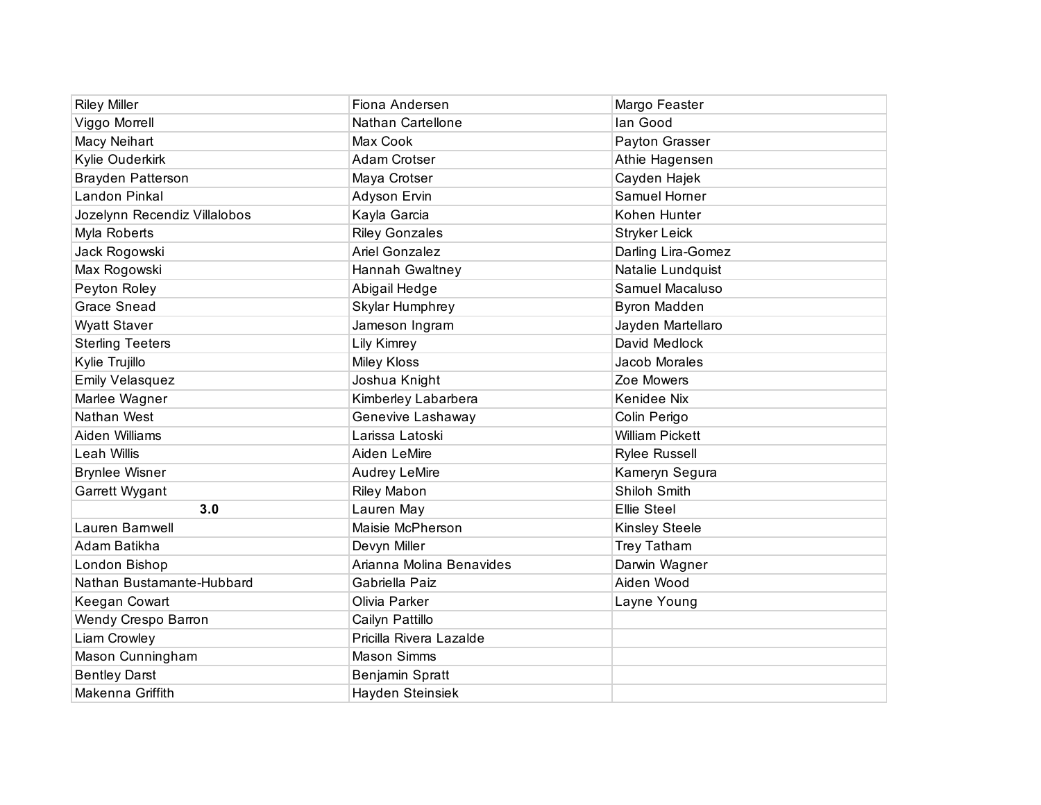| | | |
|---|---|---|
| Riley Miller | Fiona Andersen | Margo Feaster |
| Viggo Morrell | Nathan Cartellone | Ian Good |
| Macy Neihart | Max Cook | Payton Grasser |
| Kylie Ouderkirk | Adam Crotser | Athie Hagensen |
| Brayden Patterson | Maya Crotser | Cayden Hajek |
| Landon Pinkal | Adyson Ervin | Samuel Horner |
| Jozelynn Recendiz Villalobos | Kayla Garcia | Kohen Hunter |
| Myla Roberts | Riley Gonzales | Stryker Leick |
| Jack Rogowski | Ariel Gonzalez | Darling Lira-Gomez |
| Max Rogowski | Hannah Gwaltney | Natalie Lundquist |
| Peyton Roley | Abigail Hedge | Samuel Macaluso |
| Grace Snead | Skylar Humphrey | Byron Madden |
| Wyatt Staver | Jameson Ingram | Jayden Martellaro |
| Sterling Teeters | Lily Kimrey | David Medlock |
| Kylie Trujillo | Miley Kloss | Jacob Morales |
| Emily Velasquez | Joshua Knight | Zoe Mowers |
| Marlee Wagner | Kimberley Labarbera | Kenidee Nix |
| Nathan West | Genevive Lashaway | Colin Perigo |
| Aiden Williams | Larissa Latoski | William Pickett |
| Leah Willis | Aiden LeMire | Rylee Russell |
| Brynlee Wisner | Audrey LeMire | Kameryn Segura |
| Garrett Wygant | Riley Mabon | Shiloh Smith |
| **3.0** | Lauren May | Ellie Steel |
| Lauren Barnwell | Maisie McPherson | Kinsley Steele |
| Adam Batikha | Devyn Miller | Trey Tatham |
| London Bishop | Arianna Molina Benavides | Darwin Wagner |
| Nathan Bustamante-Hubbard | Gabriella Paiz | Aiden Wood |
| Keegan Cowart | Olivia Parker | Layne Young |
| Wendy Crespo Barron | Cailyn Pattillo | |
| Liam Crowley | Pricilla Rivera Lazalde | |
| Mason Cunningham | Mason Simms | |
| Bentley Darst | Benjamin Spratt | |
| Makenna Griffith | Hayden Steinsiek | |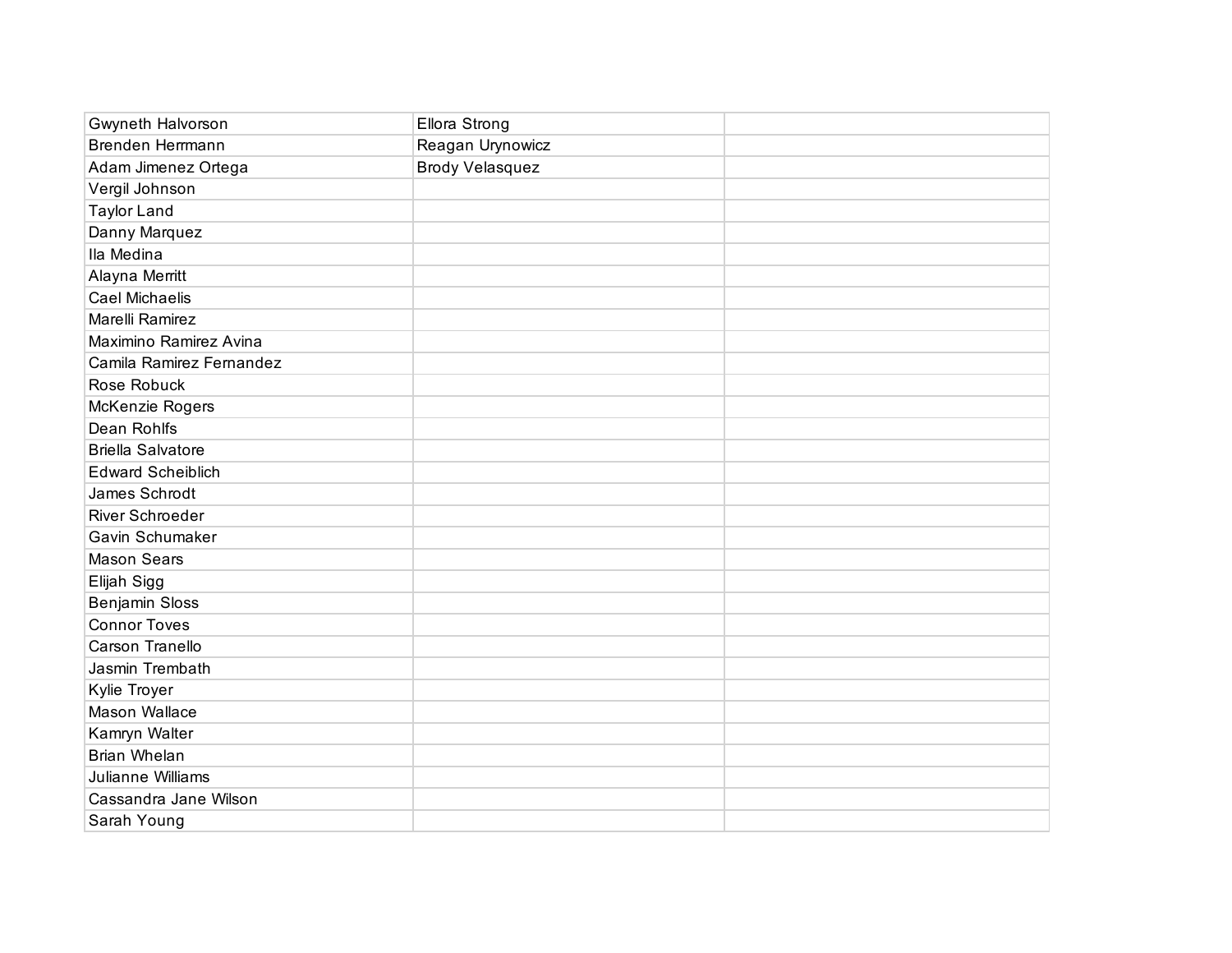| | | |
|---|---|---|
| Gwyneth Halvorson | Ellora Strong | |
| Brenden Herrmann | Reagan Urynowicz | |
| Adam Jimenez Ortega | Brody Velasquez | |
| Vergil Johnson | | |
| Taylor Land | | |
| Danny Marquez | | |
| Ila Medina | | |
| Alayna Merritt | | |
| Cael Michaelis | | |
| Marelli Ramirez | | |
| Maximino Ramirez Avina | | |
| Camila Ramirez Fernandez | | |
| Rose Robuck | | |
| McKenzie Rogers | | |
| Dean Rohlfs | | |
| Briella Salvatore | | |
| Edward Scheiblich | | |
| James Schrodt | | |
| River Schroeder | | |
| Gavin Schumaker | | |
| Mason Sears | | |
| Elijah Sigg | | |
| Benjamin Sloss | | |
| Connor Toves | | |
| Carson Tranello | | |
| Jasmin Trembath | | |
| Kylie Troyer | | |
| Mason Wallace | | |
| Kamryn Walter | | |
| Brian Whelan | | |
| Julianne Williams | | |
| Cassandra Jane Wilson | | |
| Sarah Young | | |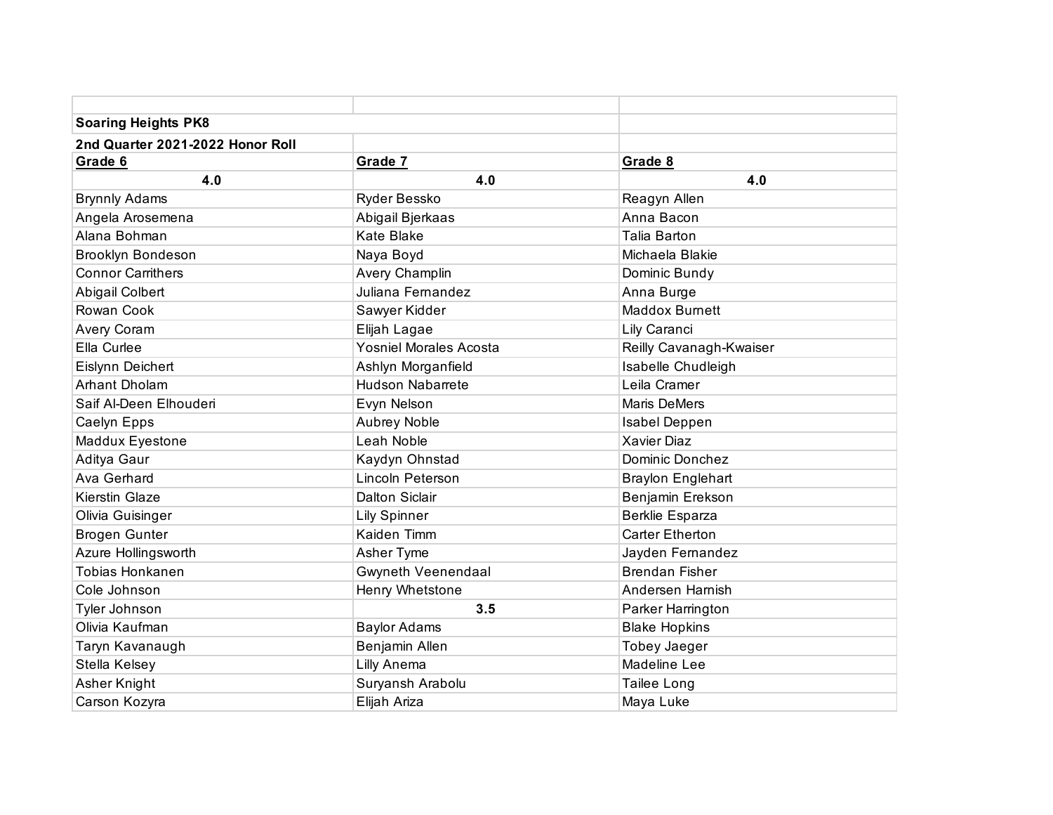**Soaring Heights PK8**

**2nd Quarter 2021-2022 Honor Roll**

| Grade 6 | Grade 7 | Grade 8 |
|---|---|---|
| **4.0** | **4.0** | **4.0** |
| Brynnly Adams | Ryder Bessko | Reagyn Allen |
| Angela Arosemena | Abigail Bjerkaas | Anna Bacon |
| Alana Bohman | Kate Blake | Talia Barton |
| Brooklyn Bondeson | Naya Boyd | Michaela Blakie |
| Connor Carrithers | Avery Champlin | Dominic Bundy |
| Abigail Colbert | Juliana Fernandez | Anna Burge |
| Rowan Cook | Sawyer Kidder | Maddox Burnett |
| Avery Coram | Elijah Lagae | Lily Caranci |
| Ella Curlee | Yosniel Morales Acosta | Reilly Cavanagh-Kwaiser |
| Eislynn Deichert | Ashlyn Morganfield | Isabelle Chudleigh |
| Arhant Dholam | Hudson Nabarrete | Leila Cramer |
| Saif Al-Deen Elhouderi | Evyn Nelson | Maris DeMers |
| Caelyn Epps | Aubrey Noble | Isabel Deppen |
| Maddux Eyestone | Leah Noble | Xavier Diaz |
| Aditya Gaur | Kaydyn Ohnstad | Dominic Donchez |
| Ava Gerhard | Lincoln Peterson | Braylon Englehart |
| Kierstin Glaze | Dalton Siclair | Benjamin Erekson |
| Olivia Guisinger | Lily Spinner | Berklie Esparza |
| Brogen Gunter | Kaiden Timm | Carter Etherton |
| Azure Hollingsworth | Asher Tyme | Jayden Fernandez |
| Tobias Honkanen | Gwyneth Veenendaal | Brendan Fisher |
| Cole Johnson | Henry Whetstone | Andersen Harnish |
| Tyler Johnson | **3.5** | Parker Harrington |
| Olivia Kaufman | Baylor Adams | Blake Hopkins |
| Taryn Kavanaugh | Benjamin Allen | Tobey Jaeger |
| Stella Kelsey | Lilly Anema | Madeline Lee |
| Asher Knight | Suryansh Arabolu | Tailee Long |
| Carson Kozyra | Elijah Ariza | Maya Luke |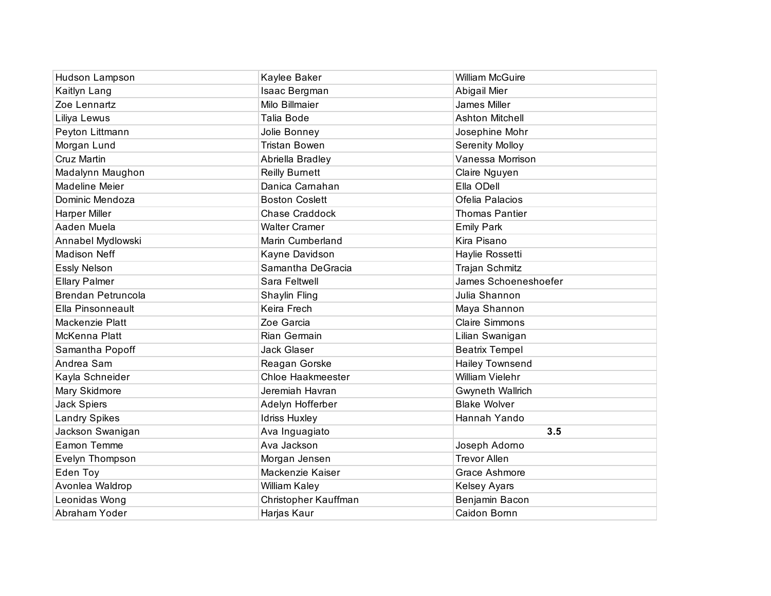| | | |
|---|---|---|
| Hudson Lampson | Kaylee Baker | William McGuire |
| Kaitlyn Lang | Isaac Bergman | Abigail Mier |
| Zoe Lennartz | Milo Billmaier | James Miller |
| Liliya Lewus | Talia Bode | Ashton Mitchell |
| Peyton Littmann | Jolie Bonney | Josephine Mohr |
| Morgan Lund | Tristan Bowen | Serenity Molloy |
| Cruz Martin | Abriella Bradley | Vanessa Morrison |
| Madalynn Maughon | Reilly Burnett | Claire Nguyen |
| Madeline Meier | Danica Carnahan | Ella ODell |
| Dominic Mendoza | Boston Coslett | Ofelia Palacios |
| Harper Miller | Chase Craddock | Thomas Pantier |
| Aaden Muela | Walter Cramer | Emily Park |
| Annabel Mydlowski | Marin Cumberland | Kira Pisano |
| Madison Neff | Kayne Davidson | Haylie Rossetti |
| Essly Nelson | Samantha DeGracia | Trajan Schmitz |
| Ellary Palmer | Sara Feltwell | James Schoeneshoefer |
| Brendan Petruncola | Shaylin Fling | Julia Shannon |
| Ella Pinsonneault | Keira Frech | Maya Shannon |
| Mackenzie Platt | Zoe Garcia | Claire Simmons |
| McKenna Platt | Rian Germain | Lilian Swanigan |
| Samantha Popoff | Jack Glaser | Beatrix Tempel |
| Andrea Sam | Reagan Gorske | Hailey Townsend |
| Kayla Schneider | Chloe Haakmeester | William Vielehr |
| Mary Skidmore | Jeremiah Havran | Gwyneth Wallrich |
| Jack Spiers | Adelyn Hofferber | Blake Wolver |
| Landry Spikes | Idriss Huxley | Hannah Yando |
| Jackson Swanigan | Ava Inguagiato | **3.5** |
| Eamon Temme | Ava Jackson | Joseph Adorno |
| Evelyn Thompson | Morgan Jensen | Trevor Allen |
| Eden Toy | Mackenzie Kaiser | Grace Ashmore |
| Avonlea Waldrop | William Kaley | Kelsey Ayars |
| Leonidas Wong | Christopher Kauffman | Benjamin Bacon |
| Abraham Yoder | Harjas Kaur | Caidon Bornn |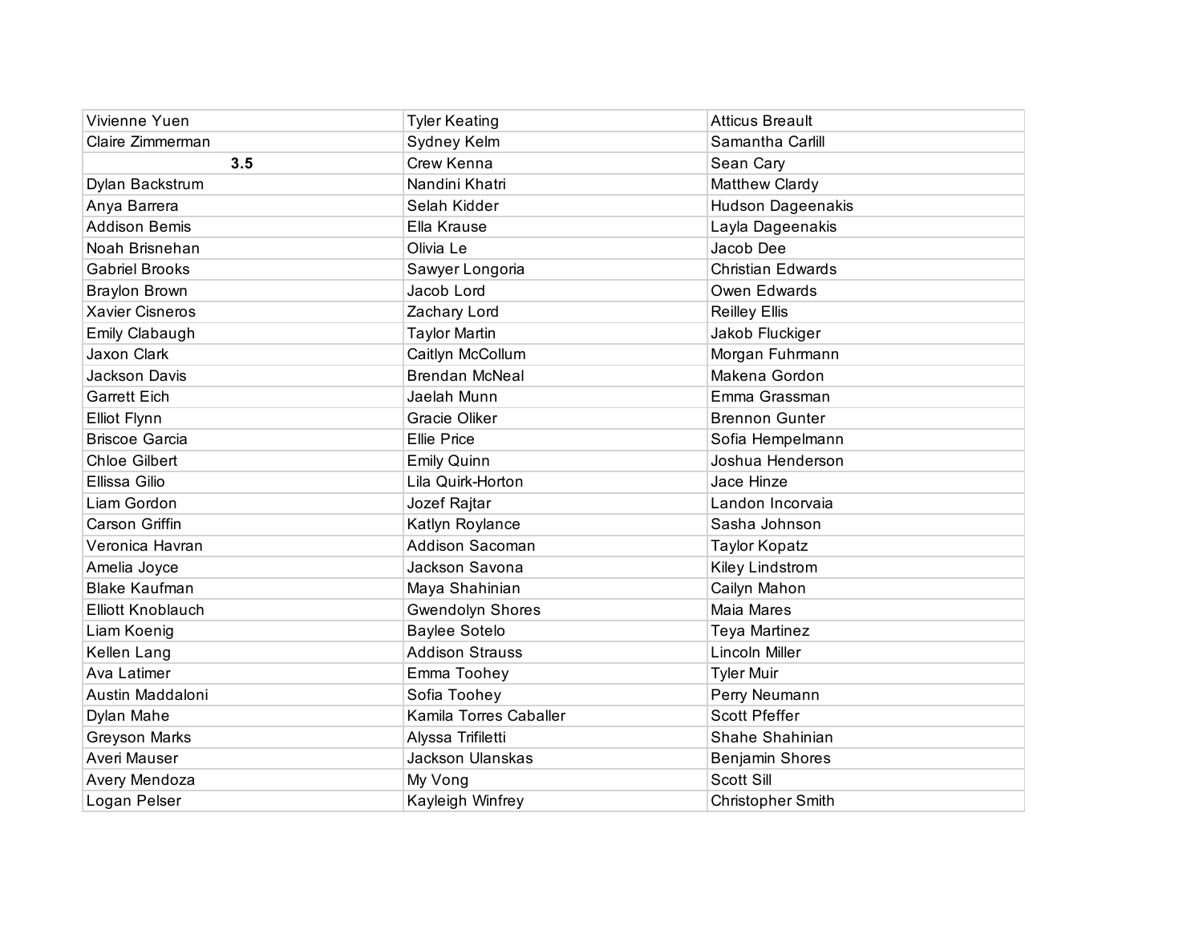| Vivienne Yuen | Tyler Keating | Atticus Breault |
|---|---|---|
| Claire Zimmerman | Sydney Kelm | Samantha Carlill |
| **3.5** | Crew Kenna | Sean Cary |
| Dylan Backstrum | Nandini Khatri | Matthew Clardy |
| Anya Barrera | Selah Kidder | Hudson Dageenakis |
| Addison Bemis | Ella Krause | Layla Dageenakis |
| Noah Brisnehan | Olivia Le | Jacob Dee |
| Gabriel Brooks | Sawyer Longoria | Christian Edwards |
| Braylon Brown | Jacob Lord | Owen Edwards |
| Xavier Cisneros | Zachary Lord | Reilley Ellis |
| Emily Clabaugh | Taylor Martin | Jakob Fluckiger |
| Jaxon Clark | Caitlyn McCollum | Morgan Fuhrmann |
| Jackson Davis | Brendan McNeal | Makena Gordon |
| Garrett Eich | Jaelah Munn | Emma Grassman |
| Elliot Flynn | Gracie Oliker | Brennon Gunter |
| Briscoe Garcia | Ellie Price | Sofia Hempelmann |
| Chloe Gilbert | Emily Quinn | Joshua Henderson |
| Ellissa Gilio | Lila Quirk-Horton | Jace Hinze |
| Liam Gordon | Jozef Rajtar | Landon Incorvaia |
| Carson Griffin | Katlyn Roylance | Sasha Johnson |
| Veronica Havran | Addison Sacoman | Taylor Kopatz |
| Amelia Joyce | Jackson Savona | Kiley Lindstrom |
| Blake Kaufman | Maya Shahinian | Cailyn Mahon |
| Elliott Knoblauch | Gwendolyn Shores | Maia Mares |
| Liam Koenig | Baylee Sotelo | Teya Martinez |
| Kellen Lang | Addison Strauss | Lincoln Miller |
| Ava Latimer | Emma Toohey | Tyler Muir |
| Austin Maddaloni | Sofia Toohey | Perry Neumann |
| Dylan Mahe | Kamila Torres Caballer | Scott Pfeffer |
| Greyson Marks | Alyssa Trifiletti | Shahe Shahinian |
| Averi Mauser | Jackson Ulanskas | Benjamin Shores |
| Avery Mendoza | My Vong | Scott Sill |
| Logan Pelser | Kayleigh Winfrey | Christopher Smith |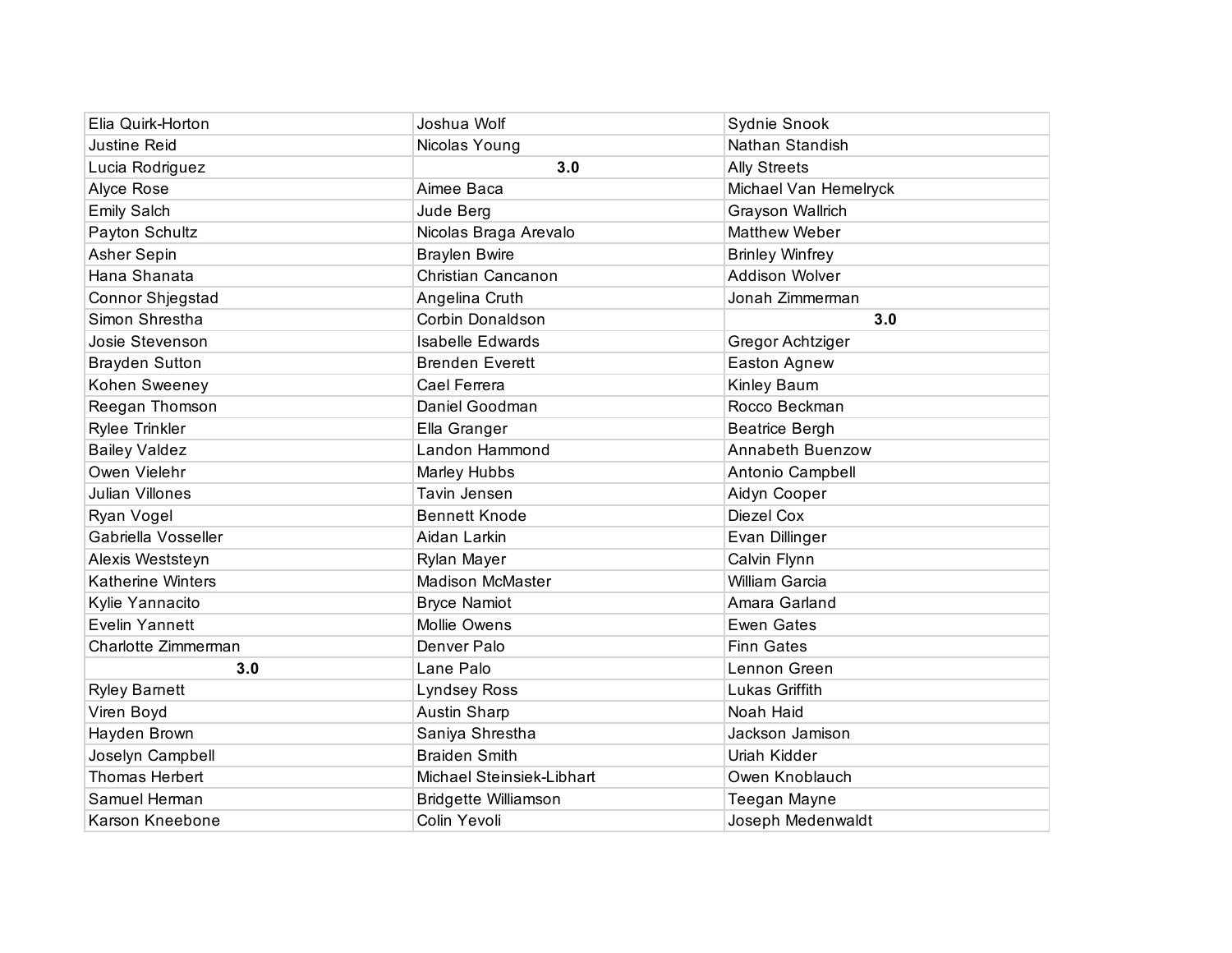| | | |
|---|---|---|
| Elia Quirk-Horton | Joshua Wolf | Sydnie Snook |
| Justine Reid | Nicolas Young | Nathan Standish |
| Lucia Rodriguez | **3.0** | Ally Streets |
| Alyce Rose | Aimee Baca | Michael Van Hemelryck |
| Emily Salch | Jude Berg | Grayson Wallrich |
| Payton Schultz | Nicolas Braga Arevalo | Matthew Weber |
| Asher Sepin | Braylen Bwire | Brinley Winfrey |
| Hana Shanata | Christian Cancanon | Addison Wolver |
| Connor Shjegstad | Angelina Cruth | Jonah Zimmerman |
| Simon Shrestha | Corbin Donaldson | **3.0** |
| Josie Stevenson | Isabelle Edwards | Gregor Achtziger |
| Brayden Sutton | Brenden Everett | Easton Agnew |
| Kohen Sweeney | Cael Ferrera | Kinley Baum |
| Reegan Thomson | Daniel Goodman | Rocco Beckman |
| Rylee Trinkler | Ella Granger | Beatrice Bergh |
| Bailey Valdez | Landon Hammond | Annabeth Buenzow |
| Owen Vielehr | Marley Hubbs | Antonio Campbell |
| Julian Villones | Tavin Jensen | Aidyn Cooper |
| Ryan Vogel | Bennett Knode | Diezel Cox |
| Gabriella Vosseller | Aidan Larkin | Evan Dillinger |
| Alexis Weststeyn | Rylan Mayer | Calvin Flynn |
| Katherine Winters | Madison McMaster | William Garcia |
| Kylie Yannacito | Bryce Namiot | Amara Garland |
| Evelin Yannett | Mollie Owens | Ewen Gates |
| Charlotte Zimmerman | Denver Palo | Finn Gates |
| **3.0** | Lane Palo | Lennon Green |
| Ryley Barnett | Lyndsey Ross | Lukas Griffith |
| Viren Boyd | Austin Sharp | Noah Haid |
| Hayden Brown | Saniya Shrestha | Jackson Jamison |
| Joselyn Campbell | Braiden Smith | Uriah Kidder |
| Thomas Herbert | Michael Steinsiek-Libhart | Owen Knoblauch |
| Samuel Herman | Bridgette Williamson | Teegan Mayne |
| Karson Kneebone | Colin Yevoli | Joseph Medenwaldt |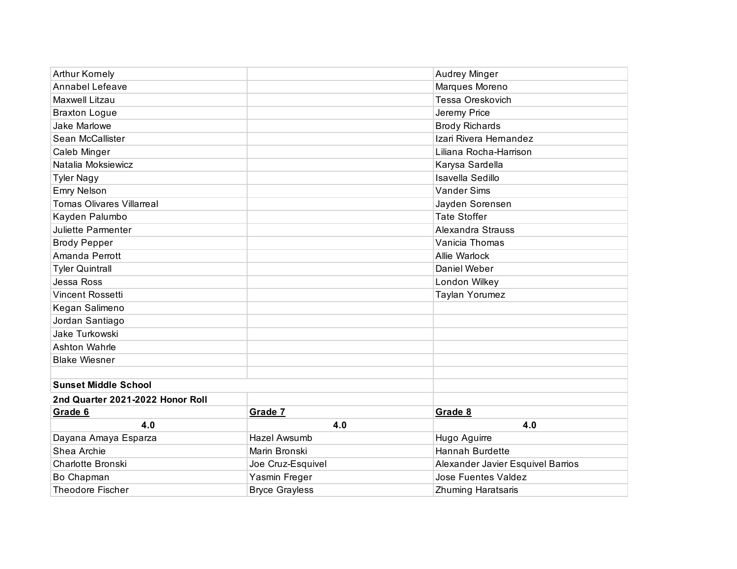| | | |
|---|---|---|
| Arthur Kornely | | Audrey Minger |
| Annabel Lefeave | | Marques Moreno |
| Maxwell Litzau | | Tessa Oreskovich |
| Braxton Logue | | Jeremy Price |
| Jake Marlowe | | Brody Richards |
| Sean McCallister | | Izari Rivera Hernandez |
| Caleb Minger | | Liliana Rocha-Harrison |
| Natalia Moksiewicz | | Karysa Sardella |
| Tyler Nagy | | Isavella Sedillo |
| Emry Nelson | | Vander Sims |
| Tomas Olivares Villarreal | | Jayden Sorensen |
| Kayden Palumbo | | Tate Stoffer |
| Juliette Parmenter | | Alexandra Strauss |
| Brody Pepper | | Vanicia Thomas |
| Amanda Perrott | | Allie Warlock |
| Tyler Quintrall | | Daniel Weber |
| Jessa Ross | | London Wilkey |
| Vincent Rossetti | | Taylan Yorumez |
| Kegan Salimeno | | |
| Jordan Santiago | | |
| Jake Turkowski | | |
| Ashton Wahrle | | |
| Blake Wiesner | | |

**Sunset Middle School**

**2nd Quarter 2021-2022 Honor Roll**

| **Grade 6** | **Grade 7** | **Grade 8** |
|---|---|---|
| **4.0** | **4.0** | **4.0** |
| Dayana Amaya Esparza | Hazel Awsumb | Hugo Aguirre |
| Shea Archie | Marin Bronski | Hannah Burdette |
| Charlotte Bronski | Joe Cruz-Esquivel | Alexander Javier Esquivel Barrios |
| Bo Chapman | Yasmin Freger | Jose Fuentes Valdez |
| Theodore Fischer | Bryce Grayless | Zhuming Haratsaris |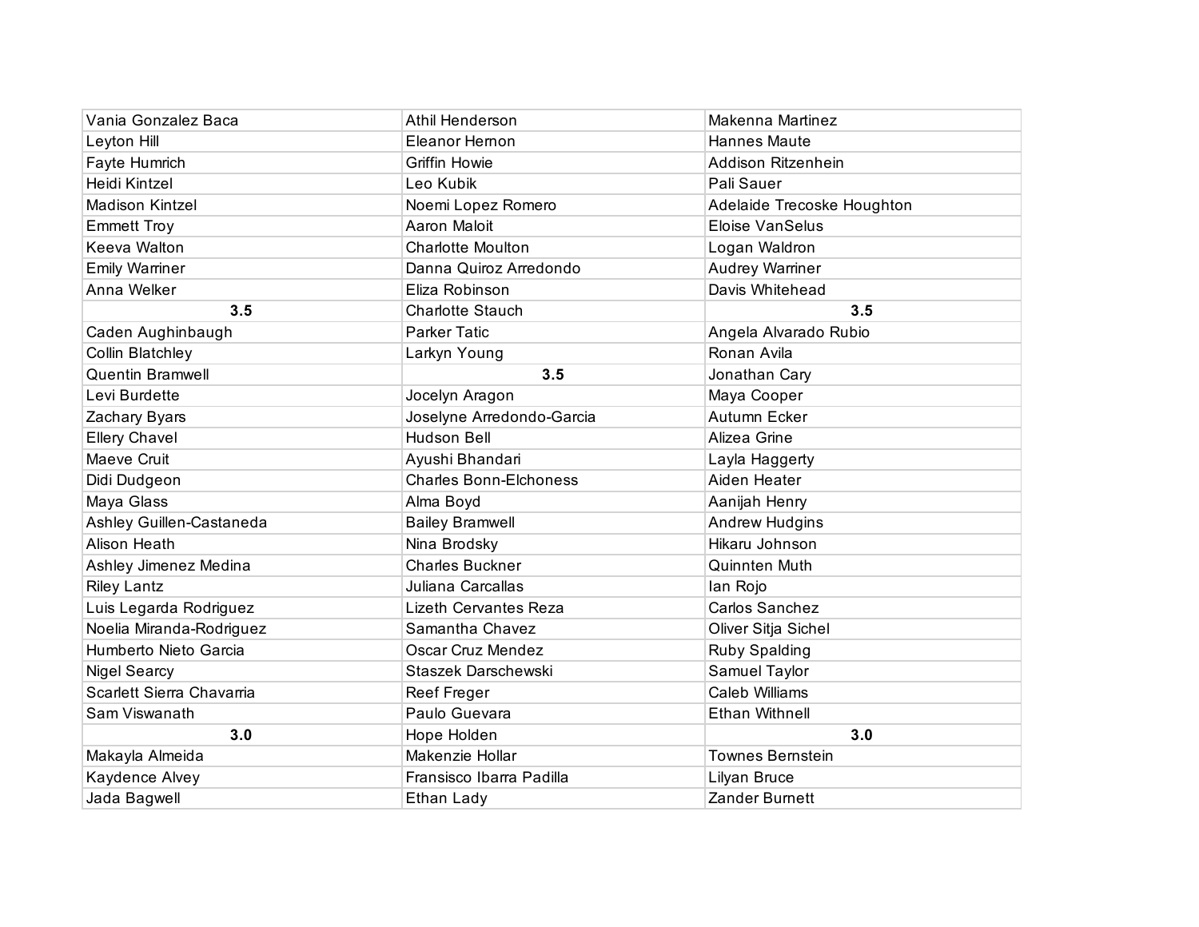| | | |
|---|---|---|
| Vania Gonzalez Baca | Athil Henderson | Makenna Martinez |
| Leyton Hill | Eleanor Hernon | Hannes Maute |
| Fayte Humrich | Griffin Howie | Addison Ritzenhein |
| Heidi Kintzel | Leo Kubik | Pali Sauer |
| Madison Kintzel | Noemi Lopez Romero | Adelaide Trecoske Houghton |
| Emmett Troy | Aaron Maloit | Eloise VanSelus |
| Keeva Walton | Charlotte Moulton | Logan Waldron |
| Emily Warriner | Danna Quiroz Arredondo | Audrey Warriner |
| Anna Welker | Eliza Robinson | Davis Whitehead |
| **3.5** | Charlotte Stauch | **3.5** |
| Caden Aughinbaugh | Parker Tatic | Angela Alvarado Rubio |
| Collin Blatchley | Larkyn Young | Ronan Avila |
| Quentin Bramwell | **3.5** | Jonathan Cary |
| Levi Burdette | Jocelyn Aragon | Maya Cooper |
| Zachary Byars | Joselyne Arredondo-Garcia | Autumn Ecker |
| Ellery Chavel | Hudson Bell | Alizea Grine |
| Maeve Cruit | Ayushi Bhandari | Layla Haggerty |
| Didi Dudgeon | Charles Bonn-Elchoness | Aiden Heater |
| Maya Glass | Alma Boyd | Aanijah Henry |
| Ashley Guillen-Castaneda | Bailey Bramwell | Andrew Hudgins |
| Alison Heath | Nina Brodsky | Hikaru Johnson |
| Ashley Jimenez Medina | Charles Buckner | Quinnten Muth |
| Riley Lantz | Juliana Carcallas | Ian Rojo |
| Luis Legarda Rodriguez | Lizeth Cervantes Reza | Carlos Sanchez |
| Noelia Miranda-Rodriguez | Samantha Chavez | Oliver Sitja Sichel |
| Humberto Nieto Garcia | Oscar Cruz Mendez | Ruby Spalding |
| Nigel Searcy | Staszek Darschewski | Samuel Taylor |
| Scarlett Sierra Chavarria | Reef Freger | Caleb Williams |
| Sam Viswanath | Paulo Guevara | Ethan Withnell |
| **3.0** | Hope Holden | **3.0** |
| Makayla Almeida | Makenzie Hollar | Townes Bernstein |
| Kaydence Alvey | Fransisco Ibarra Padilla | Lilyan Bruce |
| Jada Bagwell | Ethan Lady | Zander Burnett |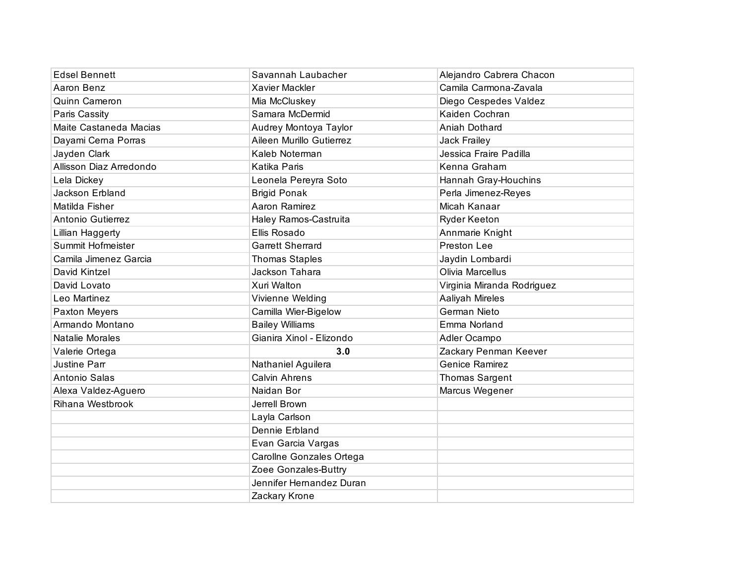| | | |
|---|---|---|
| Edsel Bennett | Savannah Laubacher | Alejandro Cabrera Chacon |
| Aaron Benz | Xavier Mackler | Camila Carmona-Zavala |
| Quinn Cameron | Mia McCluskey | Diego Cespedes Valdez |
| Paris Cassity | Samara McDermid | Kaiden Cochran |
| Maite Castaneda Macias | Audrey Montoya Taylor | Aniah Dothard |
| Dayami Cerna Porras | Aileen Murillo Gutierrez | Jack Frailey |
| Jayden Clark | Kaleb Noterman | Jessica Fraire Padilla |
| Allisson Diaz Arredondo | Katika Paris | Kenna Graham |
| Lela Dickey | Leonela Pereyra Soto | Hannah Gray-Houchins |
| Jackson Erbland | Brigid Ponak | Perla Jimenez-Reyes |
| Matilda Fisher | Aaron Ramirez | Micah Kanaar |
| Antonio Gutierrez | Haley Ramos-Castruita | Ryder Keeton |
| Lillian Haggerty | Ellis Rosado | Annmarie Knight |
| Summit Hofmeister | Garrett Sherrard | Preston Lee |
| Camila Jimenez Garcia | Thomas Staples | Jaydin Lombardi |
| David Kintzel | Jackson Tahara | Olivia Marcellus |
| David Lovato | Xuri Walton | Virginia Miranda Rodriguez |
| Leo Martinez | Vivienne Welding | Aaliyah Mireles |
| Paxton Meyers | Camilla Wier-Bigelow | German Nieto |
| Armando Montano | Bailey Williams | Emma Norland |
| Natalie Morales | Gianira Xinol - Elizondo | Adler Ocampo |
| Valerie Ortega | **3.0** | Zackary Penman Keever |
| Justine Parr | Nathaniel Aguilera | Genice Ramirez |
| Antonio Salas | Calvin Ahrens | Thomas Sargent |
| Alexa Valdez-Aguero | Naidan Bor | Marcus Wegener |
| Rihana Westbrook | Jerrell Brown | |
| | Layla Carlson | |
| | Dennie Erbland | |
| | Evan Garcia Vargas | |
| | Carollne Gonzales Ortega | |
| | Zoee Gonzales-Buttry | |
| | Jennifer Hernandez Duran | |
| | Zackary Krone | |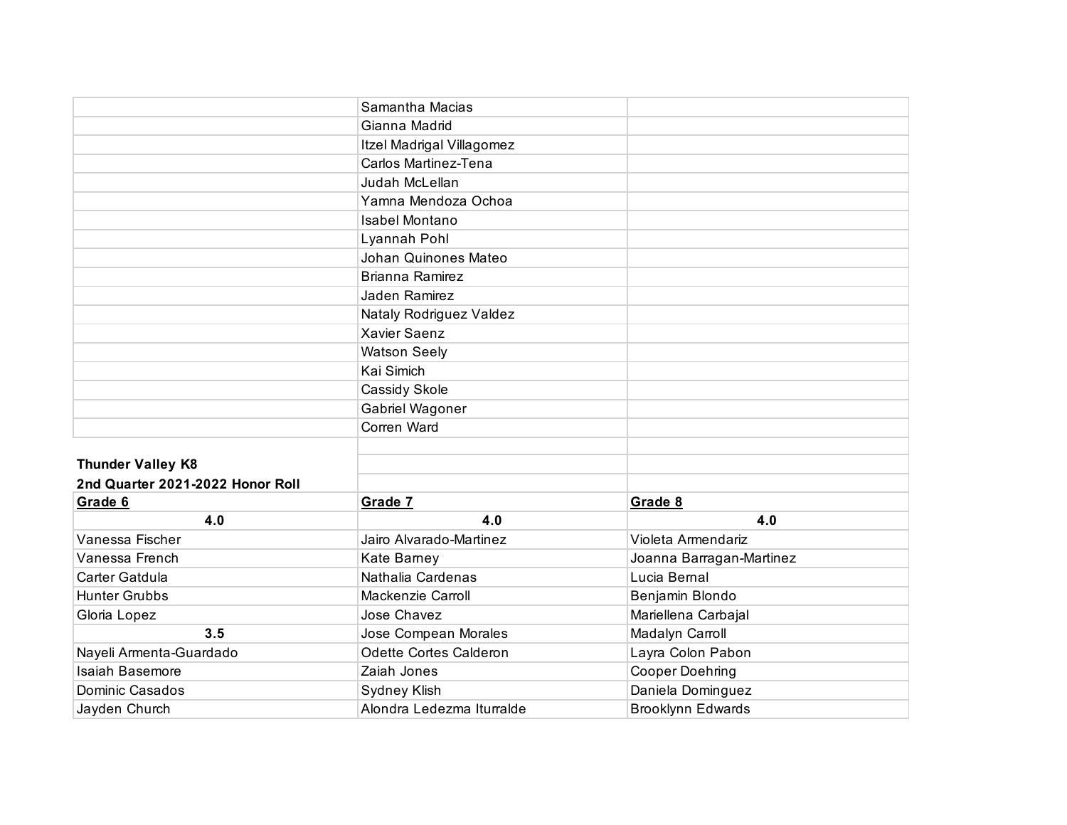| | | |
|---|---|---|
| | Samantha Macias | |
| | Gianna Madrid | |
| | Itzel Madrigal Villagomez | |
| | Carlos Martinez-Tena | |
| | Judah McLellan | |
| | Yamna Mendoza Ochoa | |
| | Isabel Montano | |
| | Lyannah Pohl | |
| | Johan Quinones Mateo | |
| | Brianna Ramirez | |
| | Jaden Ramirez | |
| | Nataly Rodriguez Valdez | |
| | Xavier Saenz | |
| | Watson Seely | |
| | Kai Simich | |
| | Cassidy Skole | |
| | Gabriel Wagoner | |
| | Corren Ward | |

**Thunder Valley K8**

**2nd Quarter 2021-2022 Honor Roll**

| **Grade 6** | **Grade 7** | **Grade 8** |
|---|---|---|
| **4.0** | **4.0** | **4.0** |
| Vanessa Fischer | Jairo Alvarado-Martinez | Violeta Armendariz |
| Vanessa French | Kate Barney | Joanna Barragan-Martinez |
| Carter Gatdula | Nathalia Cardenas | Lucia Bernal |
| Hunter Grubbs | Mackenzie Carroll | Benjamin Blondo |
| Gloria Lopez | Jose Chavez | Mariellena Carbajal |
| **3.5** | Jose Compean Morales | Madalyn Carroll |
| Nayeli Armenta-Guardado | Odette Cortes Calderon | Layra Colon Pabon |
| Isaiah Basemore | Zaiah Jones | Cooper Doehring |
| Dominic Casados | Sydney Klish | Daniela Dominguez |
| Jayden Church | Alondra Ledezma Iturralde | Brooklynn Edwards |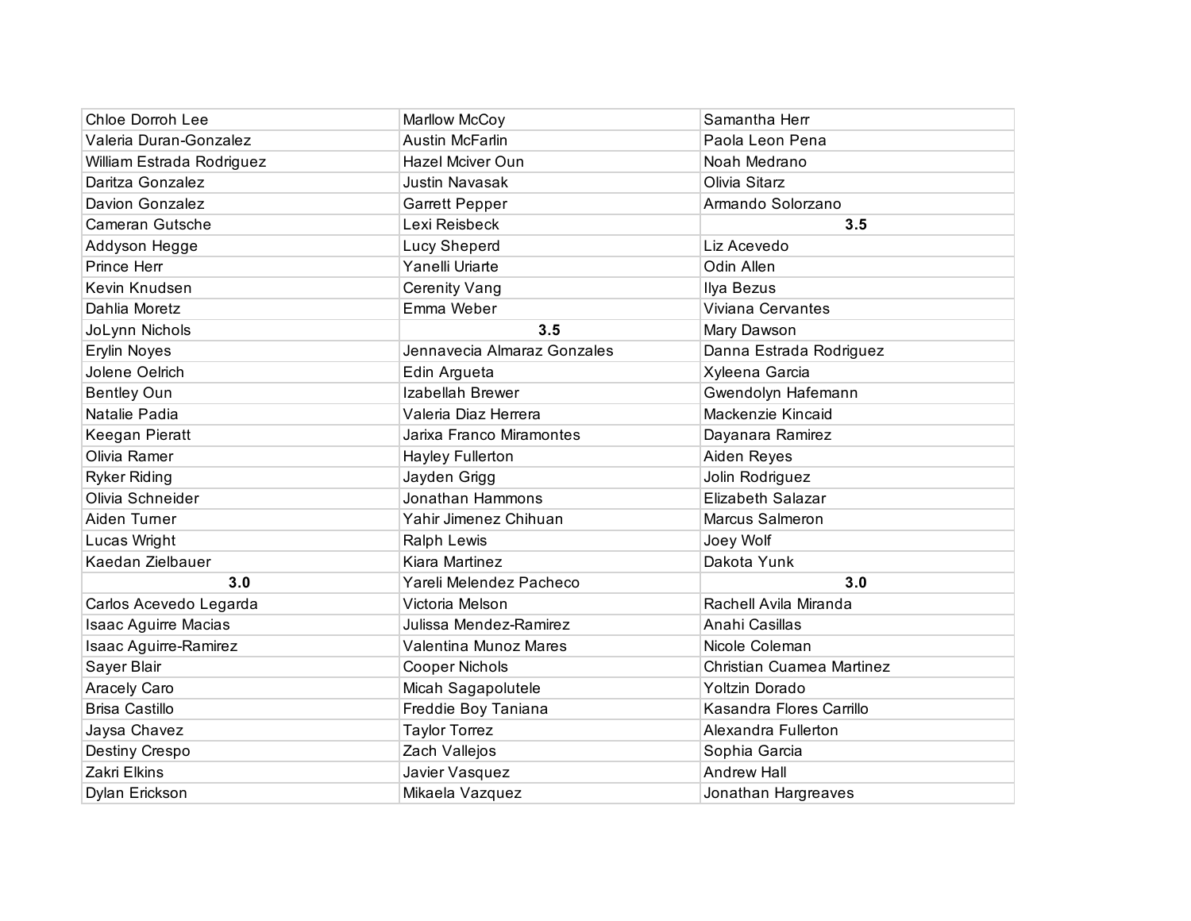| | | |
|---|---|---|
| Chloe Dorroh Lee | Marllow McCoy | Samantha Herr |
| Valeria Duran-Gonzalez | Austin McFarlin | Paola Leon Pena |
| William Estrada Rodriguez | Hazel Mciver Oun | Noah Medrano |
| Daritza Gonzalez | Justin Navasak | Olivia Sitarz |
| Davion Gonzalez | Garrett Pepper | Armando Solorzano |
| Cameran Gutsche | Lexi Reisbeck | **3.5** |
| Addyson Hegge | Lucy Sheperd | Liz Acevedo |
| Prince Herr | Yanelli Uriarte | Odin Allen |
| Kevin Knudsen | Cerenity Vang | Ilya Bezus |
| Dahlia Moretz | Emma Weber | Viviana Cervantes |
| JoLynn Nichols | **3.5** | Mary Dawson |
| Erylin Noyes | Jennavecia Almaraz Gonzales | Danna Estrada Rodriguez |
| Jolene Oelrich | Edin Argueta | Xyleena Garcia |
| Bentley Oun | Izabellah Brewer | Gwendolyn Hafemann |
| Natalie Padia | Valeria Diaz Herrera | Mackenzie Kincaid |
| Keegan Pieratt | Jarixa Franco Miramontes | Dayanara Ramirez |
| Olivia Ramer | Hayley Fullerton | Aiden Reyes |
| Ryker Riding | Jayden Grigg | Jolin Rodriguez |
| Olivia Schneider | Jonathan Hammons | Elizabeth Salazar |
| Aiden Turner | Yahir Jimenez Chihuan | Marcus Salmeron |
| Lucas Wright | Ralph Lewis | Joey Wolf |
| Kaedan Zielbauer | Kiara Martinez | Dakota Yunk |
| **3.0** | Yareli Melendez Pacheco | **3.0** |
| Carlos Acevedo Legarda | Victoria Melson | Rachell Avila Miranda |
| Isaac Aguirre Macias | Julissa Mendez-Ramirez | Anahi Casillas |
| Isaac Aguirre-Ramirez | Valentina Munoz Mares | Nicole Coleman |
| Sayer Blair | Cooper Nichols | Christian Cuamea Martinez |
| Aracely Caro | Micah Sagapolutele | Yoltzin Dorado |
| Brisa Castillo | Freddie Boy Taniana | Kasandra Flores Carrillo |
| Jaysa Chavez | Taylor Torrez | Alexandra Fullerton |
| Destiny Crespo | Zach Vallejos | Sophia Garcia |
| Zakri Elkins | Javier Vasquez | Andrew Hall |
| Dylan Erickson | Mikaela Vazquez | Jonathan Hargreaves |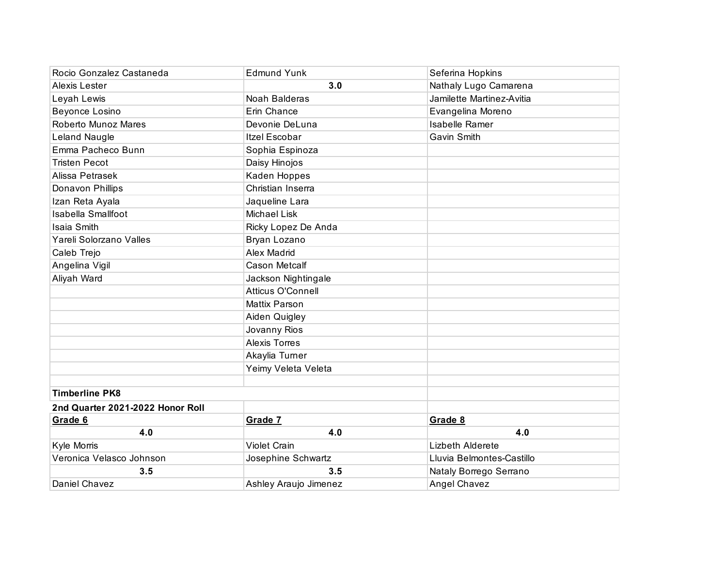| | | |
|---|---|---|
| Rocio Gonzalez Castaneda | Edmund Yunk | Seferina Hopkins |
| Alexis Lester | **3.0** | Nathaly Lugo Camarena |
| Leyah Lewis | Noah Balderas | Jamilette Martinez-Avitia |
| Beyonce Losino | Erin Chance | Evangelina Moreno |
| Roberto Munoz Mares | Devonie DeLuna | Isabelle Ramer |
| Leland Naugle | Itzel Escobar | Gavin Smith |
| Emma Pacheco Bunn | Sophia Espinoza | |
| Tristen Pecot | Daisy Hinojos | |
| Alissa Petrasek | Kaden Hoppes | |
| Donavon Phillips | Christian Inserra | |
| Izan Reta Ayala | Jaqueline Lara | |
| Isabella Smallfoot | Michael Lisk | |
| Isaia Smith | Ricky Lopez De Anda | |
| Yareli Solorzano Valles | Bryan Lozano | |
| Caleb Trejo | Alex Madrid | |
| Angelina Vigil | Cason Metcalf | |
| Aliyah Ward | Jackson Nightingale | |
| | Atticus O'Connell | |
| | Mattix Parson | |
| | Aiden Quigley | |
| | Jovanny Rios | |
| | Alexis Torres | |
| | Akaylia Turner | |
| | Yeimy Veleta Veleta | |

**Timberline PK8**

**2nd Quarter 2021-2022 Honor Roll**

| **Grade 6** | **Grade 7** | **Grade 8** |
|---|---|---|
| **4.0** | **4.0** | **4.0** |
| Kyle Morris | Violet Crain | Lizbeth Alderete |
| Veronica Velasco Johnson | Josephine Schwartz | Lluvia Belmontes-Castillo |
| **3.5** | **3.5** | Nataly Borrego Serrano |
| Daniel Chavez | Ashley Araujo Jimenez | Angel Chavez |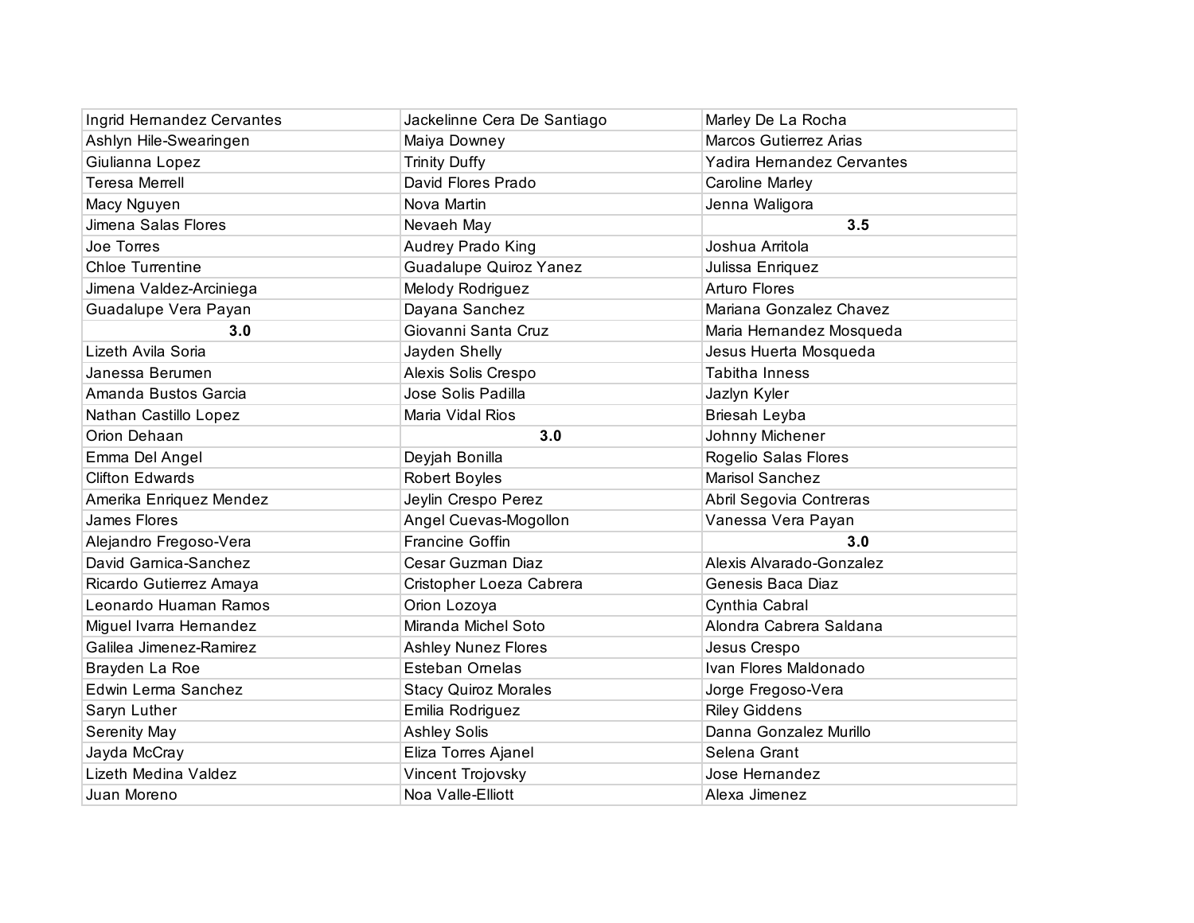| | | |
|---|---|---|
| Ingrid Hernandez Cervantes | Jackelinne Cera De Santiago | Marley De La Rocha |
| Ashlyn Hile-Swearingen | Maiya Downey | Marcos Gutierrez Arias |
| Giulianna Lopez | Trinity Duffy | Yadira Hernandez Cervantes |
| Teresa Merrell | David Flores Prado | Caroline Marley |
| Macy Nguyen | Nova Martin | Jenna Waligora |
| Jimena Salas Flores | Nevaeh May | **3.5** |
| Joe Torres | Audrey Prado King | Joshua Arritola |
| Chloe Turrentine | Guadalupe Quiroz Yanez | Julissa Enriquez |
| Jimena Valdez-Arciniega | Melody Rodriguez | Arturo Flores |
| Guadalupe Vera Payan | Dayana Sanchez | Mariana Gonzalez Chavez |
| **3.0** | Giovanni Santa Cruz | Maria Hernandez Mosqueda |
| Lizeth Avila Soria | Jayden Shelly | Jesus Huerta Mosqueda |
| Janessa Berumen | Alexis Solis Crespo | Tabitha Inness |
| Amanda Bustos Garcia | Jose Solis Padilla | Jazlyn Kyler |
| Nathan Castillo Lopez | Maria Vidal Rios | Briesah Leyba |
| Orion Dehaan | **3.0** | Johnny Michener |
| Emma Del Angel | Deyjah Bonilla | Rogelio Salas Flores |
| Clifton Edwards | Robert Boyles | Marisol Sanchez |
| Amerika Enriquez Mendez | Jeylin Crespo Perez | Abril Segovia Contreras |
| James Flores | Angel Cuevas-Mogollon | Vanessa Vera Payan |
| Alejandro Fregoso-Vera | Francine Goffin | **3.0** |
| David Garnica-Sanchez | Cesar Guzman Diaz | Alexis Alvarado-Gonzalez |
| Ricardo Gutierrez Amaya | Cristopher Loeza Cabrera | Genesis Baca Diaz |
| Leonardo Huaman Ramos | Orion Lozoya | Cynthia Cabral |
| Miguel Ivarra Hernandez | Miranda Michel Soto | Alondra Cabrera Saldana |
| Galilea Jimenez-Ramirez | Ashley Nunez Flores | Jesus Crespo |
| Brayden La Roe | Esteban Ornelas | Ivan Flores Maldonado |
| Edwin Lerma Sanchez | Stacy Quiroz Morales | Jorge Fregoso-Vera |
| Saryn Luther | Emilia Rodriguez | Riley Giddens |
| Serenity May | Ashley Solis | Danna Gonzalez Murillo |
| Jayda McCray | Eliza Torres Ajanel | Selena Grant |
| Lizeth Medina Valdez | Vincent Trojovsky | Jose Hernandez |
| Juan Moreno | Noa Valle-Elliott | Alexa Jimenez |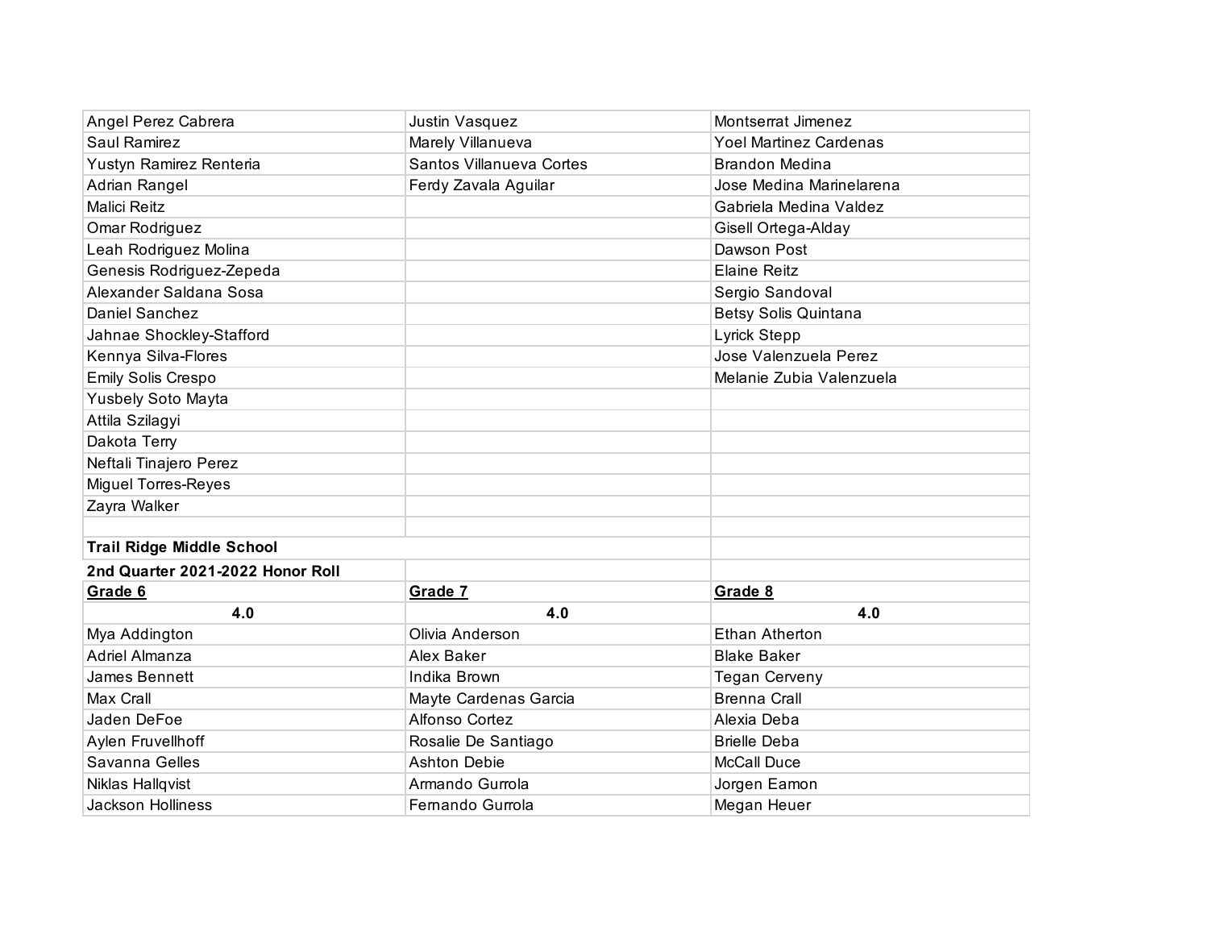| | | |
|---|---|---|
| Angel Perez Cabrera | Justin Vasquez | Montserrat Jimenez |
| Saul Ramirez | Marely Villanueva | Yoel Martinez Cardenas |
| Yustyn Ramirez Renteria | Santos Villanueva Cortes | Brandon Medina |
| Adrian Rangel | Ferdy Zavala Aguilar | Jose Medina Marinelarena |
| Malici Reitz | | Gabriela Medina Valdez |
| Omar Rodriguez | | Gisell Ortega-Alday |
| Leah Rodriguez Molina | | Dawson Post |
| Genesis Rodriguez-Zepeda | | Elaine Reitz |
| Alexander Saldana Sosa | | Sergio Sandoval |
| Daniel Sanchez | | Betsy Solis Quintana |
| Jahnae Shockley-Stafford | | Lyrick Stepp |
| Kennya Silva-Flores | | Jose Valenzuela Perez |
| Emily Solis Crespo | | Melanie Zubia Valenzuela |
| Yusbely Soto Mayta | | |
| Attila Szilagyi | | |
| Dakota Terry | | |
| Neftali Tinajero Perez | | |
| Miguel Torres-Reyes | | |
| Zayra Walker | | |

**Trail Ridge Middle School**

**2nd Quarter 2021-2022 Honor Roll**

| **Grade 6** | **Grade 7** | **Grade 8** |
|---|---|---|
| **4.0** | **4.0** | **4.0** |
| Mya Addington | Olivia Anderson | Ethan Atherton |
| Adriel Almanza | Alex Baker | Blake Baker |
| James Bennett | Indika Brown | Tegan Cerveny |
| Max Crall | Mayte Cardenas Garcia | Brenna Crall |
| Jaden DeFoe | Alfonso Cortez | Alexia Deba |
| Aylen Fruvellhoff | Rosalie De Santiago | Brielle Deba |
| Savanna Gelles | Ashton Debie | McCall Duce |
| Niklas Hallqvist | Armando Gurrola | Jorgen Eamon |
| Jackson Holliness | Fernando Gurrola | Megan Heuer |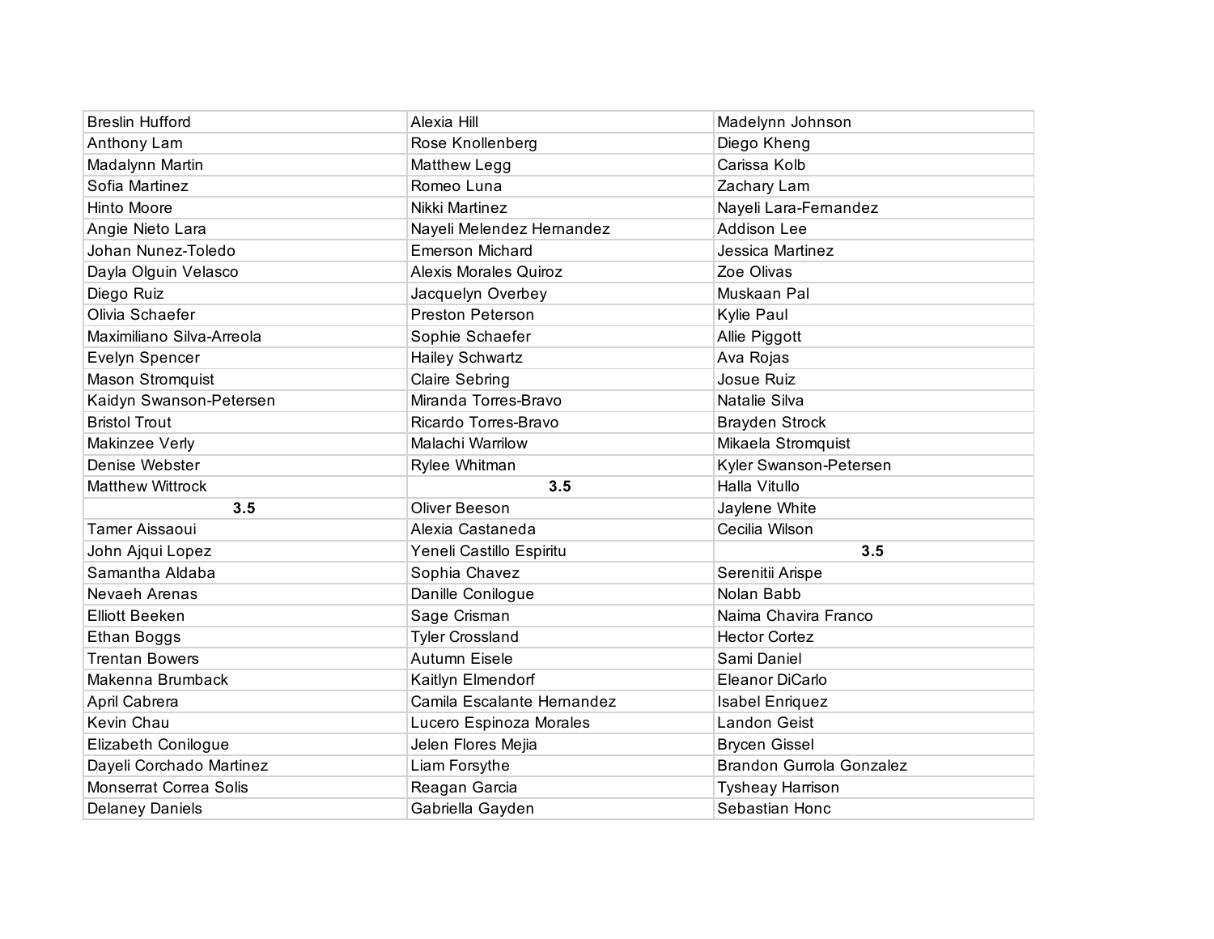| Breslin Hufford | Alexia Hill | Madelynn Johnson |
|---|---|---|
| Anthony Lam | Rose Knollenberg | Diego Kheng |
| Madalynn Martin | Matthew Legg | Carissa Kolb |
| Sofia Martinez | Romeo Luna | Zachary Lam |
| Hinto Moore | Nikki Martinez | Nayeli Lara-Fernandez |
| Angie Nieto Lara | Nayeli Melendez Hernandez | Addison Lee |
| Johan Nunez-Toledo | Emerson Michard | Jessica Martinez |
| Dayla Olguin Velasco | Alexis Morales Quiroz | Zoe Olivas |
| Diego Ruiz | Jacquelyn Overbey | Muskaan Pal |
| Olivia Schaefer | Preston Peterson | Kylie Paul |
| Maximiliano Silva-Arreola | Sophie Schaefer | Allie Piggott |
| Evelyn Spencer | Hailey Schwartz | Ava Rojas |
| Mason Stromquist | Claire Sebring | Josue Ruiz |
| Kaidyn Swanson-Petersen | Miranda Torres-Bravo | Natalie Silva |
| Bristol Trout | Ricardo Torres-Bravo | Brayden Strock |
| Makinzee Verly | Malachi Warrilow | Mikaela Stromquist |
| Denise Webster | Rylee Whitman | Kyler Swanson-Petersen |
| Matthew Wittrock | **3.5** | Halla Vitullo |
| **3.5** | Oliver Beeson | Jaylene White |
| Tamer Aissaoui | Alexia Castaneda | Cecilia Wilson |
| John Ajqui Lopez | Yeneli Castillo Espiritu | **3.5** |
| Samantha Aldaba | Sophia Chavez | Serenitii Arispe |
| Nevaeh Arenas | Danille Conilogue | Nolan Babb |
| Elliott Beeken | Sage Crisman | Naima Chavira Franco |
| Ethan Boggs | Tyler Crossland | Hector Cortez |
| Trentan Bowers | Autumn Eisele | Sami Daniel |
| Makenna Brumback | Kaitlyn Elmendorf | Eleanor DiCarlo |
| April Cabrera | Camila Escalante Hernandez | Isabel Enriquez |
| Kevin Chau | Lucero Espinoza Morales | Landon Geist |
| Elizabeth Conilogue | Jelen Flores Mejia | Brycen Gissel |
| Dayeli Corchado Martinez | Liam Forsythe | Brandon Gurrola Gonzalez |
| Monserrat Correa Solis | Reagan Garcia | Tysheay Harrison |
| Delaney Daniels | Gabriella Gayden | Sebastian Honc |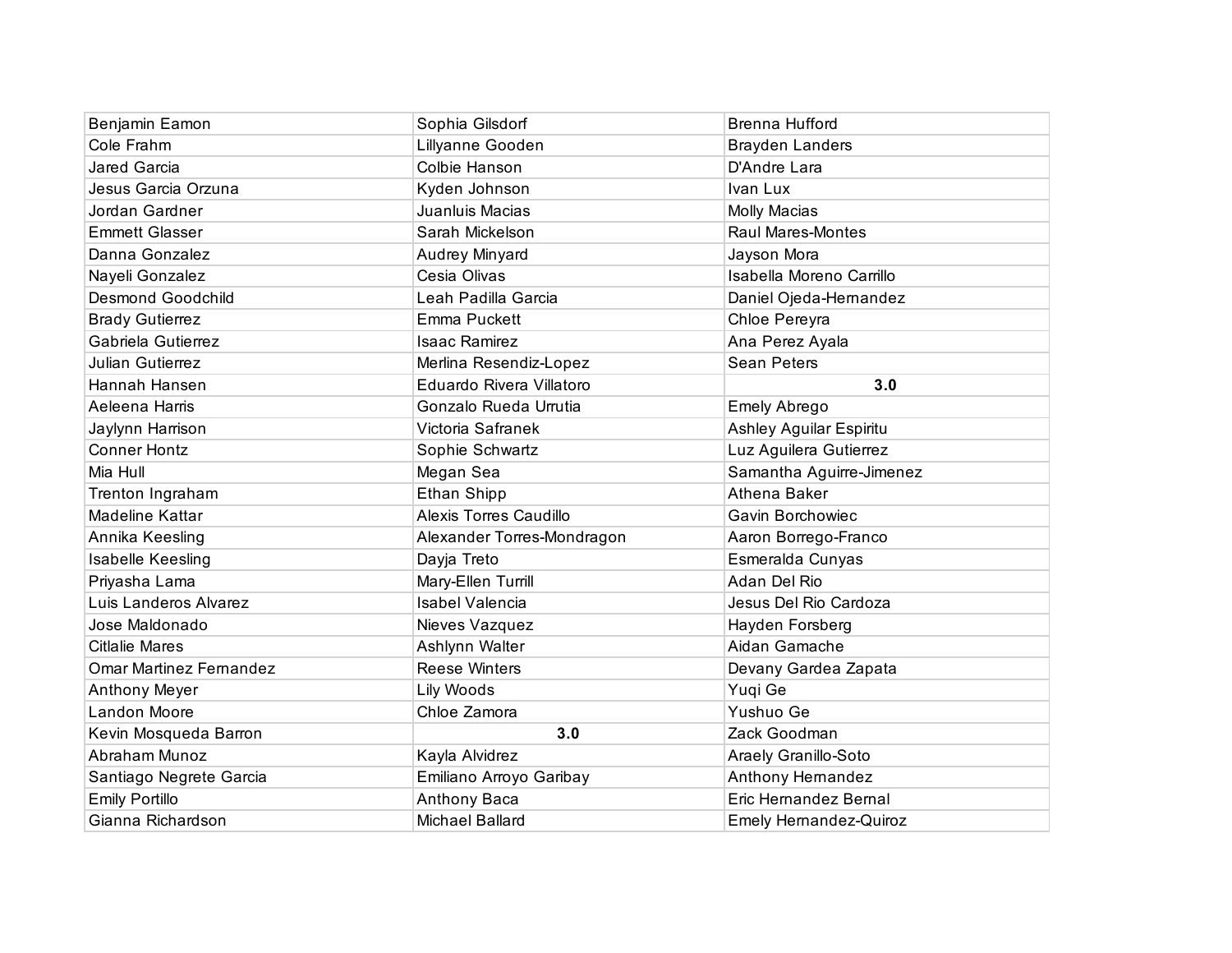| | | |
|---|---|---|
| Benjamin Eamon | Sophia Gilsdorf | Brenna Hufford |
| Cole Frahm | Lillyanne Gooden | Brayden Landers |
| Jared Garcia | Colbie Hanson | D'Andre Lara |
| Jesus Garcia Orzuna | Kyden Johnson | Ivan Lux |
| Jordan Gardner | Juanluis Macias | Molly Macias |
| Emmett Glasser | Sarah Mickelson | Raul Mares-Montes |
| Danna Gonzalez | Audrey Minyard | Jayson Mora |
| Nayeli Gonzalez | Cesia Olivas | Isabella Moreno Carrillo |
| Desmond Goodchild | Leah Padilla Garcia | Daniel Ojeda-Hernandez |
| Brady Gutierrez | Emma Puckett | Chloe Pereyra |
| Gabriela Gutierrez | Isaac Ramirez | Ana Perez Ayala |
| Julian Gutierrez | Merlina Resendiz-Lopez | Sean Peters |
| Hannah Hansen | Eduardo Rivera Villatoro | **3.0** |
| Aeleena Harris | Gonzalo Rueda Urrutia | Emely Abrego |
| Jaylynn Harrison | Victoria Safranek | Ashley Aguilar Espiritu |
| Conner Hontz | Sophie Schwartz | Luz Aguilera Gutierrez |
| Mia Hull | Megan Sea | Samantha Aguirre-Jimenez |
| Trenton Ingraham | Ethan Shipp | Athena Baker |
| Madeline Kattar | Alexis Torres Caudillo | Gavin Borchowiec |
| Annika Keesling | Alexander Torres-Mondragon | Aaron Borrego-Franco |
| Isabelle Keesling | Dayja Treto | Esmeralda Cunyas |
| Priyasha Lama | Mary-Ellen Turrill | Adan Del Rio |
| Luis Landeros Alvarez | Isabel Valencia | Jesus Del Rio Cardoza |
| Jose Maldonado | Nieves Vazquez | Hayden Forsberg |
| Citlalie Mares | Ashlynn Walter | Aidan Gamache |
| Omar Martinez Fernandez | Reese Winters | Devany Gardea Zapata |
| Anthony Meyer | Lily Woods | Yuqi Ge |
| Landon Moore | Chloe Zamora | Yushuo Ge |
| Kevin Mosqueda Barron | **3.0** | Zack Goodman |
| Abraham Munoz | Kayla Alvidrez | Araely Granillo-Soto |
| Santiago Negrete Garcia | Emiliano Arroyo Garibay | Anthony Hernandez |
| Emily Portillo | Anthony Baca | Eric Hernandez Bernal |
| Gianna Richardson | Michael Ballard | Emely Hernandez-Quiroz |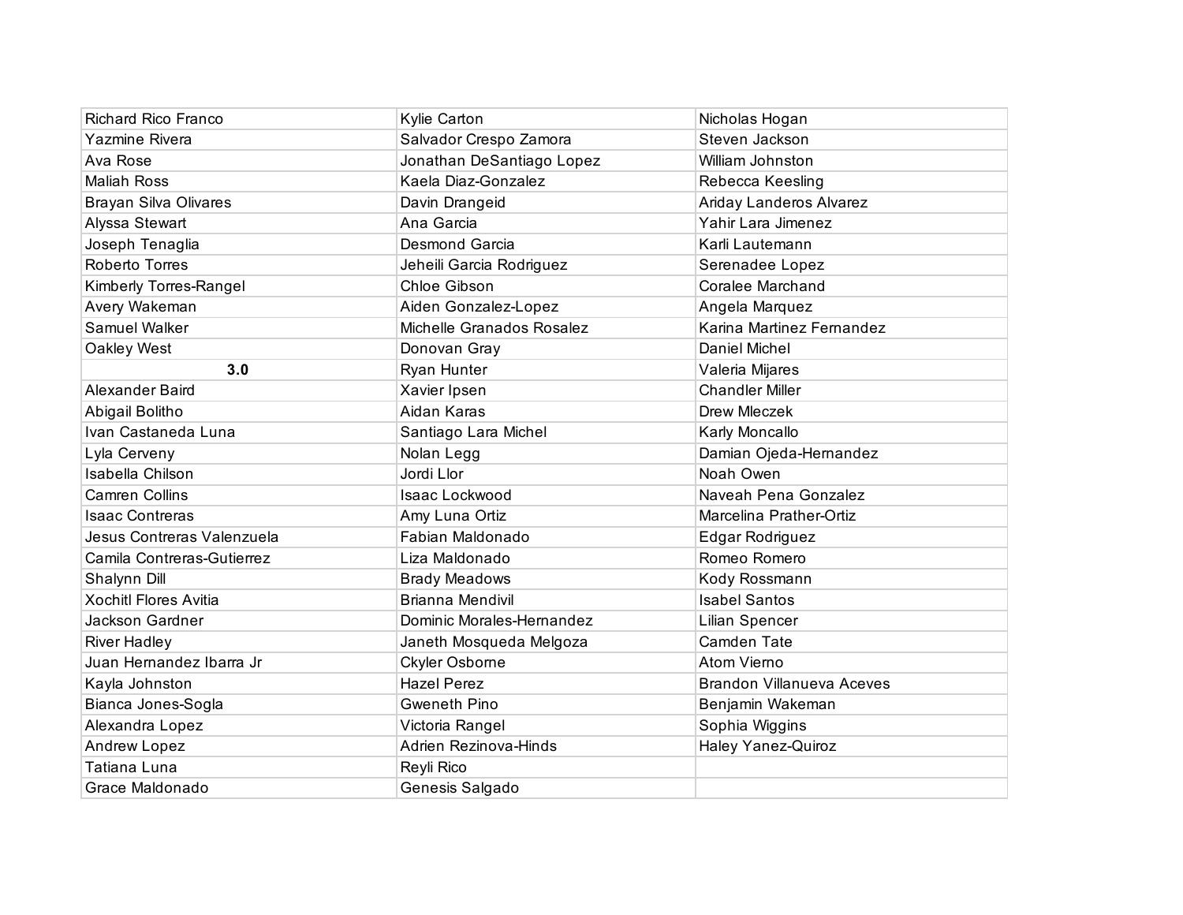| | | |
|---|---|---|
| Richard Rico Franco | Kylie Carton | Nicholas Hogan |
| Yazmine Rivera | Salvador Crespo Zamora | Steven Jackson |
| Ava Rose | Jonathan DeSantiago Lopez | William Johnston |
| Maliah Ross | Kaela Diaz-Gonzalez | Rebecca Keesling |
| Brayan Silva Olivares | Davin Drangeid | Ariday Landeros Alvarez |
| Alyssa Stewart | Ana Garcia | Yahir Lara Jimenez |
| Joseph Tenaglia | Desmond Garcia | Karli Lautemann |
| Roberto Torres | Jeheili Garcia Rodriguez | Serenadee Lopez |
| Kimberly Torres-Rangel | Chloe Gibson | Coralee Marchand |
| Avery Wakeman | Aiden Gonzalez-Lopez | Angela Marquez |
| Samuel Walker | Michelle Granados Rosalez | Karina Martinez Fernandez |
| Oakley West | Donovan Gray | Daniel Michel |
| **3.0** | Ryan Hunter | Valeria Mijares |
| Alexander Baird | Xavier Ipsen | Chandler Miller |
| Abigail Bolitho | Aidan Karas | Drew Mleczek |
| Ivan Castaneda Luna | Santiago Lara Michel | Karly Moncallo |
| Lyla Cerveny | Nolan Legg | Damian Ojeda-Hernandez |
| Isabella Chilson | Jordi Llor | Noah Owen |
| Camren Collins | Isaac Lockwood | Naveah Pena Gonzalez |
| Isaac Contreras | Amy Luna Ortiz | Marcelina Prather-Ortiz |
| Jesus Contreras Valenzuela | Fabian Maldonado | Edgar Rodriguez |
| Camila Contreras-Gutierrez | Liza Maldonado | Romeo Romero |
| Shalynn Dill | Brady Meadows | Kody Rossmann |
| Xochitl Flores Avitia | Brianna Mendivil | Isabel Santos |
| Jackson Gardner | Dominic Morales-Hernandez | Lilian Spencer |
| River Hadley | Janeth Mosqueda Melgoza | Camden Tate |
| Juan Hernandez Ibarra Jr | Ckyler Osborne | Atom Vierno |
| Kayla Johnston | Hazel Perez | Brandon Villanueva Aceves |
| Bianca Jones-Sogla | Gweneth Pino | Benjamin Wakeman |
| Alexandra Lopez | Victoria Rangel | Sophia Wiggins |
| Andrew Lopez | Adrien Rezinova-Hinds | Haley Yanez-Quiroz |
| Tatiana Luna | Reyli Rico | |
| Grace Maldonado | Genesis Salgado | |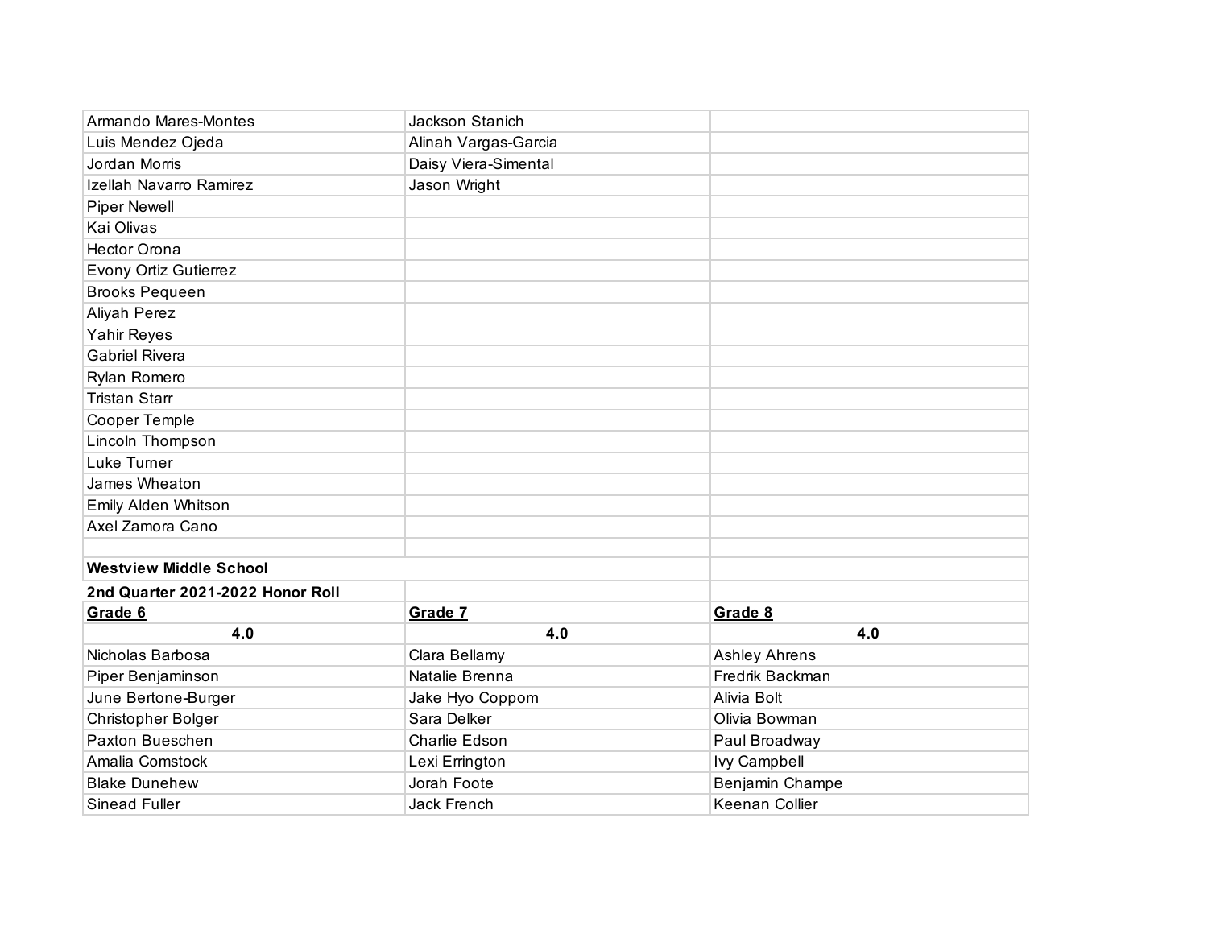| | | |
|---|---|---|
| Armando Mares-Montes | Jackson Stanich | |
| Luis Mendez Ojeda | Alinah Vargas-Garcia | |
| Jordan Morris | Daisy Viera-Simental | |
| Izellah Navarro Ramirez | Jason Wright | |
| Piper Newell | | |
| Kai Olivas | | |
| Hector Orona | | |
| Evony Ortiz Gutierrez | | |
| Brooks Pequeen | | |
| Aliyah Perez | | |
| Yahir Reyes | | |
| Gabriel Rivera | | |
| Rylan Romero | | |
| Tristan Starr | | |
| Cooper Temple | | |
| Lincoln Thompson | | |
| Luke Turner | | |
| James Wheaton | | |
| Emily Alden Whitson | | |
| Axel Zamora Cano | | |

**Westview Middle School**

**2nd Quarter 2021-2022 Honor Roll**

| **Grade 6** | **Grade 7** | **Grade 8** |
|---|---|---|
| **4.0** | **4.0** | **4.0** |
| Nicholas Barbosa | Clara Bellamy | Ashley Ahrens |
| Piper Benjaminson | Natalie Brenna | Fredrik Backman |
| June Bertone-Burger | Jake Hyo Coppom | Alivia Bolt |
| Christopher Bolger | Sara Delker | Olivia Bowman |
| Paxton Bueschen | Charlie Edson | Paul Broadway |
| Amalia Comstock | Lexi Errington | Ivy Campbell |
| Blake Dunehew | Jorah Foote | Benjamin Champe |
| Sinead Fuller | Jack French | Keenan Collier |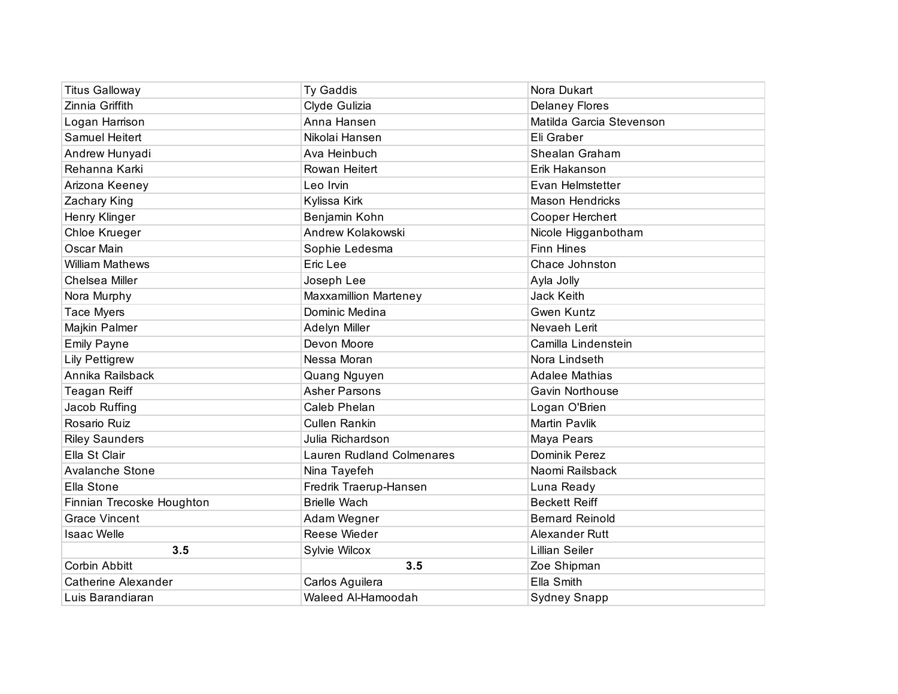| | | |
|---|---|---|
| Titus Galloway | Ty Gaddis | Nora Dukart |
| Zinnia Griffith | Clyde Gulizia | Delaney Flores |
| Logan Harrison | Anna Hansen | Matilda Garcia Stevenson |
| Samuel Heitert | Nikolai Hansen | Eli Graber |
| Andrew Hunyadi | Ava Heinbuch | Shealan Graham |
| Rehanna Karki | Rowan Heitert | Erik Hakanson |
| Arizona Keeney | Leo Irvin | Evan Helmstetter |
| Zachary King | Kylissa Kirk | Mason Hendricks |
| Henry Klinger | Benjamin Kohn | Cooper Herchert |
| Chloe Krueger | Andrew Kolakowski | Nicole Higganbotham |
| Oscar Main | Sophie Ledesma | Finn Hines |
| William Mathews | Eric Lee | Chace Johnston |
| Chelsea Miller | Joseph Lee | Ayla Jolly |
| Nora Murphy | Maxxamillion Marteney | Jack Keith |
| Tace Myers | Dominic Medina | Gwen Kuntz |
| Majkin Palmer | Adelyn Miller | Nevaeh Lerit |
| Emily Payne | Devon Moore | Camilla Lindenstein |
| Lily Pettigrew | Nessa Moran | Nora Lindseth |
| Annika Railsback | Quang Nguyen | Adalee Mathias |
| Teagan Reiff | Asher Parsons | Gavin Northouse |
| Jacob Ruffing | Caleb Phelan | Logan O'Brien |
| Rosario Ruiz | Cullen Rankin | Martin Pavlik |
| Riley Saunders | Julia Richardson | Maya Pears |
| Ella St Clair | Lauren Rudland Colmenares | Dominik Perez |
| Avalanche Stone | Nina Tayefeh | Naomi Railsback |
| Ella Stone | Fredrik Traerup-Hansen | Luna Ready |
| Finnian Trecoske Houghton | Brielle Wach | Beckett Reiff |
| Grace Vincent | Adam Wegner | Bernard Reinold |
| Isaac Welle | Reese Wieder | Alexander Rutt |
| **3.5** | Sylvie Wilcox | Lillian Seiler |
| Corbin Abbitt | **3.5** | Zoe Shipman |
| Catherine Alexander | Carlos Aguilera | Ella Smith |
| Luis Barandiaran | Waleed Al-Hamoodah | Sydney Snapp |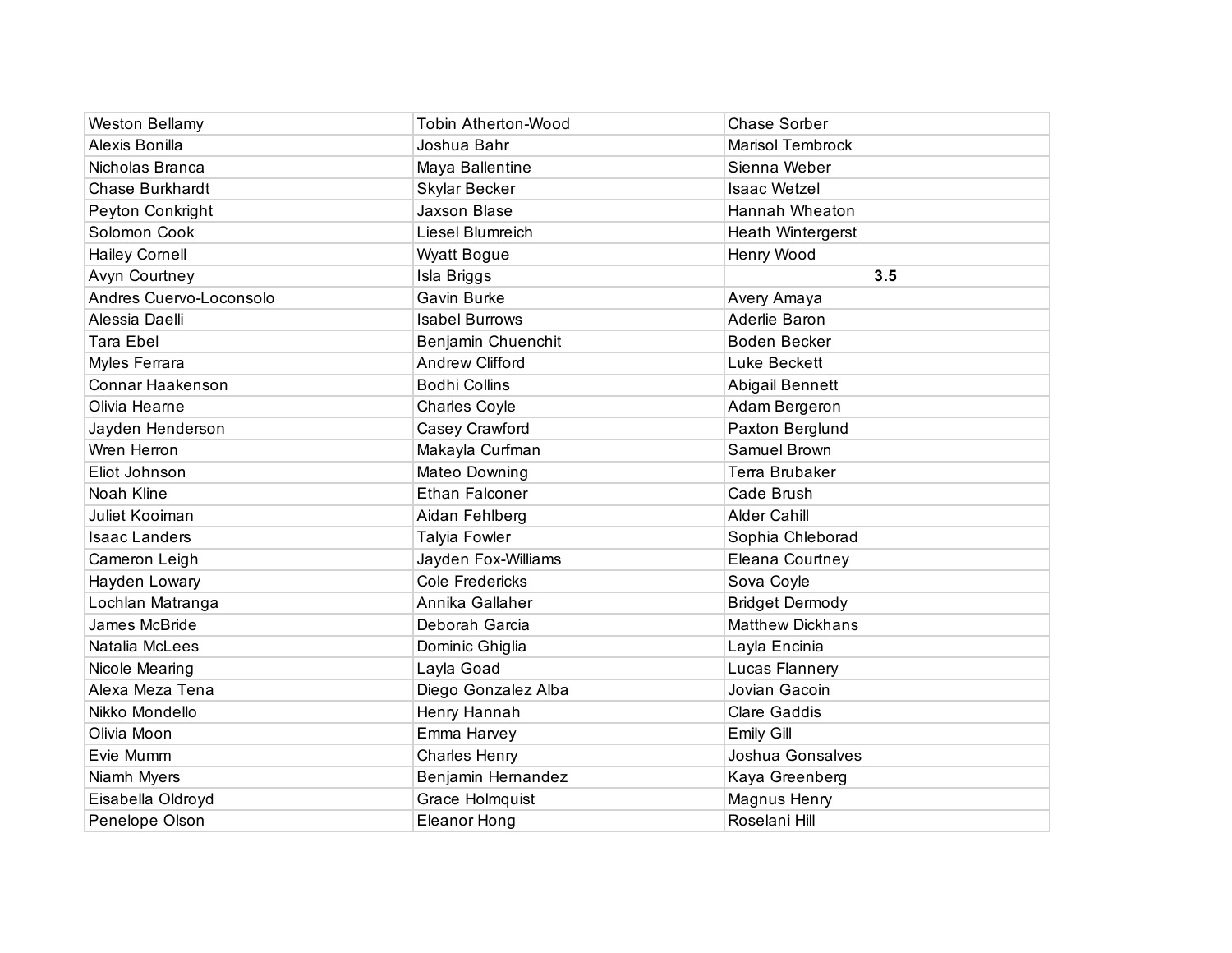| | | |
|---|---|---|
| Weston Bellamy | Tobin Atherton-Wood | Chase Sorber |
| Alexis Bonilla | Joshua Bahr | Marisol Tembrock |
| Nicholas Branca | Maya Ballentine | Sienna Weber |
| Chase Burkhardt | Skylar Becker | Isaac Wetzel |
| Peyton Conkright | Jaxson Blase | Hannah Wheaton |
| Solomon Cook | Liesel Blumreich | Heath Wintergerst |
| Hailey Cornell | Wyatt Bogue | Henry Wood |
| Avyn Courtney | Isla Briggs | **3.5** |
| Andres Cuervo-Loconsolo | Gavin Burke | Avery Amaya |
| Alessia Daelli | Isabel Burrows | Aderlie Baron |
| Tara Ebel | Benjamin Chuenchit | Boden Becker |
| Myles Ferrara | Andrew Clifford | Luke Beckett |
| Connar Haakenson | Bodhi Collins | Abigail Bennett |
| Olivia Hearne | Charles Coyle | Adam Bergeron |
| Jayden Henderson | Casey Crawford | Paxton Berglund |
| Wren Herron | Makayla Curfman | Samuel Brown |
| Eliot Johnson | Mateo Downing | Terra Brubaker |
| Noah Kline | Ethan Falconer | Cade Brush |
| Juliet Kooiman | Aidan Fehlberg | Alder Cahill |
| Isaac Landers | Talyia Fowler | Sophia Chleborad |
| Cameron Leigh | Jayden Fox-Williams | Eleana Courtney |
| Hayden Lowary | Cole Fredericks | Sova Coyle |
| Lochlan Matranga | Annika Gallaher | Bridget Dermody |
| James McBride | Deborah Garcia | Matthew Dickhans |
| Natalia McLees | Dominic Ghiglia | Layla Encinia |
| Nicole Mearing | Layla Goad | Lucas Flannery |
| Alexa Meza Tena | Diego Gonzalez Alba | Jovian Gacoin |
| Nikko Mondello | Henry Hannah | Clare Gaddis |
| Olivia Moon | Emma Harvey | Emily Gill |
| Evie Mumm | Charles Henry | Joshua Gonsalves |
| Niamh Myers | Benjamin Hernandez | Kaya Greenberg |
| Eisabella Oldroyd | Grace Holmquist | Magnus Henry |
| Penelope Olson | Eleanor Hong | Roselani Hill |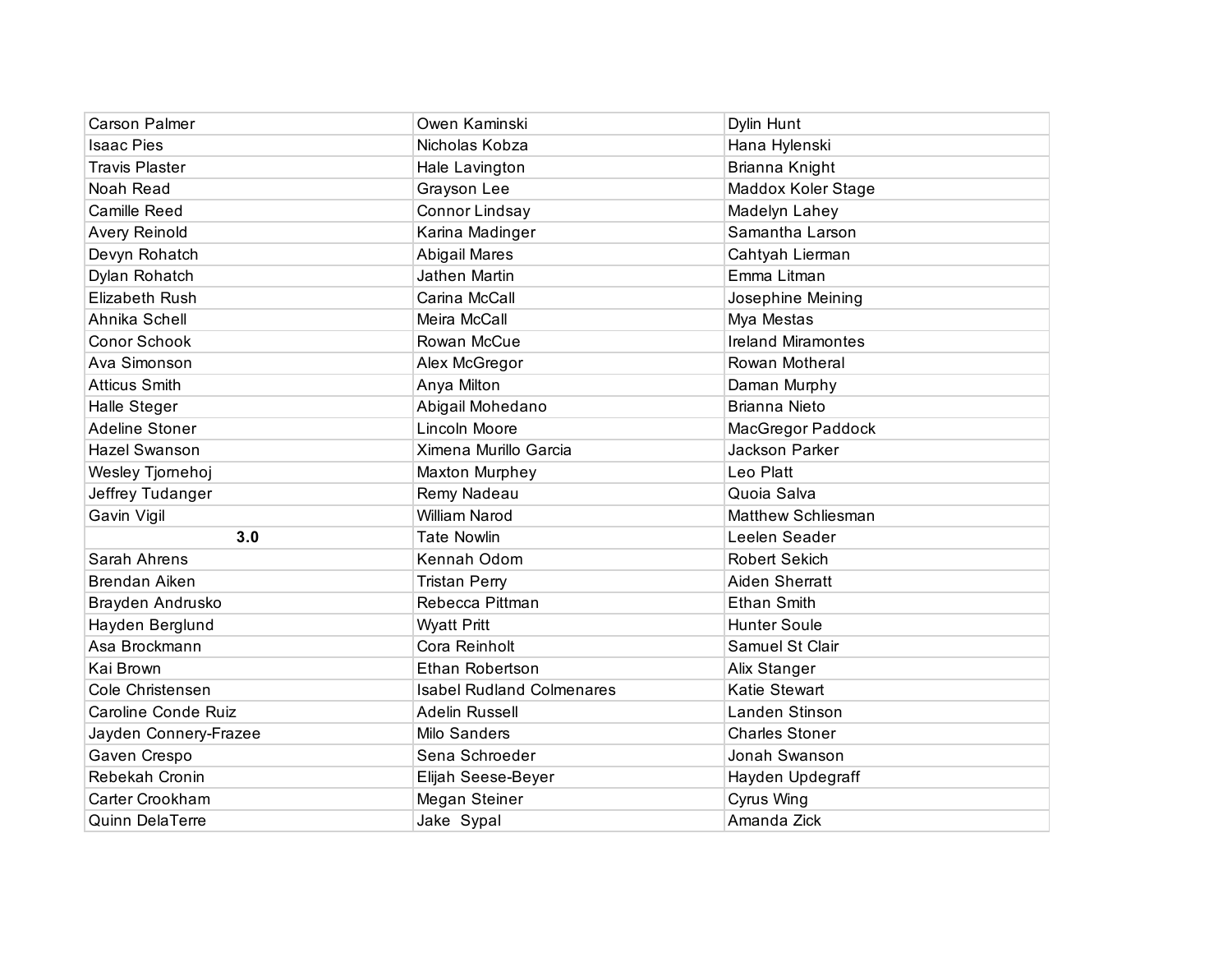| | | |
|---|---|---|
| Carson Palmer | Owen Kaminski | Dylin Hunt |
| Isaac Pies | Nicholas Kobza | Hana Hylenski |
| Travis Plaster | Hale Lavington | Brianna Knight |
| Noah Read | Grayson Lee | Maddox Koler Stage |
| Camille Reed | Connor Lindsay | Madelyn Lahey |
| Avery Reinold | Karina Madinger | Samantha Larson |
| Devyn Rohatch | Abigail Mares | Cahtyah Lierman |
| Dylan Rohatch | Jathen Martin | Emma Litman |
| Elizabeth Rush | Carina McCall | Josephine Meining |
| Ahnika Schell | Meira McCall | Mya Mestas |
| Conor Schook | Rowan McCue | Ireland Miramontes |
| Ava Simonson | Alex McGregor | Rowan Motheral |
| Atticus Smith | Anya Milton | Daman Murphy |
| Halle Steger | Abigail Mohedano | Brianna Nieto |
| Adeline Stoner | Lincoln Moore | MacGregor Paddock |
| Hazel Swanson | Ximena Murillo Garcia | Jackson Parker |
| Wesley Tjornehoj | Maxton Murphey | Leo Platt |
| Jeffrey Tudanger | Remy Nadeau | Quoia Salva |
| Gavin Vigil | William Narod | Matthew Schliesman |
| **3.0** | Tate Nowlin | Leelen Seader |
| Sarah Ahrens | Kennah Odom | Robert Sekich |
| Brendan Aiken | Tristan Perry | Aiden Sherratt |
| Brayden Andrusko | Rebecca Pittman | Ethan Smith |
| Hayden Berglund | Wyatt Pritt | Hunter Soule |
| Asa Brockmann | Cora Reinholt | Samuel St Clair |
| Kai Brown | Ethan Robertson | Alix Stanger |
| Cole Christensen | Isabel Rudland Colmenares | Katie Stewart |
| Caroline Conde Ruiz | Adelin Russell | Landen Stinson |
| Jayden Connery-Frazee | Milo Sanders | Charles Stoner |
| Gaven Crespo | Sena Schroeder | Jonah Swanson |
| Rebekah Cronin | Elijah Seese-Beyer | Hayden Updegraff |
| Carter Crookham | Megan Steiner | Cyrus Wing |
| Quinn DelaTerre | Jake Sypal | Amanda Zick |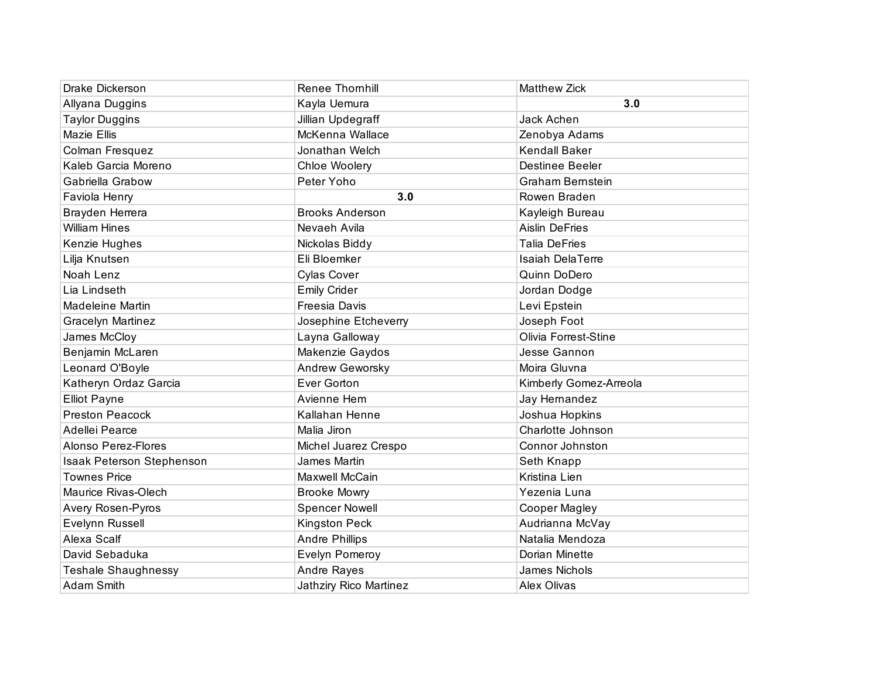| | | |
|---|---|---|
| Drake Dickerson | Renee Thornhill | Matthew Zick |
| Allyana Duggins | Kayla Uemura | **3.0** |
| Taylor Duggins | Jillian Updegraff | Jack Achen |
| Mazie Ellis | McKenna Wallace | Zenobya Adams |
| Colman Fresquez | Jonathan Welch | Kendall Baker |
| Kaleb Garcia Moreno | Chloe Woolery | Destinee Beeler |
| Gabriella Grabow | Peter Yoho | Graham Bernstein |
| Faviola Henry | **3.0** | Rowen Braden |
| Brayden Herrera | Brooks Anderson | Kayleigh Bureau |
| William Hines | Nevaeh Avila | Aislin DeFries |
| Kenzie Hughes | Nickolas Biddy | Talia DeFries |
| Lilja Knutsen | Eli Bloemker | Isaiah DelaTerre |
| Noah Lenz | Cylas Cover | Quinn DoDero |
| Lia Lindseth | Emily Crider | Jordan Dodge |
| Madeleine Martin | Freesia Davis | Levi Epstein |
| Gracelyn Martinez | Josephine Etcheverry | Joseph Foot |
| James McCloy | Layna Galloway | Olivia Forrest-Stine |
| Benjamin McLaren | Makenzie Gaydos | Jesse Gannon |
| Leonard O'Boyle | Andrew Geworsky | Moira Gluvna |
| Katheryn Ordaz Garcia | Ever Gorton | Kimberly Gomez-Arreola |
| Elliot Payne | Avienne Hern | Jay Hernandez |
| Preston Peacock | Kallahan Henne | Joshua Hopkins |
| Adellei Pearce | Malia Jiron | Charlotte Johnson |
| Alonso Perez-Flores | Michel Juarez Crespo | Connor Johnston |
| Isaak Peterson Stephenson | James Martin | Seth Knapp |
| Townes Price | Maxwell McCain | Kristina Lien |
| Maurice Rivas-Olech | Brooke Mowry | Yezenia Luna |
| Avery Rosen-Pyros | Spencer Nowell | Cooper Magley |
| Evelynn Russell | Kingston Peck | Audrianna McVay |
| Alexa Scalf | Andre Phillips | Natalia Mendoza |
| David Sebaduka | Evelyn Pomeroy | Dorian Minette |
| Teshale Shaughnessy | Andre Rayes | James Nichols |
| Adam Smith | Jathziry Rico Martinez | Alex Olivas |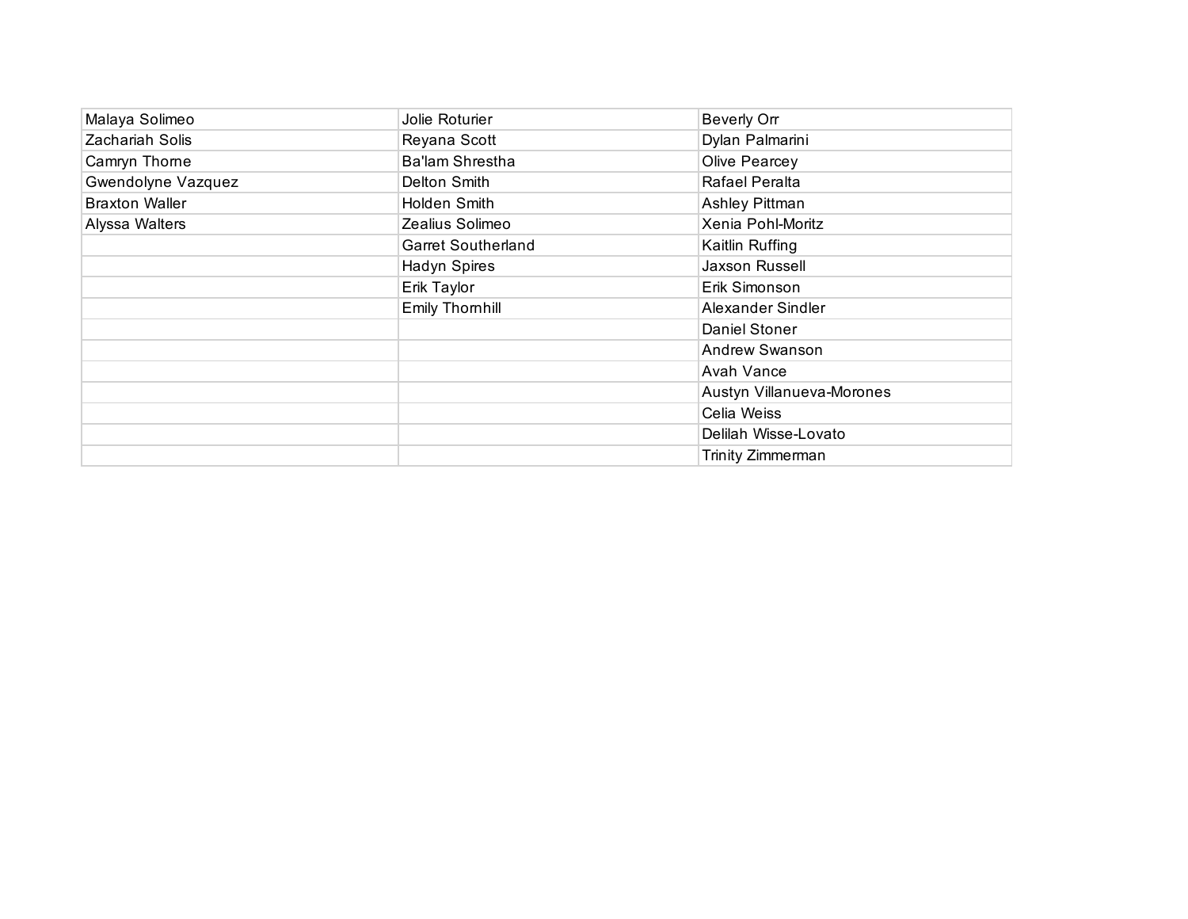| | | |
|---|---|---|
| Malaya Solimeo | Jolie Roturier | Beverly Orr |
| Zachariah Solis | Reyana Scott | Dylan Palmarini |
| Camryn Thorne | Ba'lam Shrestha | Olive Pearcey |
| Gwendolyne Vazquez | Delton Smith | Rafael Peralta |
| Braxton Waller | Holden Smith | Ashley Pittman |
| Alyssa Walters | Zealius Solimeo | Xenia Pohl-Moritz |
| | Garret Southerland | Kaitlin Ruffing |
| | Hadyn Spires | Jaxson Russell |
| | Erik Taylor | Erik Simonson |
| | Emily Thornhill | Alexander Sindler |
| | | Daniel Stoner |
| | | Andrew Swanson |
| | | Avah Vance |
| | | Austyn Villanueva-Morones |
| | | Celia Weiss |
| | | Delilah Wisse-Lovato |
| | | Trinity Zimmerman |